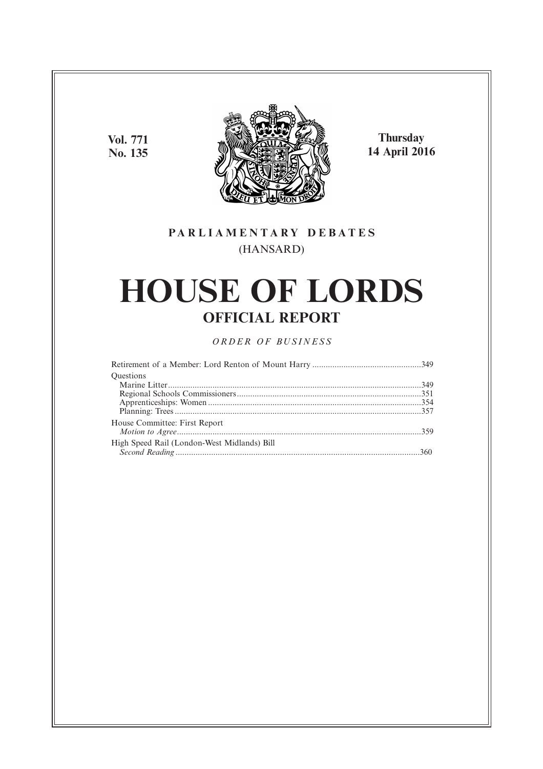Vol. 771
No. 135

Thursday
14 April 2016

PARLIAMENTARY DEBATES
(HANSARD)

# HOUSE OF LORDS
## OFFICIAL REPORT

*ORDER OF BUSINESS*

Retirement of a Member: Lord Renton of Mount Harry ................................................349

Questions
- Marine Litter ................................................................................................................349
- Regional Schools Commissioners ..................................................................................351
- Apprenticeships: Women ..............................................................................................354
- Planning: Trees ............................................................................................................357

House Committee: First Report
*Motion to Agree* ..............................................................................................................359

High Speed Rail (London-West Midlands) Bill
*Second Reading* ..............................................................................................................360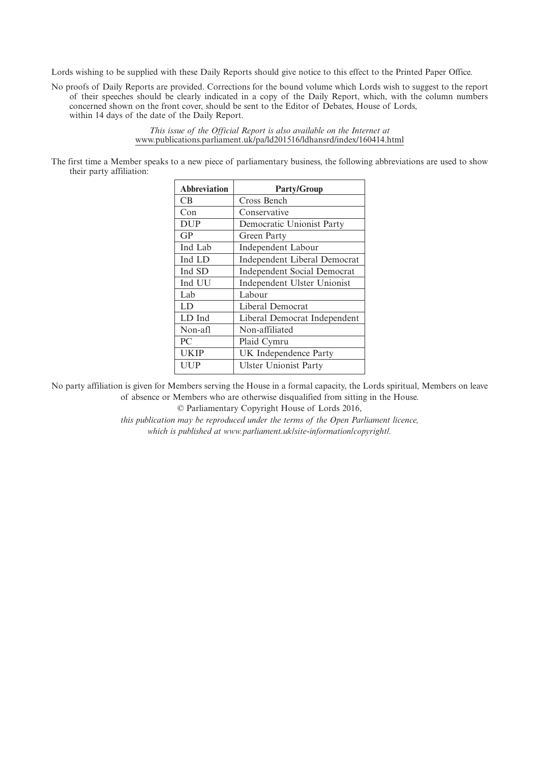Lords wishing to be supplied with these Daily Reports should give notice to this effect to the Printed Paper Office.

No proofs of Daily Reports are provided. Corrections for the bound volume which Lords wish to suggest to the report of their speeches should be clearly indicated in a copy of the Daily Report, which, with the column numbers concerned shown on the front cover, should be sent to the Editor of Debates, House of Lords, within 14 days of the date of the Daily Report.

*This issue of the Official Report is also available on the Internet at*
www.publications.parliament.uk/pa/ld201516/ldhansrd/index/160414.html

The first time a Member speaks to a new piece of parliamentary business, the following abbreviations are used to show their party affiliation:

| Abbreviation | Party/Group |
|---|---|
| CB | Cross Bench |
| Con | Conservative |
| DUP | Democratic Unionist Party |
| GP | Green Party |
| Ind Lab | Independent Labour |
| Ind LD | Independent Liberal Democrat |
| Ind SD | Independent Social Democrat |
| Ind UU | Independent Ulster Unionist |
| Lab | Labour |
| LD | Liberal Democrat |
| LD Ind | Liberal Democrat Independent |
| Non-afl | Non-affiliated |
| PC | Plaid Cymru |
| UKIP | UK Independence Party |
| UUP | Ulster Unionist Party |

No party affiliation is given for Members serving the House in a formal capacity, the Lords spiritual, Members on leave of absence or Members who are otherwise disqualified from sitting in the House.

© Parliamentary Copyright House of Lords 2016,

*this publication may be reproduced under the terms of the Open Parliament licence, which is published at www.parliament.uk/site-information/copyright/.*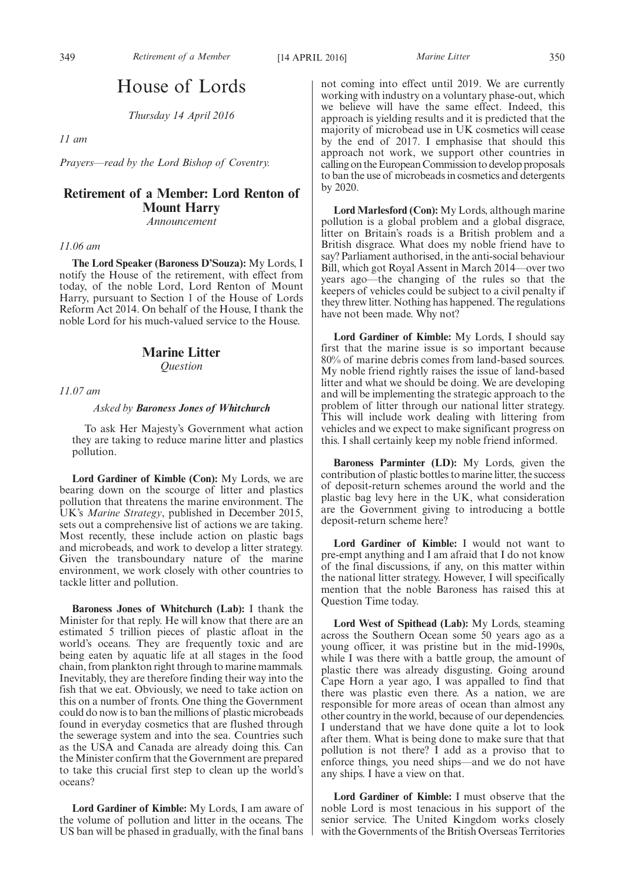# House of Lords

*Thursday 14 April 2016*

*11 am*

*Prayers—read by the Lord Bishop of Coventry.*

## Retirement of a Member: Lord Renton of Mount Harry

*Announcement*

*11.06 am*

**The Lord Speaker (Baroness D'Souza):** My Lords, I notify the House of the retirement, with effect from today, of the noble Lord, Lord Renton of Mount Harry, pursuant to Section 1 of the House of Lords Reform Act 2014. On behalf of the House, I thank the noble Lord for his much-valued service to the House.

## Marine Litter

*Question*

*11.07 am*

*Asked by* ***Baroness Jones of Whitchurch***

To ask Her Majesty's Government what action they are taking to reduce marine litter and plastics pollution.

**Lord Gardiner of Kimble (Con):** My Lords, we are bearing down on the scourge of litter and plastics pollution that threatens the marine environment. The UK's *Marine Strategy*, published in December 2015, sets out a comprehensive list of actions we are taking. Most recently, these include action on plastic bags and microbeads, and work to develop a litter strategy. Given the transboundary nature of the marine environment, we work closely with other countries to tackle litter and pollution.

**Baroness Jones of Whitchurch (Lab):** I thank the Minister for that reply. He will know that there are an estimated 5 trillion pieces of plastic afloat in the world's oceans. They are frequently toxic and are being eaten by aquatic life at all stages in the food chain, from plankton right through to marine mammals. Inevitably, they are therefore finding their way into the fish that we eat. Obviously, we need to take action on this on a number of fronts. One thing the Government could do now is to ban the millions of plastic microbeads found in everyday cosmetics that are flushed through the sewerage system and into the sea. Countries such as the USA and Canada are already doing this. Can the Minister confirm that the Government are prepared to take this crucial first step to clean up the world's oceans?

**Lord Gardiner of Kimble:** My Lords, I am aware of the volume of pollution and litter in the oceans. The US ban will be phased in gradually, with the final bans not coming into effect until 2019. We are currently working with industry on a voluntary phase-out, which we believe will have the same effect. Indeed, this approach is yielding results and it is predicted that the majority of microbead use in UK cosmetics will cease by the end of 2017. I emphasise that should this approach not work, we support other countries in calling on the European Commission to develop proposals to ban the use of microbeads in cosmetics and detergents by 2020.

**Lord Marlesford (Con):** My Lords, although marine pollution is a global problem and a global disgrace, litter on Britain's roads is a British problem and a British disgrace. What does my noble friend have to say? Parliament authorised, in the anti-social behaviour Bill, which got Royal Assent in March 2014—over two years ago—the changing of the rules so that the keepers of vehicles could be subject to a civil penalty if they threw litter. Nothing has happened. The regulations have not been made. Why not?

**Lord Gardiner of Kimble:** My Lords, I should say first that the marine issue is so important because 80% of marine debris comes from land-based sources. My noble friend rightly raises the issue of land-based litter and what we should be doing. We are developing and will be implementing the strategic approach to the problem of litter through our national litter strategy. This will include work dealing with littering from vehicles and we expect to make significant progress on this. I shall certainly keep my noble friend informed.

**Baroness Parminter (LD):** My Lords, given the contribution of plastic bottles to marine litter, the success of deposit-return schemes around the world and the plastic bag levy here in the UK, what consideration are the Government giving to introducing a bottle deposit-return scheme here?

**Lord Gardiner of Kimble:** I would not want to pre-empt anything and I am afraid that I do not know of the final discussions, if any, on this matter within the national litter strategy. However, I will specifically mention that the noble Baroness has raised this at Question Time today.

**Lord West of Spithead (Lab):** My Lords, steaming across the Southern Ocean some 50 years ago as a young officer, it was pristine but in the mid-1990s, while I was there with a battle group, the amount of plastic there was already disgusting. Going around Cape Horn a year ago, I was appalled to find that there was plastic even there. As a nation, we are responsible for more areas of ocean than almost any other country in the world, because of our dependencies. I understand that we have done quite a lot to look after them. What is being done to make sure that that pollution is not there? I add as a proviso that to enforce things, you need ships—and we do not have any ships. I have a view on that.

**Lord Gardiner of Kimble:** I must observe that the noble Lord is most tenacious in his support of the senior service. The United Kingdom works closely with the Governments of the British Overseas Territories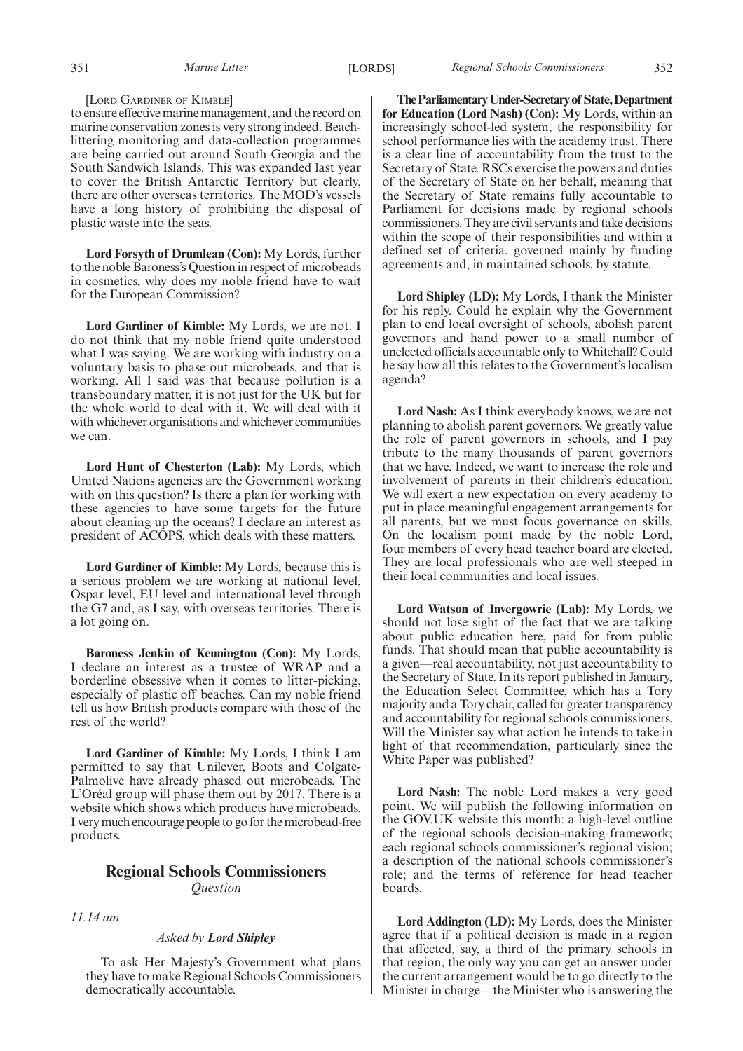[Lord Gardiner of Kimble]

to ensure effective marine management, and the record on marine conservation zones is very strong indeed. Beach-littering monitoring and data-collection programmes are being carried out around South Georgia and the South Sandwich Islands. This was expanded last year to cover the British Antarctic Territory but clearly, there are other overseas territories. The MOD's vessels have a long history of prohibiting the disposal of plastic waste into the seas.

**Lord Forsyth of Drumlean (Con):** My Lords, further to the noble Baroness's Question in respect of microbeads in cosmetics, why does my noble friend have to wait for the European Commission?

**Lord Gardiner of Kimble:** My Lords, we are not. I do not think that my noble friend quite understood what I was saying. We are working with industry on a voluntary basis to phase out microbeads, and that is working. All I said was that because pollution is a transboundary matter, it is not just for the UK but for the whole world to deal with it. We will deal with it with whichever organisations and whichever communities we can.

**Lord Hunt of Chesterton (Lab):** My Lords, which United Nations agencies are the Government working with on this question? Is there a plan for working with these agencies to have some targets for the future about cleaning up the oceans? I declare an interest as president of ACOPS, which deals with these matters.

**Lord Gardiner of Kimble:** My Lords, because this is a serious problem we are working at national level, Ospar level, EU level and international level through the G7 and, as I say, with overseas territories. There is a lot going on.

**Baroness Jenkin of Kennington (Con):** My Lords, I declare an interest as a trustee of WRAP and a borderline obsessive when it comes to litter-picking, especially of plastic off beaches. Can my noble friend tell us how British products compare with those of the rest of the world?

**Lord Gardiner of Kimble:** My Lords, I think I am permitted to say that Unilever, Boots and Colgate-Palmolive have already phased out microbeads. The L'Oréal group will phase them out by 2017. There is a website which shows which products have microbeads. I very much encourage people to go for the microbead-free products.

## Regional Schools Commissioners

*Question*

*11.14 am*

*Asked by **Lord Shipley***

To ask Her Majesty's Government what plans they have to make Regional Schools Commissioners democratically accountable.

**The Parliamentary Under-Secretary of State, Department for Education (Lord Nash) (Con):** My Lords, within an increasingly school-led system, the responsibility for school performance lies with the academy trust. There is a clear line of accountability from the trust to the Secretary of State. RSCs exercise the powers and duties of the Secretary of State on her behalf, meaning that the Secretary of State remains fully accountable to Parliament for decisions made by regional schools commissioners. They are civil servants and take decisions within the scope of their responsibilities and within a defined set of criteria, governed mainly by funding agreements and, in maintained schools, by statute.

**Lord Shipley (LD):** My Lords, I thank the Minister for his reply. Could he explain why the Government plan to end local oversight of schools, abolish parent governors and hand power to a small number of unelected officials accountable only to Whitehall? Could he say how all this relates to the Government's localism agenda?

**Lord Nash:** As I think everybody knows, we are not planning to abolish parent governors. We greatly value the role of parent governors in schools, and I pay tribute to the many thousands of parent governors that we have. Indeed, we want to increase the role and involvement of parents in their children's education. We will exert a new expectation on every academy to put in place meaningful engagement arrangements for all parents, but we must focus governance on skills. On the localism point made by the noble Lord, four members of every head teacher board are elected. They are local professionals who are well steeped in their local communities and local issues.

**Lord Watson of Invergowrie (Lab):** My Lords, we should not lose sight of the fact that we are talking about public education here, paid for from public funds. That should mean that public accountability is a given—real accountability, not just accountability to the Secretary of State. In its report published in January, the Education Select Committee, which has a Tory majority and a Tory chair, called for greater transparency and accountability for regional schools commissioners. Will the Minister say what action he intends to take in light of that recommendation, particularly since the White Paper was published?

**Lord Nash:** The noble Lord makes a very good point. We will publish the following information on the GOV.UK website this month: a high-level outline of the regional schools decision-making framework; each regional schools commissioner's regional vision; a description of the national schools commissioner's role; and the terms of reference for head teacher boards.

**Lord Addington (LD):** My Lords, does the Minister agree that if a political decision is made in a region that affected, say, a third of the primary schools in that region, the only way you can get an answer under the current arrangement would be to go directly to the Minister in charge—the Minister who is answering the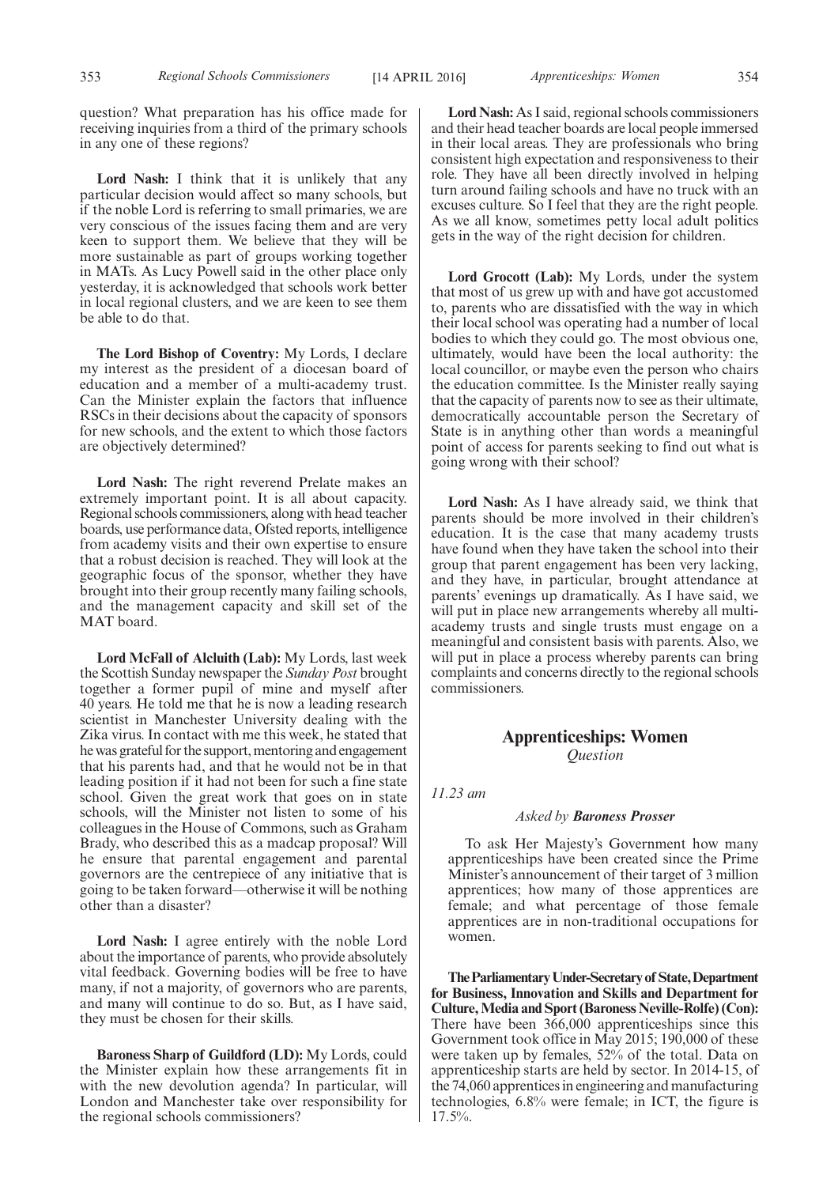question? What preparation has his office made for receiving inquiries from a third of the primary schools in any one of these regions?

**Lord Nash:** I think that it is unlikely that any particular decision would affect so many schools, but if the noble Lord is referring to small primaries, we are very conscious of the issues facing them and are very keen to support them. We believe that they will be more sustainable as part of groups working together in MATs. As Lucy Powell said in the other place only yesterday, it is acknowledged that schools work better in local regional clusters, and we are keen to see them be able to do that.

**The Lord Bishop of Coventry:** My Lords, I declare my interest as the president of a diocesan board of education and a member of a multi-academy trust. Can the Minister explain the factors that influence RSCs in their decisions about the capacity of sponsors for new schools, and the extent to which those factors are objectively determined?

**Lord Nash:** The right reverend Prelate makes an extremely important point. It is all about capacity. Regional schools commissioners, along with head teacher boards, use performance data, Ofsted reports, intelligence from academy visits and their own expertise to ensure that a robust decision is reached. They will look at the geographic focus of the sponsor, whether they have brought into their group recently many failing schools, and the management capacity and skill set of the MAT board.

**Lord McFall of Alcluith (Lab):** My Lords, last week the Scottish Sunday newspaper the *Sunday Post* brought together a former pupil of mine and myself after 40 years. He told me that he is now a leading research scientist in Manchester University dealing with the Zika virus. In contact with me this week, he stated that he was grateful for the support, mentoring and engagement that his parents had, and that he would not be in that leading position if it had not been for such a fine state school. Given the great work that goes on in state schools, will the Minister not listen to some of his colleagues in the House of Commons, such as Graham Brady, who described this as a madcap proposal? Will he ensure that parental engagement and parental governors are the centrepiece of any initiative that is going to be taken forward—otherwise it will be nothing other than a disaster?

**Lord Nash:** I agree entirely with the noble Lord about the importance of parents, who provide absolutely vital feedback. Governing bodies will be free to have many, if not a majority, of governors who are parents, and many will continue to do so. But, as I have said, they must be chosen for their skills.

**Baroness Sharp of Guildford (LD):** My Lords, could the Minister explain how these arrangements fit in with the new devolution agenda? In particular, will London and Manchester take over responsibility for the regional schools commissioners?

**Lord Nash:** As I said, regional schools commissioners and their head teacher boards are local people immersed in their local areas. They are professionals who bring consistent high expectation and responsiveness to their role. They have all been directly involved in helping turn around failing schools and have no truck with an excuses culture. So I feel that they are the right people. As we all know, sometimes petty local adult politics gets in the way of the right decision for children.

**Lord Grocott (Lab):** My Lords, under the system that most of us grew up with and have got accustomed to, parents who are dissatisfied with the way in which their local school was operating had a number of local bodies to which they could go. The most obvious one, ultimately, would have been the local authority: the local councillor, or maybe even the person who chairs the education committee. Is the Minister really saying that the capacity of parents now to see as their ultimate, democratically accountable person the Secretary of State is in anything other than words a meaningful point of access for parents seeking to find out what is going wrong with their school?

**Lord Nash:** As I have already said, we think that parents should be more involved in their children's education. It is the case that many academy trusts have found when they have taken the school into their group that parent engagement has been very lacking, and they have, in particular, brought attendance at parents' evenings up dramatically. As I have said, we will put in place new arrangements whereby all multi-academy trusts and single trusts must engage on a meaningful and consistent basis with parents. Also, we will put in place a process whereby parents can bring complaints and concerns directly to the regional schools commissioners.

## Apprenticeships: Women

*Question*

*11.23 am*

*Asked by* ***Baroness Prosser***

To ask Her Majesty's Government how many apprenticeships have been created since the Prime Minister's announcement of their target of 3 million apprentices; how many of those apprentices are female; and what percentage of those female apprentices are in non-traditional occupations for women.

**The Parliamentary Under-Secretary of State, Department for Business, Innovation and Skills and Department for Culture, Media and Sport (Baroness Neville-Rolfe) (Con):** There have been 366,000 apprenticeships since this Government took office in May 2015; 190,000 of these were taken up by females, 52% of the total. Data on apprenticeship starts are held by sector. In 2014-15, of the 74,060 apprentices in engineering and manufacturing technologies, 6.8% were female; in ICT, the figure is 17.5%.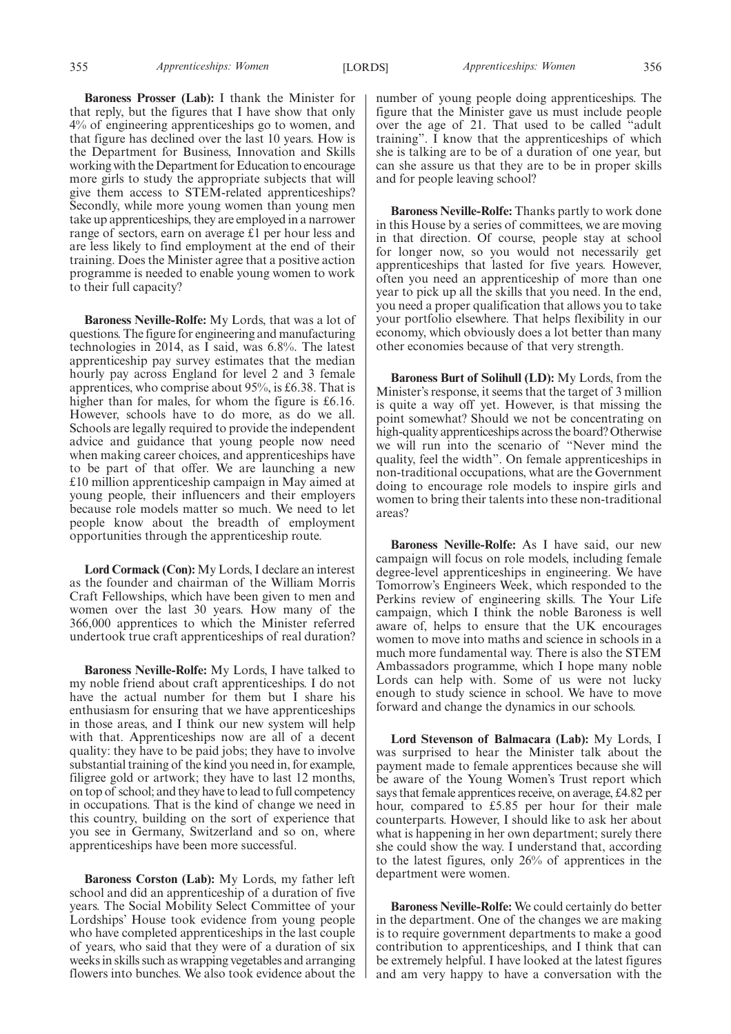**Baroness Prosser (Lab):** I thank the Minister for that reply, but the figures that I have show that only 4% of engineering apprenticeships go to women, and that figure has declined over the last 10 years. How is the Department for Business, Innovation and Skills working with the Department for Education to encourage more girls to study the appropriate subjects that will give them access to STEM-related apprenticeships? Secondly, while more young women than young men take up apprenticeships, they are employed in a narrower range of sectors, earn on average £1 per hour less and are less likely to find employment at the end of their training. Does the Minister agree that a positive action programme is needed to enable young women to work to their full capacity?

**Baroness Neville-Rolfe:** My Lords, that was a lot of questions. The figure for engineering and manufacturing technologies in 2014, as I said, was 6.8%. The latest apprenticeship pay survey estimates that the median hourly pay across England for level 2 and 3 female apprentices, who comprise about 95%, is £6.38. That is higher than for males, for whom the figure is £6.16. However, schools have to do more, as do we all. Schools are legally required to provide the independent advice and guidance that young people now need when making career choices, and apprenticeships have to be part of that offer. We are launching a new £10 million apprenticeship campaign in May aimed at young people, their influencers and their employers because role models matter so much. We need to let people know about the breadth of employment opportunities through the apprenticeship route.

**Lord Cormack (Con):** My Lords, I declare an interest as the founder and chairman of the William Morris Craft Fellowships, which have been given to men and women over the last 30 years. How many of the 366,000 apprentices to which the Minister referred undertook true craft apprenticeships of real duration?

**Baroness Neville-Rolfe:** My Lords, I have talked to my noble friend about craft apprenticeships. I do not have the actual number for them but I share his enthusiasm for ensuring that we have apprenticeships in those areas, and I think our new system will help with that. Apprenticeships now are all of a decent quality: they have to be paid jobs; they have to involve substantial training of the kind you need in, for example, filigree gold or artwork; they have to last 12 months, on top of school; and they have to lead to full competency in occupations. That is the kind of change we need in this country, building on the sort of experience that you see in Germany, Switzerland and so on, where apprenticeships have been more successful.

**Baroness Corston (Lab):** My Lords, my father left school and did an apprenticeship of a duration of five years. The Social Mobility Select Committee of your Lordships' House took evidence from young people who have completed apprenticeships in the last couple of years, who said that they were of a duration of six weeks in skills such as wrapping vegetables and arranging flowers into bunches. We also took evidence about the number of young people doing apprenticeships. The figure that the Minister gave us must include people over the age of 21. That used to be called "adult training". I know that the apprenticeships of which she is talking are to be of a duration of one year, but can she assure us that they are to be in proper skills and for people leaving school?

**Baroness Neville-Rolfe:** Thanks partly to work done in this House by a series of committees, we are moving in that direction. Of course, people stay at school for longer now, so you would not necessarily get apprenticeships that lasted for five years. However, often you need an apprenticeship of more than one year to pick up all the skills that you need. In the end, you need a proper qualification that allows you to take your portfolio elsewhere. That helps flexibility in our economy, which obviously does a lot better than many other economies because of that very strength.

**Baroness Burt of Solihull (LD):** My Lords, from the Minister's response, it seems that the target of 3 million is quite a way off yet. However, is that missing the point somewhat? Should we not be concentrating on high-quality apprenticeships across the board? Otherwise we will run into the scenario of "Never mind the quality, feel the width". On female apprenticeships in non-traditional occupations, what are the Government doing to encourage role models to inspire girls and women to bring their talents into these non-traditional areas?

**Baroness Neville-Rolfe:** As I have said, our new campaign will focus on role models, including female degree-level apprenticeships in engineering. We have Tomorrow's Engineers Week, which responded to the Perkins review of engineering skills. The Your Life campaign, which I think the noble Baroness is well aware of, helps to ensure that the UK encourages women to move into maths and science in schools in a much more fundamental way. There is also the STEM Ambassadors programme, which I hope many noble Lords can help with. Some of us were not lucky enough to study science in school. We have to move forward and change the dynamics in our schools.

**Lord Stevenson of Balmacara (Lab):** My Lords, I was surprised to hear the Minister talk about the payment made to female apprentices because she will be aware of the Young Women's Trust report which says that female apprentices receive, on average, £4.82 per hour, compared to £5.85 per hour for their male counterparts. However, I should like to ask her about what is happening in her own department; surely there she could show the way. I understand that, according to the latest figures, only 26% of apprentices in the department were women.

**Baroness Neville-Rolfe:** We could certainly do better in the department. One of the changes we are making is to require government departments to make a good contribution to apprenticeships, and I think that can be extremely helpful. I have looked at the latest figures and am very happy to have a conversation with the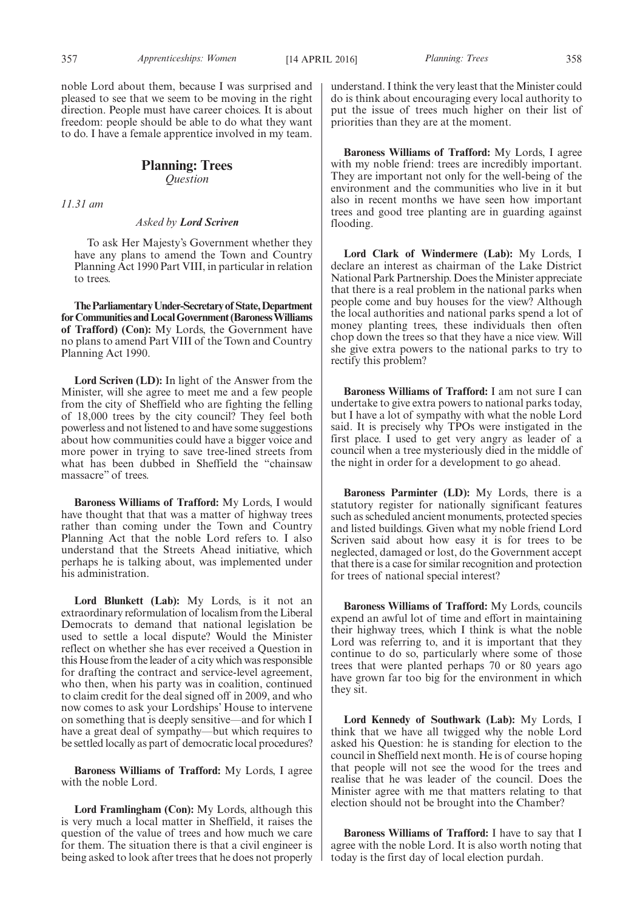noble Lord about them, because I was surprised and pleased to see that we seem to be moving in the right direction. People must have career choices. It is about freedom: people should be able to do what they want to do. I have a female apprentice involved in my team.

## Planning: Trees

*Question*

*11.31 am*

*Asked by* ***Lord Scriven***

To ask Her Majesty's Government whether they have any plans to amend the Town and Country Planning Act 1990 Part VIII, in particular in relation to trees.

**The Parliamentary Under-Secretary of State, Department for Communities and Local Government (Baroness Williams of Trafford) (Con):** My Lords, the Government have no plans to amend Part VIII of the Town and Country Planning Act 1990.

**Lord Scriven (LD):** In light of the Answer from the Minister, will she agree to meet me and a few people from the city of Sheffield who are fighting the felling of 18,000 trees by the city council? They feel both powerless and not listened to and have some suggestions about how communities could have a bigger voice and more power in trying to save tree-lined streets from what has been dubbed in Sheffield the "chainsaw massacre" of trees.

**Baroness Williams of Trafford:** My Lords, I would have thought that that was a matter of highway trees rather than coming under the Town and Country Planning Act that the noble Lord refers to. I also understand that the Streets Ahead initiative, which perhaps he is talking about, was implemented under his administration.

**Lord Blunkett (Lab):** My Lords, is it not an extraordinary reformulation of localism from the Liberal Democrats to demand that national legislation be used to settle a local dispute? Would the Minister reflect on whether she has ever received a Question in this House from the leader of a city which was responsible for drafting the contract and service-level agreement, who then, when his party was in coalition, continued to claim credit for the deal signed off in 2009, and who now comes to ask your Lordships' House to intervene on something that is deeply sensitive—and for which I have a great deal of sympathy—but which requires to be settled locally as part of democratic local procedures?

**Baroness Williams of Trafford:** My Lords, I agree with the noble Lord.

**Lord Framlingham (Con):** My Lords, although this is very much a local matter in Sheffield, it raises the question of the value of trees and how much we care for them. The situation there is that a civil engineer is being asked to look after trees that he does not properly understand. I think the very least that the Minister could do is think about encouraging every local authority to put the issue of trees much higher on their list of priorities than they are at the moment.

**Baroness Williams of Trafford:** My Lords, I agree with my noble friend: trees are incredibly important. They are important not only for the well-being of the environment and the communities who live in it but also in recent months we have seen how important trees and good tree planting are in guarding against flooding.

**Lord Clark of Windermere (Lab):** My Lords, I declare an interest as chairman of the Lake District National Park Partnership. Does the Minister appreciate that there is a real problem in the national parks when people come and buy houses for the view? Although the local authorities and national parks spend a lot of money planting trees, these individuals then often chop down the trees so that they have a nice view. Will she give extra powers to the national parks to try to rectify this problem?

**Baroness Williams of Trafford:** I am not sure I can undertake to give extra powers to national parks today, but I have a lot of sympathy with what the noble Lord said. It is precisely why TPOs were instigated in the first place. I used to get very angry as leader of a council when a tree mysteriously died in the middle of the night in order for a development to go ahead.

**Baroness Parminter (LD):** My Lords, there is a statutory register for nationally significant features such as scheduled ancient monuments, protected species and listed buildings. Given what my noble friend Lord Scriven said about how easy it is for trees to be neglected, damaged or lost, do the Government accept that there is a case for similar recognition and protection for trees of national special interest?

**Baroness Williams of Trafford:** My Lords, councils expend an awful lot of time and effort in maintaining their highway trees, which I think is what the noble Lord was referring to, and it is important that they continue to do so, particularly where some of those trees that were planted perhaps 70 or 80 years ago have grown far too big for the environment in which they sit.

**Lord Kennedy of Southwark (Lab):** My Lords, I think that we have all twigged why the noble Lord asked his Question: he is standing for election to the council in Sheffield next month. He is of course hoping that people will not see the wood for the trees and realise that he was leader of the council. Does the Minister agree with me that matters relating to that election should not be brought into the Chamber?

**Baroness Williams of Trafford:** I have to say that I agree with the noble Lord. It is also worth noting that today is the first day of local election purdah.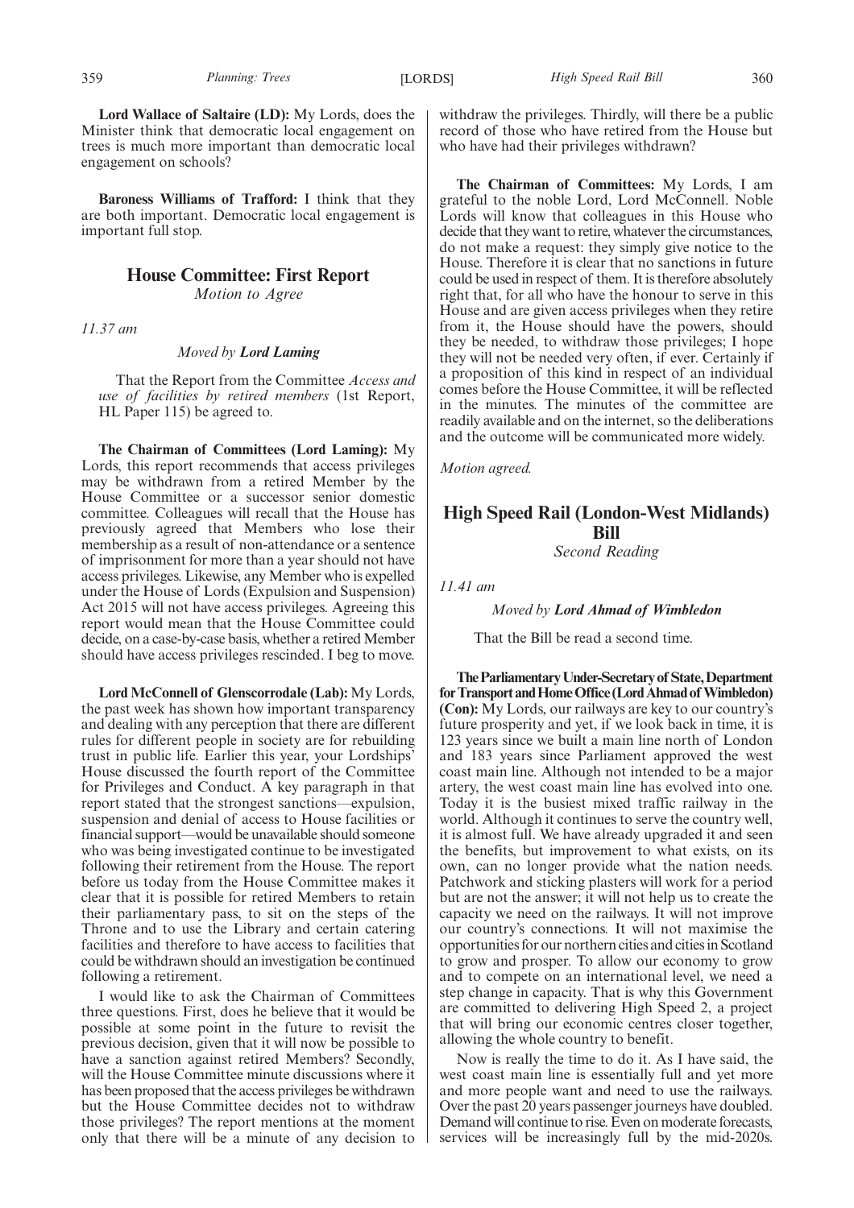**Lord Wallace of Saltaire (LD):** My Lords, does the Minister think that democratic local engagement on trees is much more important than democratic local engagement on schools?

**Baroness Williams of Trafford:** I think that they are both important. Democratic local engagement is important full stop.

## House Committee: First Report

*Motion to Agree*

*11.37 am*

*Moved by* ***Lord Laming***

That the Report from the Committee *Access and use of facilities by retired members* (1st Report, HL Paper 115) be agreed to.

**The Chairman of Committees (Lord Laming):** My Lords, this report recommends that access privileges may be withdrawn from a retired Member by the House Committee or a successor senior domestic committee. Colleagues will recall that the House has previously agreed that Members who lose their membership as a result of non-attendance or a sentence of imprisonment for more than a year should not have access privileges. Likewise, any Member who is expelled under the House of Lords (Expulsion and Suspension) Act 2015 will not have access privileges. Agreeing this report would mean that the House Committee could decide, on a case-by-case basis, whether a retired Member should have access privileges rescinded. I beg to move.

**Lord McConnell of Glenscorrodale (Lab):** My Lords, the past week has shown how important transparency and dealing with any perception that there are different rules for different people in society are for rebuilding trust in public life. Earlier this year, your Lordships' House discussed the fourth report of the Committee for Privileges and Conduct. A key paragraph in that report stated that the strongest sanctions—expulsion, suspension and denial of access to House facilities or financial support—would be unavailable should someone who was being investigated continue to be investigated following their retirement from the House. The report before us today from the House Committee makes it clear that it is possible for retired Members to retain their parliamentary pass, to sit on the steps of the Throne and to use the Library and certain catering facilities and therefore to have access to facilities that could be withdrawn should an investigation be continued following a retirement.

I would like to ask the Chairman of Committees three questions. First, does he believe that it would be possible at some point in the future to revisit the previous decision, given that it will now be possible to have a sanction against retired Members? Secondly, will the House Committee minute discussions where it has been proposed that the access privileges be withdrawn but the House Committee decides not to withdraw those privileges? The report mentions at the moment only that there will be a minute of any decision to withdraw the privileges. Thirdly, will there be a public record of those who have retired from the House but who have had their privileges withdrawn?

**The Chairman of Committees:** My Lords, I am grateful to the noble Lord, Lord McConnell. Noble Lords will know that colleagues in this House who decide that they want to retire, whatever the circumstances, do not make a request: they simply give notice to the House. Therefore it is clear that no sanctions in future could be used in respect of them. It is therefore absolutely right that, for all who have the honour to serve in this House and are given access privileges when they retire from it, the House should have the powers, should they be needed, to withdraw those privileges; I hope they will not be needed very often, if ever. Certainly if a proposition of this kind in respect of an individual comes before the House Committee, it will be reflected in the minutes. The minutes of the committee are readily available and on the internet, so the deliberations and the outcome will be communicated more widely.

*Motion agreed.*

## High Speed Rail (London-West Midlands) Bill

*Second Reading*

*11.41 am*

*Moved by* ***Lord Ahmad of Wimbledon***

That the Bill be read a second time.

**The Parliamentary Under-Secretary of State, Department for Transport and Home Office (Lord Ahmad of Wimbledon) (Con):** My Lords, our railways are key to our country's future prosperity and yet, if we look back in time, it is 123 years since we built a main line north of London and 183 years since Parliament approved the west coast main line. Although not intended to be a major artery, the west coast main line has evolved into one. Today it is the busiest mixed traffic railway in the world. Although it continues to serve the country well, it is almost full. We have already upgraded it and seen the benefits, but improvement to what exists, on its own, can no longer provide what the nation needs. Patchwork and sticking plasters will work for a period but are not the answer; it will not help us to create the capacity we need on the railways. It will not improve our country's connections. It will not maximise the opportunities for our northern cities and cities in Scotland to grow and prosper. To allow our economy to grow and to compete on an international level, we need a step change in capacity. That is why this Government are committed to delivering High Speed 2, a project that will bring our economic centres closer together, allowing the whole country to benefit.

Now is really the time to do it. As I have said, the west coast main line is essentially full and yet more and more people want and need to use the railways. Over the past 20 years passenger journeys have doubled. Demand will continue to rise. Even on moderate forecasts, services will be increasingly full by the mid-2020s.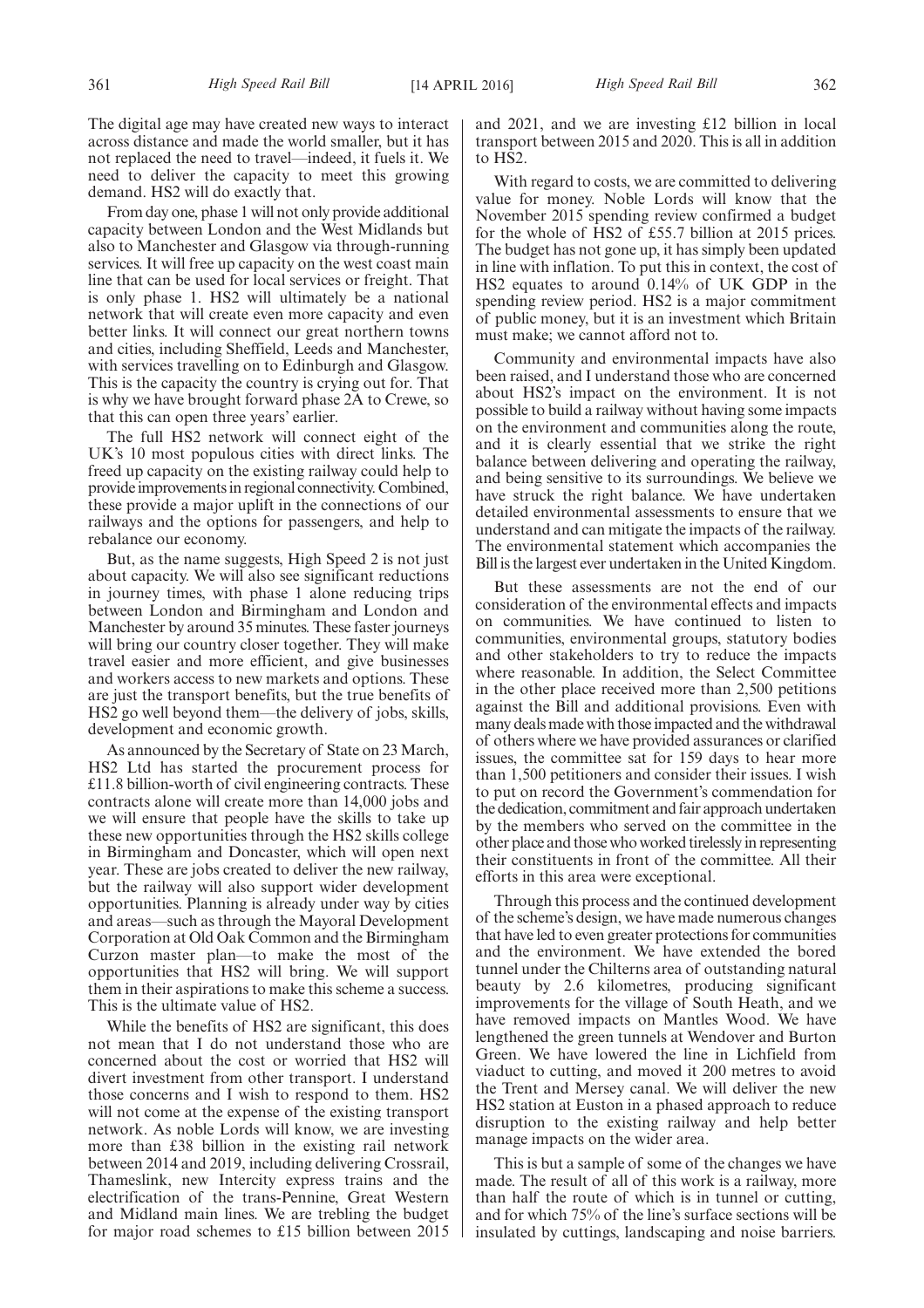The digital age may have created new ways to interact across distance and made the world smaller, but it has not replaced the need to travel—indeed, it fuels it. We need to deliver the capacity to meet this growing demand. HS2 will do exactly that.

From day one, phase 1 will not only provide additional capacity between London and the West Midlands but also to Manchester and Glasgow via through-running services. It will free up capacity on the west coast main line that can be used for local services or freight. That is only phase 1. HS2 will ultimately be a national network that will create even more capacity and even better links. It will connect our great northern towns and cities, including Sheffield, Leeds and Manchester, with services travelling on to Edinburgh and Glasgow. This is the capacity the country is crying out for. That is why we have brought forward phase 2A to Crewe, so that this can open three years' earlier.

The full HS2 network will connect eight of the UK's 10 most populous cities with direct links. The freed up capacity on the existing railway could help to provide improvements in regional connectivity. Combined, these provide a major uplift in the connections of our railways and the options for passengers, and help to rebalance our economy.

But, as the name suggests, High Speed 2 is not just about capacity. We will also see significant reductions in journey times, with phase 1 alone reducing trips between London and Birmingham and London and Manchester by around 35 minutes. These faster journeys will bring our country closer together. They will make travel easier and more efficient, and give businesses and workers access to new markets and options. These are just the transport benefits, but the true benefits of HS2 go well beyond them—the delivery of jobs, skills, development and economic growth.

As announced by the Secretary of State on 23 March, HS2 Ltd has started the procurement process for £11.8 billion-worth of civil engineering contracts. These contracts alone will create more than 14,000 jobs and we will ensure that people have the skills to take up these new opportunities through the HS2 skills college in Birmingham and Doncaster, which will open next year. These are jobs created to deliver the new railway, but the railway will also support wider development opportunities. Planning is already under way by cities and areas—such as through the Mayoral Development Corporation at Old Oak Common and the Birmingham Curzon master plan—to make the most of the opportunities that HS2 will bring. We will support them in their aspirations to make this scheme a success. This is the ultimate value of HS2.

While the benefits of HS2 are significant, this does not mean that I do not understand those who are concerned about the cost or worried that HS2 will divert investment from other transport. I understand those concerns and I wish to respond to them. HS2 will not come at the expense of the existing transport network. As noble Lords will know, we are investing more than £38 billion in the existing rail network between 2014 and 2019, including delivering Crossrail, Thameslink, new Intercity express trains and the electrification of the trans-Pennine, Great Western and Midland main lines. We are trebling the budget for major road schemes to £15 billion between 2015 and 2021, and we are investing £12 billion in local transport between 2015 and 2020. This is all in addition to HS2.

With regard to costs, we are committed to delivering value for money. Noble Lords will know that the November 2015 spending review confirmed a budget for the whole of HS2 of £55.7 billion at 2015 prices. The budget has not gone up, it has simply been updated in line with inflation. To put this in context, the cost of HS2 equates to around 0.14% of UK GDP in the spending review period. HS2 is a major commitment of public money, but it is an investment which Britain must make; we cannot afford not to.

Community and environmental impacts have also been raised, and I understand those who are concerned about HS2's impact on the environment. It is not possible to build a railway without having some impacts on the environment and communities along the route, and it is clearly essential that we strike the right balance between delivering and operating the railway, and being sensitive to its surroundings. We believe we have struck the right balance. We have undertaken detailed environmental assessments to ensure that we understand and can mitigate the impacts of the railway. The environmental statement which accompanies the Bill is the largest ever undertaken in the United Kingdom.

But these assessments are not the end of our consideration of the environmental effects and impacts on communities. We have continued to listen to communities, environmental groups, statutory bodies and other stakeholders to try to reduce the impacts where reasonable. In addition, the Select Committee in the other place received more than 2,500 petitions against the Bill and additional provisions. Even with many deals made with those impacted and the withdrawal of others where we have provided assurances or clarified issues, the committee sat for 159 days to hear more than 1,500 petitioners and consider their issues. I wish to put on record the Government's commendation for the dedication, commitment and fair approach undertaken by the members who served on the committee in the other place and those who worked tirelessly in representing their constituents in front of the committee. All their efforts in this area were exceptional.

Through this process and the continued development of the scheme's design, we have made numerous changes that have led to even greater protections for communities and the environment. We have extended the bored tunnel under the Chilterns area of outstanding natural beauty by 2.6 kilometres, producing significant improvements for the village of South Heath, and we have removed impacts on Mantles Wood. We have lengthened the green tunnels at Wendover and Burton Green. We have lowered the line in Lichfield from viaduct to cutting, and moved it 200 metres to avoid the Trent and Mersey canal. We will deliver the new HS2 station at Euston in a phased approach to reduce disruption to the existing railway and help better manage impacts on the wider area.

This is but a sample of some of the changes we have made. The result of all of this work is a railway, more than half the route of which is in tunnel or cutting, and for which 75% of the line's surface sections will be insulated by cuttings, landscaping and noise barriers.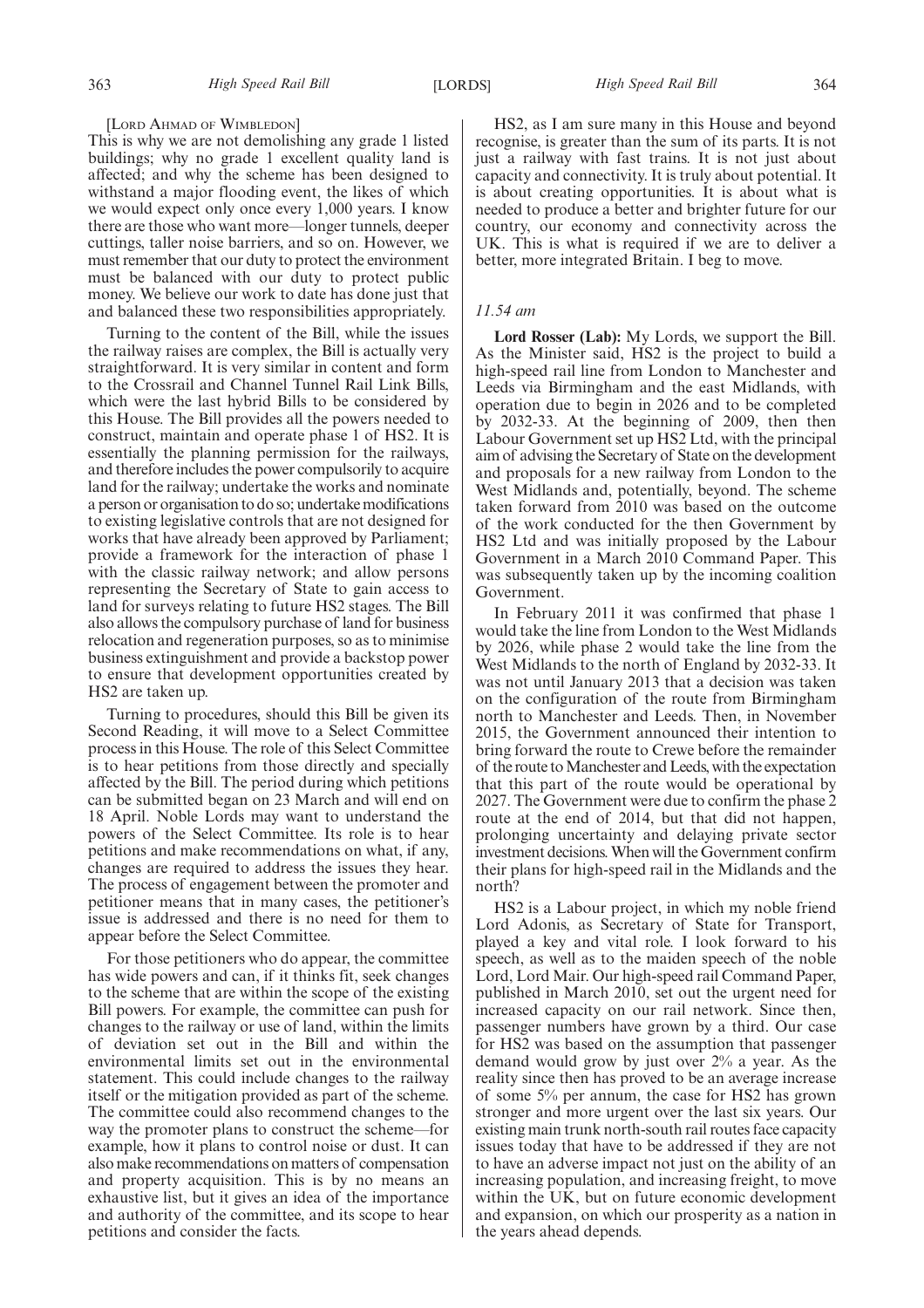[Lord Ahmad of Wimbledon]

This is why we are not demolishing any grade 1 listed buildings; why no grade 1 excellent quality land is affected; and why the scheme has been designed to withstand a major flooding event, the likes of which we would expect only once every 1,000 years. I know there are those who want more—longer tunnels, deeper cuttings, taller noise barriers, and so on. However, we must remember that our duty to protect the environment must be balanced with our duty to protect public money. We believe our work to date has done just that and balanced these two responsibilities appropriately.

Turning to the content of the Bill, while the issues the railway raises are complex, the Bill is actually very straightforward. It is very similar in content and form to the Crossrail and Channel Tunnel Rail Link Bills, which were the last hybrid Bills to be considered by this House. The Bill provides all the powers needed to construct, maintain and operate phase 1 of HS2. It is essentially the planning permission for the railways, and therefore includes the power compulsorily to acquire land for the railway; undertake the works and nominate a person or organisation to do so; undertake modifications to existing legislative controls that are not designed for works that have already been approved by Parliament; provide a framework for the interaction of phase 1 with the classic railway network; and allow persons representing the Secretary of State to gain access to land for surveys relating to future HS2 stages. The Bill also allows the compulsory purchase of land for business relocation and regeneration purposes, so as to minimise business extinguishment and provide a backstop power to ensure that development opportunities created by HS2 are taken up.

Turning to procedures, should this Bill be given its Second Reading, it will move to a Select Committee process in this House. The role of this Select Committee is to hear petitions from those directly and specially affected by the Bill. The period during which petitions can be submitted began on 23 March and will end on 18 April. Noble Lords may want to understand the powers of the Select Committee. Its role is to hear petitions and make recommendations on what, if any, changes are required to address the issues they hear. The process of engagement between the promoter and petitioner means that in many cases, the petitioner's issue is addressed and there is no need for them to appear before the Select Committee.

For those petitioners who do appear, the committee has wide powers and can, if it thinks fit, seek changes to the scheme that are within the scope of the existing Bill powers. For example, the committee can push for changes to the railway or use of land, within the limits of deviation set out in the Bill and within the environmental limits set out in the environmental statement. This could include changes to the railway itself or the mitigation provided as part of the scheme. The committee could also recommend changes to the way the promoter plans to construct the scheme—for example, how it plans to control noise or dust. It can also make recommendations on matters of compensation and property acquisition. This is by no means an exhaustive list, but it gives an idea of the importance and authority of the committee, and its scope to hear petitions and consider the facts.

HS2, as I am sure many in this House and beyond recognise, is greater than the sum of its parts. It is not just a railway with fast trains. It is not just about capacity and connectivity. It is truly about potential. It is about creating opportunities. It is about what is needed to produce a better and brighter future for our country, our economy and connectivity across the UK. This is what is required if we are to deliver a better, more integrated Britain. I beg to move.

*11.54 am*

**Lord Rosser (Lab):** My Lords, we support the Bill. As the Minister said, HS2 is the project to build a high-speed rail line from London to Manchester and Leeds via Birmingham and the east Midlands, with operation due to begin in 2026 and to be completed by 2032-33. At the beginning of 2009, then then Labour Government set up HS2 Ltd, with the principal aim of advising the Secretary of State on the development and proposals for a new railway from London to the West Midlands and, potentially, beyond. The scheme taken forward from 2010 was based on the outcome of the work conducted for the then Government by HS2 Ltd and was initially proposed by the Labour Government in a March 2010 Command Paper. This was subsequently taken up by the incoming coalition Government.

In February 2011 it was confirmed that phase 1 would take the line from London to the West Midlands by 2026, while phase 2 would take the line from the West Midlands to the north of England by 2032-33. It was not until January 2013 that a decision was taken on the configuration of the route from Birmingham north to Manchester and Leeds. Then, in November 2015, the Government announced their intention to bring forward the route to Crewe before the remainder of the route to Manchester and Leeds, with the expectation that this part of the route would be operational by 2027. The Government were due to confirm the phase 2 route at the end of 2014, but that did not happen, prolonging uncertainty and delaying private sector investment decisions. When will the Government confirm their plans for high-speed rail in the Midlands and the north?

HS2 is a Labour project, in which my noble friend Lord Adonis, as Secretary of State for Transport, played a key and vital role. I look forward to his speech, as well as to the maiden speech of the noble Lord, Lord Mair. Our high-speed rail Command Paper, published in March 2010, set out the urgent need for increased capacity on our rail network. Since then, passenger numbers have grown by a third. Our case for HS2 was based on the assumption that passenger demand would grow by just over 2% a year. As the reality since then has proved to be an average increase of some 5% per annum, the case for HS2 has grown stronger and more urgent over the last six years. Our existing main trunk north-south rail routes face capacity issues today that have to be addressed if they are not to have an adverse impact not just on the ability of an increasing population, and increasing freight, to move within the UK, but on future economic development and expansion, on which our prosperity as a nation in the years ahead depends.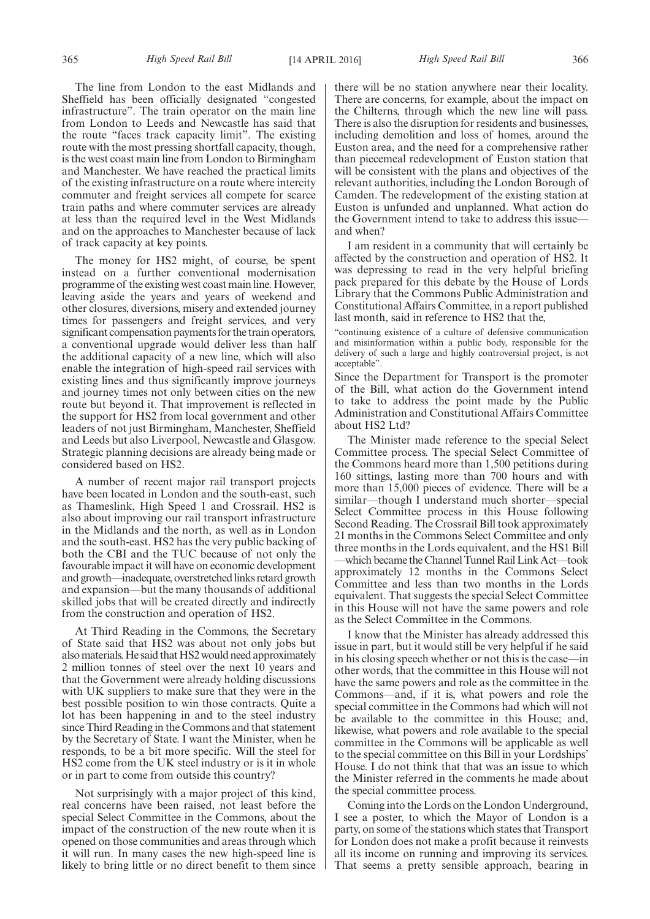The line from London to the east Midlands and Sheffield has been officially designated "congested infrastructure". The train operator on the main line from London to Leeds and Newcastle has said that the route "faces track capacity limit". The existing route with the most pressing shortfall capacity, though, is the west coast main line from London to Birmingham and Manchester. We have reached the practical limits of the existing infrastructure on a route where intercity commuter and freight services all compete for scarce train paths and where commuter services are already at less than the required level in the West Midlands and on the approaches to Manchester because of lack of track capacity at key points.

The money for HS2 might, of course, be spent instead on a further conventional modernisation programme of the existing west coast main line. However, leaving aside the years and years of weekend and other closures, diversions, misery and extended journey times for passengers and freight services, and very significant compensation payments for the train operators, a conventional upgrade would deliver less than half the additional capacity of a new line, which will also enable the integration of high-speed rail services with existing lines and thus significantly improve journeys and journey times not only between cities on the new route but beyond it. That improvement is reflected in the support for HS2 from local government and other leaders of not just Birmingham, Manchester, Sheffield and Leeds but also Liverpool, Newcastle and Glasgow. Strategic planning decisions are already being made or considered based on HS2.

A number of recent major rail transport projects have been located in London and the south-east, such as Thameslink, High Speed 1 and Crossrail. HS2 is also about improving our rail transport infrastructure in the Midlands and the north, as well as in London and the south-east. HS2 has the very public backing of both the CBI and the TUC because of not only the favourable impact it will have on economic development and growth—inadequate, overstretched links retard growth and expansion—but the many thousands of additional skilled jobs that will be created directly and indirectly from the construction and operation of HS2.

At Third Reading in the Commons, the Secretary of State said that HS2 was about not only jobs but also materials. He said that HS2 would need approximately 2 million tonnes of steel over the next 10 years and that the Government were already holding discussions with UK suppliers to make sure that they were in the best possible position to win those contracts. Quite a lot has been happening in and to the steel industry since Third Reading in the Commons and that statement by the Secretary of State. I want the Minister, when he responds, to be a bit more specific. Will the steel for HS2 come from the UK steel industry or is it in whole or in part to come from outside this country?

Not surprisingly with a major project of this kind, real concerns have been raised, not least before the special Select Committee in the Commons, about the impact of the construction of the new route when it is opened on those communities and areas through which it will run. In many cases the new high-speed line is likely to bring little or no direct benefit to them since there will be no station anywhere near their locality. There are concerns, for example, about the impact on the Chilterns, through which the new line will pass. There is also the disruption for residents and businesses, including demolition and loss of homes, around the Euston area, and the need for a comprehensive rather than piecemeal redevelopment of Euston station that will be consistent with the plans and objectives of the relevant authorities, including the London Borough of Camden. The redevelopment of the existing station at Euston is unfunded and unplanned. What action do the Government intend to take to address this issue—and when?

I am resident in a community that will certainly be affected by the construction and operation of HS2. It was depressing to read in the very helpful briefing pack prepared for this debate by the House of Lords Library that the Commons Public Administration and Constitutional Affairs Committee, in a report published last month, said in reference to HS2 that the,

"continuing existence of a culture of defensive communication and misinformation within a public body, responsible for the delivery of such a large and highly controversial project, is not acceptable".

Since the Department for Transport is the promoter of the Bill, what action do the Government intend to take to address the point made by the Public Administration and Constitutional Affairs Committee about HS2 Ltd?

The Minister made reference to the special Select Committee process. The special Select Committee of the Commons heard more than 1,500 petitions during 160 sittings, lasting more than 700 hours and with more than 15,000 pieces of evidence. There will be a similar—though I understand much shorter—special Select Committee process in this House following Second Reading. The Crossrail Bill took approximately 21 months in the Commons Select Committee and only three months in the Lords equivalent, and the HS1 Bill—which became the Channel Tunnel Rail Link Act—took approximately 12 months in the Commons Select Committee and less than two months in the Lords equivalent. That suggests the special Select Committee in this House will not have the same powers and role as the Select Committee in the Commons.

I know that the Minister has already addressed this issue in part, but it would still be very helpful if he said in his closing speech whether or not this is the case—in other words, that the committee in this House will not have the same powers and role as the committee in the Commons—and, if it is, what powers and role the special committee in the Commons had which will not be available to the committee in this House; and, likewise, what powers and role available to the special committee in the Commons will be applicable as well to the special committee on this Bill in your Lordships' House. I do not think that that was an issue to which the Minister referred in the comments he made about the special committee process.

Coming into the Lords on the London Underground, I see a poster, to which the Mayor of London is a party, on some of the stations which states that Transport for London does not make a profit because it reinvests all its income on running and improving its services. That seems a pretty sensible approach, bearing in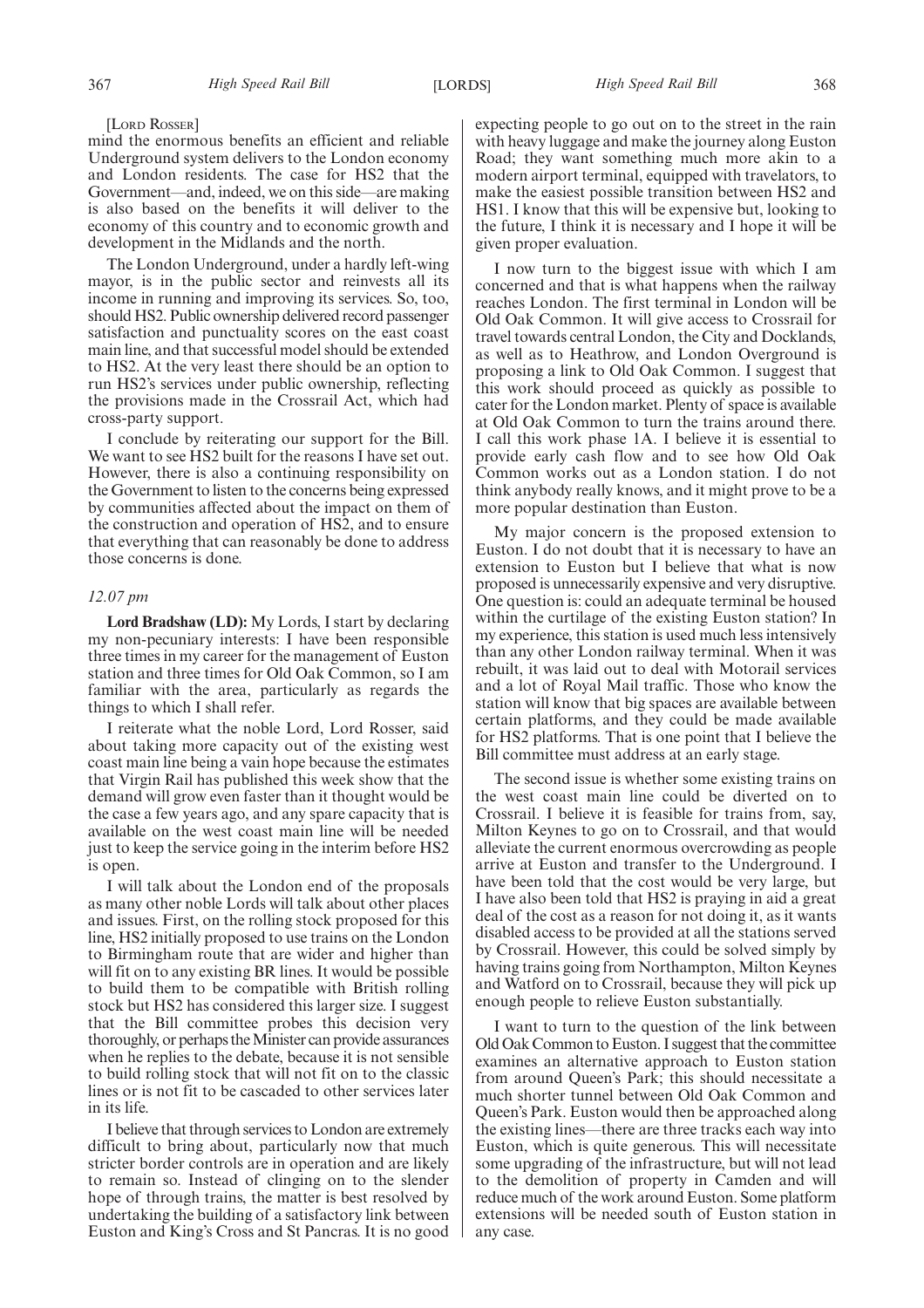[Lord Rosser]

mind the enormous benefits an efficient and reliable Underground system delivers to the London economy and London residents. The case for HS2 that the Government—and, indeed, we on this side—are making is also based on the benefits it will deliver to the economy of this country and to economic growth and development in the Midlands and the north.

The London Underground, under a hardly left-wing mayor, is in the public sector and reinvests all its income in running and improving its services. So, too, should HS2. Public ownership delivered record passenger satisfaction and punctuality scores on the east coast main line, and that successful model should be extended to HS2. At the very least there should be an option to run HS2's services under public ownership, reflecting the provisions made in the Crossrail Act, which had cross-party support.

I conclude by reiterating our support for the Bill. We want to see HS2 built for the reasons I have set out. However, there is also a continuing responsibility on the Government to listen to the concerns being expressed by communities affected about the impact on them of the construction and operation of HS2, and to ensure that everything that can reasonably be done to address those concerns is done.

*12.07 pm*

**Lord Bradshaw (LD):** My Lords, I start by declaring my non-pecuniary interests: I have been responsible three times in my career for the management of Euston station and three times for Old Oak Common, so I am familiar with the area, particularly as regards the things to which I shall refer.

I reiterate what the noble Lord, Lord Rosser, said about taking more capacity out of the existing west coast main line being a vain hope because the estimates that Virgin Rail has published this week show that the demand will grow even faster than it thought would be the case a few years ago, and any spare capacity that is available on the west coast main line will be needed just to keep the service going in the interim before HS2 is open.

I will talk about the London end of the proposals as many other noble Lords will talk about other places and issues. First, on the rolling stock proposed for this line, HS2 initially proposed to use trains on the London to Birmingham route that are wider and higher than will fit on to any existing BR lines. It would be possible to build them to be compatible with British rolling stock but HS2 has considered this larger size. I suggest that the Bill committee probes this decision very thoroughly, or perhaps the Minister can provide assurances when he replies to the debate, because it is not sensible to build rolling stock that will not fit on to the classic lines or is not fit to be cascaded to other services later in its life.

I believe that through services to London are extremely difficult to bring about, particularly now that much stricter border controls are in operation and are likely to remain so. Instead of clinging on to the slender hope of through trains, the matter is best resolved by undertaking the building of a satisfactory link between Euston and King's Cross and St Pancras. It is no good expecting people to go out on to the street in the rain with heavy luggage and make the journey along Euston Road; they want something much more akin to a modern airport terminal, equipped with travelators, to make the easiest possible transition between HS2 and HS1. I know that this will be expensive but, looking to the future, I think it is necessary and I hope it will be given proper evaluation.

I now turn to the biggest issue with which I am concerned and that is what happens when the railway reaches London. The first terminal in London will be Old Oak Common. It will give access to Crossrail for travel towards central London, the City and Docklands, as well as to Heathrow, and London Overground is proposing a link to Old Oak Common. I suggest that this work should proceed as quickly as possible to cater for the London market. Plenty of space is available at Old Oak Common to turn the trains around there. I call this work phase 1A. I believe it is essential to provide early cash flow and to see how Old Oak Common works out as a London station. I do not think anybody really knows, and it might prove to be a more popular destination than Euston.

My major concern is the proposed extension to Euston. I do not doubt that it is necessary to have an extension to Euston but I believe that what is now proposed is unnecessarily expensive and very disruptive. One question is: could an adequate terminal be housed within the curtilage of the existing Euston station? In my experience, this station is used much less intensively than any other London railway terminal. When it was rebuilt, it was laid out to deal with Motorail services and a lot of Royal Mail traffic. Those who know the station will know that big spaces are available between certain platforms, and they could be made available for HS2 platforms. That is one point that I believe the Bill committee must address at an early stage.

The second issue is whether some existing trains on the west coast main line could be diverted on to Crossrail. I believe it is feasible for trains from, say, Milton Keynes to go on to Crossrail, and that would alleviate the current enormous overcrowding as people arrive at Euston and transfer to the Underground. I have been told that the cost would be very large, but I have also been told that HS2 is praying in aid a great deal of the cost as a reason for not doing it, as it wants disabled access to be provided at all the stations served by Crossrail. However, this could be solved simply by having trains going from Northampton, Milton Keynes and Watford on to Crossrail, because they will pick up enough people to relieve Euston substantially.

I want to turn to the question of the link between Old Oak Common to Euston. I suggest that the committee examines an alternative approach to Euston station from around Queen's Park; this should necessitate a much shorter tunnel between Old Oak Common and Queen's Park. Euston would then be approached along the existing lines—there are three tracks each way into Euston, which is quite generous. This will necessitate some upgrading of the infrastructure, but will not lead to the demolition of property in Camden and will reduce much of the work around Euston. Some platform extensions will be needed south of Euston station in any case.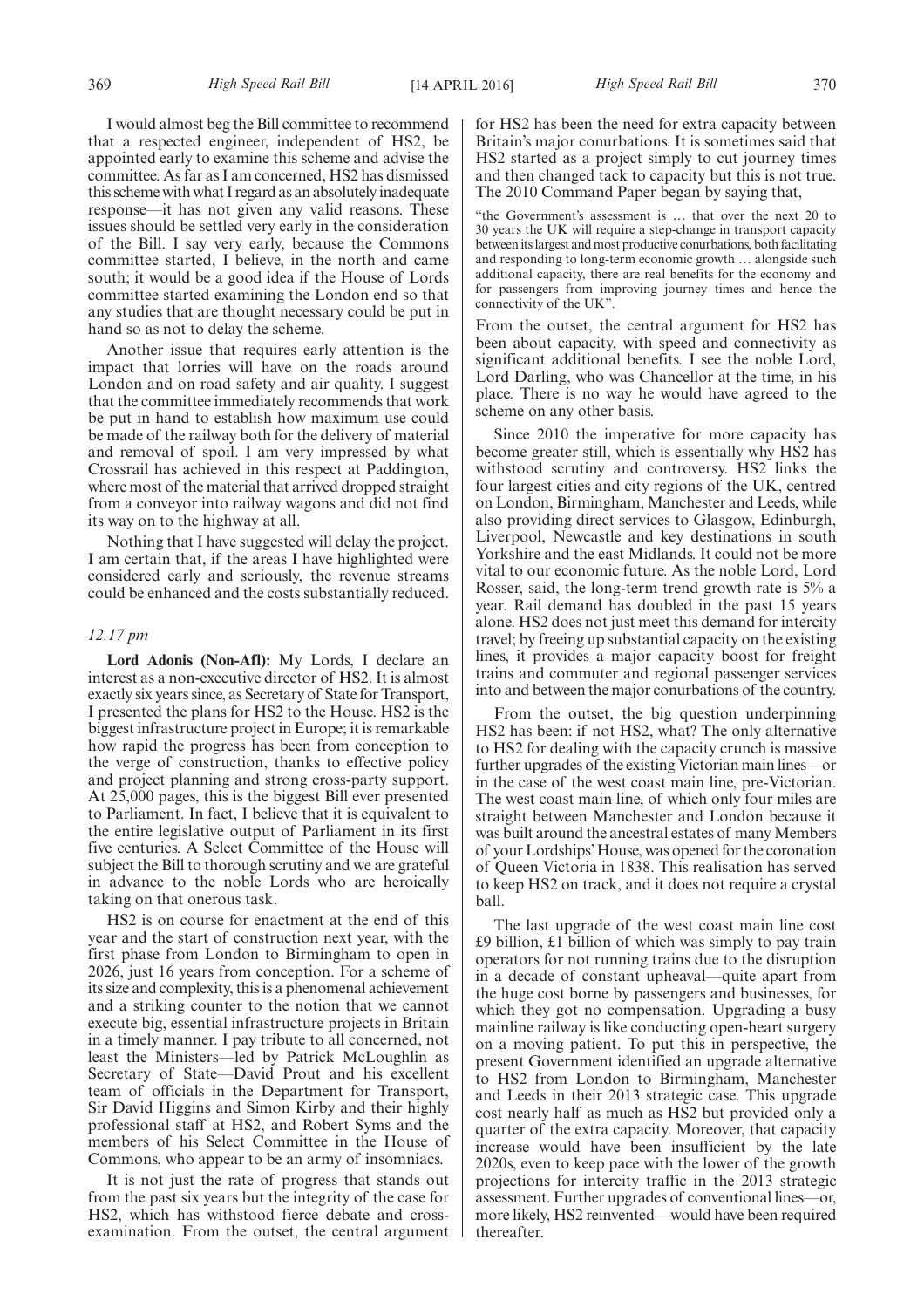I would almost beg the Bill committee to recommend that a respected engineer, independent of HS2, be appointed early to examine this scheme and advise the committee. As far as I am concerned, HS2 has dismissed this scheme with what I regard as an absolutely inadequate response—it has not given any valid reasons. These issues should be settled very early in the consideration of the Bill. I say very early, because the Commons committee started, I believe, in the north and came south; it would be a good idea if the House of Lords committee started examining the London end so that any studies that are thought necessary could be put in hand so as not to delay the scheme.

Another issue that requires early attention is the impact that lorries will have on the roads around London and on road safety and air quality. I suggest that the committee immediately recommends that work be put in hand to establish how maximum use could be made of the railway both for the delivery of material and removal of spoil. I am very impressed by what Crossrail has achieved in this respect at Paddington, where most of the material that arrived dropped straight from a conveyor into railway wagons and did not find its way on to the highway at all.

Nothing that I have suggested will delay the project. I am certain that, if the areas I have highlighted were considered early and seriously, the revenue streams could be enhanced and the costs substantially reduced.

*12.17 pm*

**Lord Adonis (Non-Afl):** My Lords, I declare an interest as a non-executive director of HS2. It is almost exactly six years since, as Secretary of State for Transport, I presented the plans for HS2 to the House. HS2 is the biggest infrastructure project in Europe; it is remarkable how rapid the progress has been from conception to the verge of construction, thanks to effective policy and project planning and strong cross-party support. At 25,000 pages, this is the biggest Bill ever presented to Parliament. In fact, I believe that it is equivalent to the entire legislative output of Parliament in its first five centuries. A Select Committee of the House will subject the Bill to thorough scrutiny and we are grateful in advance to the noble Lords who are heroically taking on that onerous task.

HS2 is on course for enactment at the end of this year and the start of construction next year, with the first phase from London to Birmingham to open in 2026, just 16 years from conception. For a scheme of its size and complexity, this is a phenomenal achievement and a striking counter to the notion that we cannot execute big, essential infrastructure projects in Britain in a timely manner. I pay tribute to all concerned, not least the Ministers—led by Patrick McLoughlin as Secretary of State—David Prout and his excellent team of officials in the Department for Transport, Sir David Higgins and Simon Kirby and their highly professional staff at HS2, and Robert Syms and the members of his Select Committee in the House of Commons, who appear to be an army of insomniacs.

It is not just the rate of progress that stands out from the past six years but the integrity of the case for HS2, which has withstood fierce debate and cross-examination. From the outset, the central argument for HS2 has been the need for extra capacity between Britain's major conurbations. It is sometimes said that HS2 started as a project simply to cut journey times and then changed tack to capacity but this is not true. The 2010 Command Paper began by saying that,

"the Government's assessment is … that over the next 20 to 30 years the UK will require a step-change in transport capacity between its largest and most productive conurbations, both facilitating and responding to long-term economic growth … alongside such additional capacity, there are real benefits for the economy and for passengers from improving journey times and hence the connectivity of the UK".

From the outset, the central argument for HS2 has been about capacity, with speed and connectivity as significant additional benefits. I see the noble Lord, Lord Darling, who was Chancellor at the time, in his place. There is no way he would have agreed to the scheme on any other basis.

Since 2010 the imperative for more capacity has become greater still, which is essentially why HS2 has withstood scrutiny and controversy. HS2 links the four largest cities and city regions of the UK, centred on London, Birmingham, Manchester and Leeds, while also providing direct services to Glasgow, Edinburgh, Liverpool, Newcastle and key destinations in south Yorkshire and the east Midlands. It could not be more vital to our economic future. As the noble Lord, Lord Rosser, said, the long-term trend growth rate is 5% a year. Rail demand has doubled in the past 15 years alone. HS2 does not just meet this demand for intercity travel; by freeing up substantial capacity on the existing lines, it provides a major capacity boost for freight trains and commuter and regional passenger services into and between the major conurbations of the country.

From the outset, the big question underpinning HS2 has been: if not HS2, what? The only alternative to HS2 for dealing with the capacity crunch is massive further upgrades of the existing Victorian main lines—or in the case of the west coast main line, pre-Victorian. The west coast main line, of which only four miles are straight between Manchester and London because it was built around the ancestral estates of many Members of your Lordships' House, was opened for the coronation of Queen Victoria in 1838. This realisation has served to keep HS2 on track, and it does not require a crystal ball.

The last upgrade of the west coast main line cost £9 billion, £1 billion of which was simply to pay train operators for not running trains due to the disruption in a decade of constant upheaval—quite apart from the huge cost borne by passengers and businesses, for which they got no compensation. Upgrading a busy mainline railway is like conducting open-heart surgery on a moving patient. To put this in perspective, the present Government identified an upgrade alternative to HS2 from London to Birmingham, Manchester and Leeds in their 2013 strategic case. This upgrade cost nearly half as much as HS2 but provided only a quarter of the extra capacity. Moreover, that capacity increase would have been insufficient by the late 2020s, even to keep pace with the lower of the growth projections for intercity traffic in the 2013 strategic assessment. Further upgrades of conventional lines—or, more likely, HS2 reinvented—would have been required thereafter.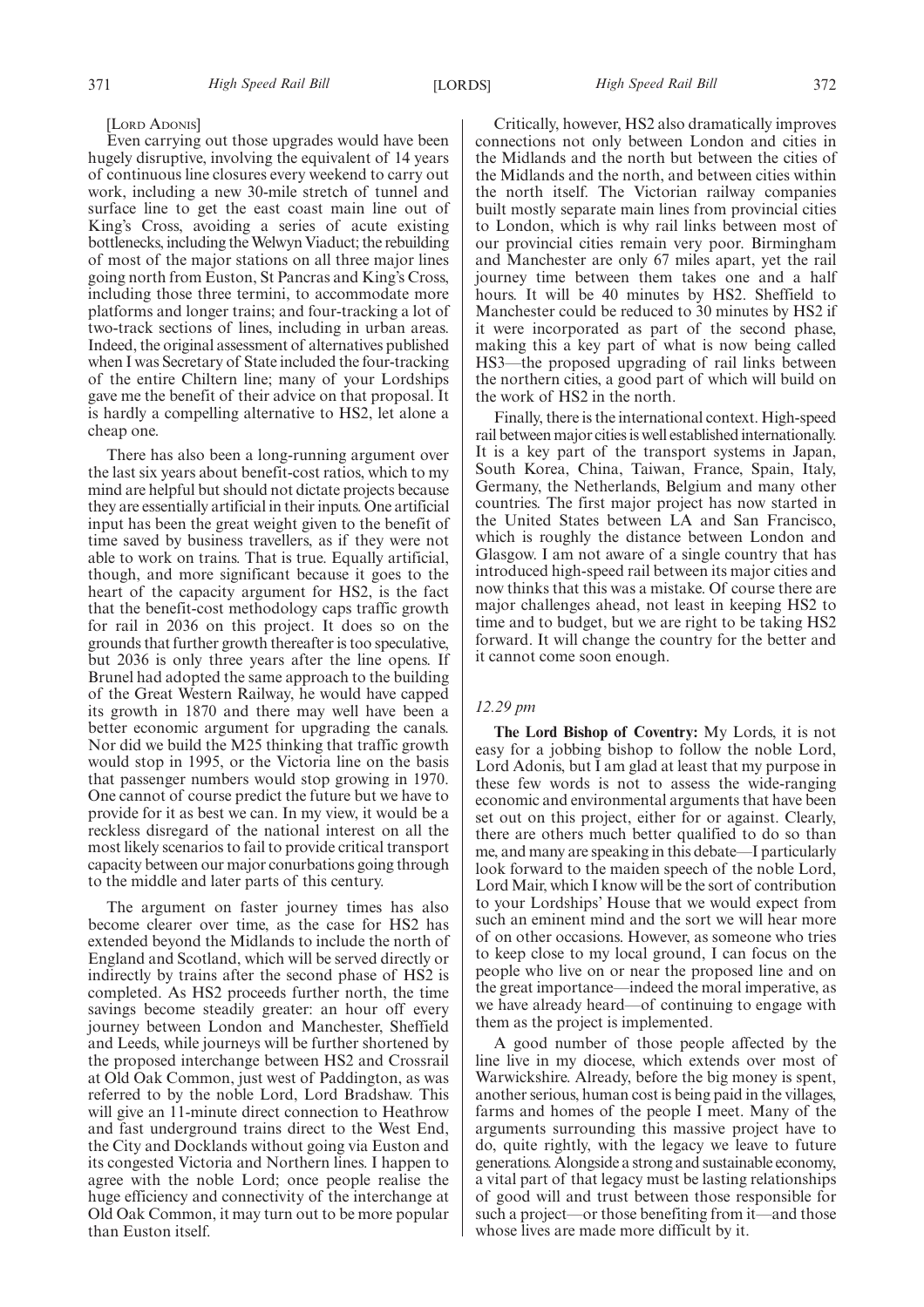[LORD ADONIS]

Even carrying out those upgrades would have been hugely disruptive, involving the equivalent of 14 years of continuous line closures every weekend to carry out work, including a new 30-mile stretch of tunnel and surface line to get the east coast main line out of King's Cross, avoiding a series of acute existing bottlenecks, including the Welwyn Viaduct; the rebuilding of most of the major stations on all three major lines going north from Euston, St Pancras and King's Cross, including those three termini, to accommodate more platforms and longer trains; and four-tracking a lot of two-track sections of lines, including in urban areas. Indeed, the original assessment of alternatives published when I was Secretary of State included the four-tracking of the entire Chiltern line; many of your Lordships gave me the benefit of their advice on that proposal. It is hardly a compelling alternative to HS2, let alone a cheap one.

There has also been a long-running argument over the last six years about benefit-cost ratios, which to my mind are helpful but should not dictate projects because they are essentially artificial in their inputs. One artificial input has been the great weight given to the benefit of time saved by business travellers, as if they were not able to work on trains. That is true. Equally artificial, though, and more significant because it goes to the heart of the capacity argument for HS2, is the fact that the benefit-cost methodology caps traffic growth for rail in 2036 on this project. It does so on the grounds that further growth thereafter is too speculative, but 2036 is only three years after the line opens. If Brunel had adopted the same approach to the building of the Great Western Railway, he would have capped its growth in 1870 and there may well have been a better economic argument for upgrading the canals. Nor did we build the M25 thinking that traffic growth would stop in 1995, or the Victoria line on the basis that passenger numbers would stop growing in 1970. One cannot of course predict the future but we have to provide for it as best we can. In my view, it would be a reckless disregard of the national interest on all the most likely scenarios to fail to provide critical transport capacity between our major conurbations going through to the middle and later parts of this century.

The argument on faster journey times has also become clearer over time, as the case for HS2 has extended beyond the Midlands to include the north of England and Scotland, which will be served directly or indirectly by trains after the second phase of HS2 is completed. As HS2 proceeds further north, the time savings become steadily greater: an hour off every journey between London and Manchester, Sheffield and Leeds, while journeys will be further shortened by the proposed interchange between HS2 and Crossrail at Old Oak Common, just west of Paddington, as was referred to by the noble Lord, Lord Bradshaw. This will give an 11-minute direct connection to Heathrow and fast underground trains direct to the West End, the City and Docklands without going via Euston and its congested Victoria and Northern lines. I happen to agree with the noble Lord; once people realise the huge efficiency and connectivity of the interchange at Old Oak Common, it may turn out to be more popular than Euston itself.

Critically, however, HS2 also dramatically improves connections not only between London and cities in the Midlands and the north but between the cities of the Midlands and the north, and between cities within the north itself. The Victorian railway companies built mostly separate main lines from provincial cities to London, which is why rail links between most of our provincial cities remain very poor. Birmingham and Manchester are only 67 miles apart, yet the rail journey time between them takes one and a half hours. It will be 40 minutes by HS2. Sheffield to Manchester could be reduced to 30 minutes by HS2 if it were incorporated as part of the second phase, making this a key part of what is now being called HS3—the proposed upgrading of rail links between the northern cities, a good part of which will build on the work of HS2 in the north.

Finally, there is the international context. High-speed rail between major cities is well established internationally. It is a key part of the transport systems in Japan, South Korea, China, Taiwan, France, Spain, Italy, Germany, the Netherlands, Belgium and many other countries. The first major project has now started in the United States between LA and San Francisco, which is roughly the distance between London and Glasgow. I am not aware of a single country that has introduced high-speed rail between its major cities and now thinks that this was a mistake. Of course there are major challenges ahead, not least in keeping HS2 to time and to budget, but we are right to be taking HS2 forward. It will change the country for the better and it cannot come soon enough.

*12.29 pm*

**The Lord Bishop of Coventry:** My Lords, it is not easy for a jobbing bishop to follow the noble Lord, Lord Adonis, but I am glad at least that my purpose in these few words is not to assess the wide-ranging economic and environmental arguments that have been set out on this project, either for or against. Clearly, there are others much better qualified to do so than me, and many are speaking in this debate—I particularly look forward to the maiden speech of the noble Lord, Lord Mair, which I know will be the sort of contribution to your Lordships' House that we would expect from such an eminent mind and the sort we will hear more of on other occasions. However, as someone who tries to keep close to my local ground, I can focus on the people who live on or near the proposed line and on the great importance—indeed the moral imperative, as we have already heard—of continuing to engage with them as the project is implemented.

A good number of those people affected by the line live in my diocese, which extends over most of Warwickshire. Already, before the big money is spent, another serious, human cost is being paid in the villages, farms and homes of the people I meet. Many of the arguments surrounding this massive project have to do, quite rightly, with the legacy we leave to future generations. Alongside a strong and sustainable economy, a vital part of that legacy must be lasting relationships of good will and trust between those responsible for such a project—or those benefiting from it—and those whose lives are made more difficult by it.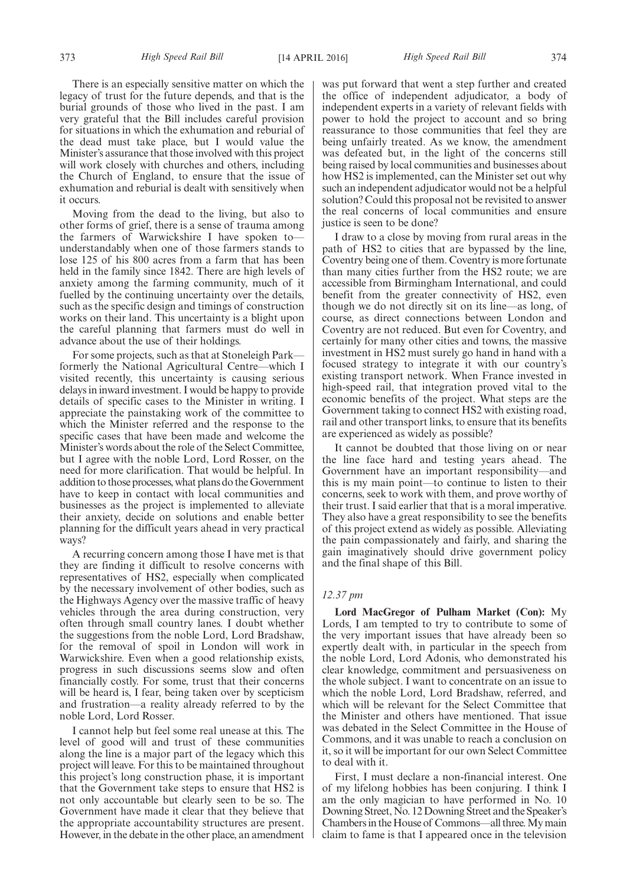There is an especially sensitive matter on which the legacy of trust for the future depends, and that is the burial grounds of those who lived in the past. I am very grateful that the Bill includes careful provision for situations in which the exhumation and reburial of the dead must take place, but I would value the Minister's assurance that those involved with this project will work closely with churches and others, including the Church of England, to ensure that the issue of exhumation and reburial is dealt with sensitively when it occurs.

Moving from the dead to the living, but also to other forms of grief, there is a sense of trauma among the farmers of Warwickshire I have spoken to—understandably when one of those farmers stands to lose 125 of his 800 acres from a farm that has been held in the family since 1842. There are high levels of anxiety among the farming community, much of it fuelled by the continuing uncertainty over the details, such as the specific design and timings of construction works on their land. This uncertainty is a blight upon the careful planning that farmers must do well in advance about the use of their holdings.

For some projects, such as that at Stoneleigh Park—formerly the National Agricultural Centre—which I visited recently, this uncertainty is causing serious delays in inward investment. I would be happy to provide details of specific cases to the Minister in writing. I appreciate the painstaking work of the committee to which the Minister referred and the response to the specific cases that have been made and welcome the Minister's words about the role of the Select Committee, but I agree with the noble Lord, Lord Rosser, on the need for more clarification. That would be helpful. In addition to those processes, what plans do the Government have to keep in contact with local communities and businesses as the project is implemented to alleviate their anxiety, decide on solutions and enable better planning for the difficult years ahead in very practical ways?

A recurring concern among those I have met is that they are finding it difficult to resolve concerns with representatives of HS2, especially when complicated by the necessary involvement of other bodies, such as the Highways Agency over the massive traffic of heavy vehicles through the area during construction, very often through small country lanes. I doubt whether the suggestions from the noble Lord, Lord Bradshaw, for the removal of spoil in London will work in Warwickshire. Even when a good relationship exists, progress in such discussions seems slow and often financially costly. For some, trust that their concerns will be heard is, I fear, being taken over by scepticism and frustration—a reality already referred to by the noble Lord, Lord Rosser.

I cannot help but feel some real unease at this. The level of good will and trust of these communities along the line is a major part of the legacy which this project will leave. For this to be maintained throughout this project's long construction phase, it is important that the Government take steps to ensure that HS2 is not only accountable but clearly seen to be so. The Government have made it clear that they believe that the appropriate accountability structures are present. However, in the debate in the other place, an amendment was put forward that went a step further and created the office of independent adjudicator, a body of independent experts in a variety of relevant fields with power to hold the project to account and so bring reassurance to those communities that feel they are being unfairly treated. As we know, the amendment was defeated but, in the light of the concerns still being raised by local communities and businesses about how HS2 is implemented, can the Minister set out why such an independent adjudicator would not be a helpful solution? Could this proposal not be revisited to answer the real concerns of local communities and ensure justice is seen to be done?

I draw to a close by moving from rural areas in the path of HS2 to cities that are bypassed by the line, Coventry being one of them. Coventry is more fortunate than many cities further from the HS2 route; we are accessible from Birmingham International, and could benefit from the greater connectivity of HS2, even though we do not directly sit on its line—as long, of course, as direct connections between London and Coventry are not reduced. But even for Coventry, and certainly for many other cities and towns, the massive investment in HS2 must surely go hand in hand with a focused strategy to integrate it with our country's existing transport network. When France invested in high-speed rail, that integration proved vital to the economic benefits of the project. What steps are the Government taking to connect HS2 with existing road, rail and other transport links, to ensure that its benefits are experienced as widely as possible?

It cannot be doubted that those living on or near the line face hard and testing years ahead. The Government have an important responsibility—and this is my main point—to continue to listen to their concerns, seek to work with them, and prove worthy of their trust. I said earlier that that is a moral imperative. They also have a great responsibility to see the benefits of this project extend as widely as possible. Alleviating the pain compassionately and fairly, and sharing the gain imaginatively should drive government policy and the final shape of this Bill.

*12.37 pm*

**Lord MacGregor of Pulham Market (Con):** My Lords, I am tempted to try to contribute to some of the very important issues that have already been so expertly dealt with, in particular in the speech from the noble Lord, Lord Adonis, who demonstrated his clear knowledge, commitment and persuasiveness on the whole subject. I want to concentrate on an issue to which the noble Lord, Lord Bradshaw, referred, and which will be relevant for the Select Committee that the Minister and others have mentioned. That issue was debated in the Select Committee in the House of Commons, and it was unable to reach a conclusion on it, so it will be important for our own Select Committee to deal with it.

First, I must declare a non-financial interest. One of my lifelong hobbies has been conjuring. I think I am the only magician to have performed in No. 10 Downing Street, No. 12 Downing Street and the Speaker's Chambers in the House of Commons—all three. My main claim to fame is that I appeared once in the television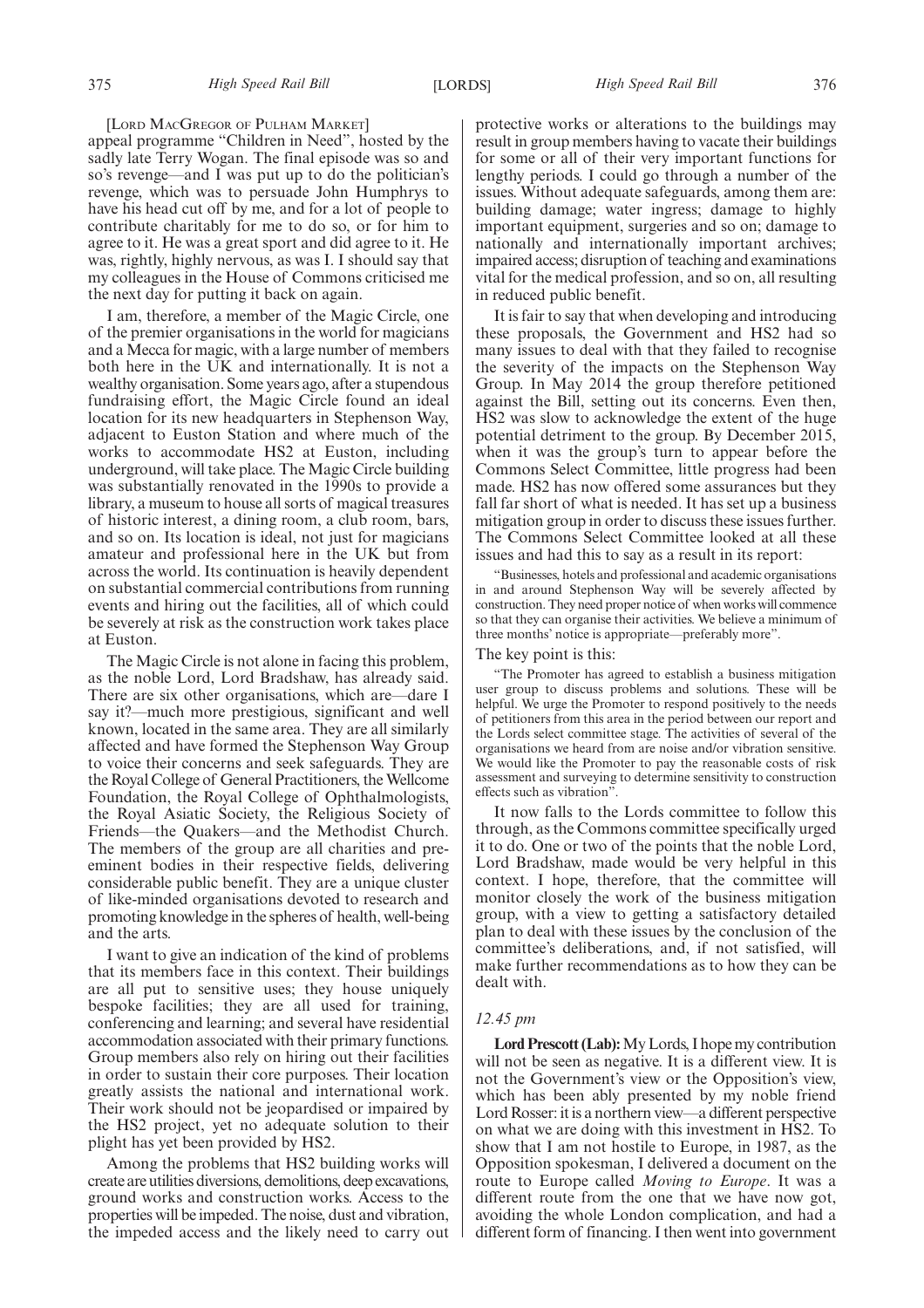[LORD MACGREGOR OF PULHAM MARKET]

appeal programme "Children in Need", hosted by the sadly late Terry Wogan. The final episode was so and so's revenge—and I was put up to do the politician's revenge, which was to persuade John Humphrys to have his head cut off by me, and for a lot of people to contribute charitably for me to do so, or for him to agree to it. He was a great sport and did agree to it. He was, rightly, highly nervous, as was I. I should say that my colleagues in the House of Commons criticised me the next day for putting it back on again.

I am, therefore, a member of the Magic Circle, one of the premier organisations in the world for magicians and a Mecca for magic, with a large number of members both here in the UK and internationally. It is not a wealthy organisation. Some years ago, after a stupendous fundraising effort, the Magic Circle found an ideal location for its new headquarters in Stephenson Way, adjacent to Euston Station and where much of the works to accommodate HS2 at Euston, including underground, will take place. The Magic Circle building was substantially renovated in the 1990s to provide a library, a museum to house all sorts of magical treasures of historic interest, a dining room, a club room, bars, and so on. Its location is ideal, not just for magicians amateur and professional here in the UK but from across the world. Its continuation is heavily dependent on substantial commercial contributions from running events and hiring out the facilities, all of which could be severely at risk as the construction work takes place at Euston.

The Magic Circle is not alone in facing this problem, as the noble Lord, Lord Bradshaw, has already said. There are six other organisations, which are—dare I say it?—much more prestigious, significant and well known, located in the same area. They are all similarly affected and have formed the Stephenson Way Group to voice their concerns and seek safeguards. They are the Royal College of General Practitioners, the Wellcome Foundation, the Royal College of Ophthalmologists, the Royal Asiatic Society, the Religious Society of Friends—the Quakers—and the Methodist Church. The members of the group are all charities and pre-eminent bodies in their respective fields, delivering considerable public benefit. They are a unique cluster of like-minded organisations devoted to research and promoting knowledge in the spheres of health, well-being and the arts.

I want to give an indication of the kind of problems that its members face in this context. Their buildings are all put to sensitive uses; they house uniquely bespoke facilities; they are all used for training, conferencing and learning; and several have residential accommodation associated with their primary functions. Group members also rely on hiring out their facilities in order to sustain their core purposes. Their location greatly assists the national and international work. Their work should not be jeopardised or impaired by the HS2 project, yet no adequate solution to their plight has yet been provided by HS2.

Among the problems that HS2 building works will create are utilities diversions, demolitions, deep excavations, ground works and construction works. Access to the properties will be impeded. The noise, dust and vibration, the impeded access and the likely need to carry out protective works or alterations to the buildings may result in group members having to vacate their buildings for some or all of their very important functions for lengthy periods. I could go through a number of the issues. Without adequate safeguards, among them are: building damage; water ingress; damage to highly important equipment, surgeries and so on; damage to nationally and internationally important archives; impaired access; disruption of teaching and examinations vital for the medical profession, and so on, all resulting in reduced public benefit.

It is fair to say that when developing and introducing these proposals, the Government and HS2 had so many issues to deal with that they failed to recognise the severity of the impacts on the Stephenson Way Group. In May 2014 the group therefore petitioned against the Bill, setting out its concerns. Even then, HS2 was slow to acknowledge the extent of the huge potential detriment to the group. By December 2015, when it was the group's turn to appear before the Commons Select Committee, little progress had been made. HS2 has now offered some assurances but they fall far short of what is needed. It has set up a business mitigation group in order to discuss these issues further. The Commons Select Committee looked at all these issues and had this to say as a result in its report:

> "Businesses, hotels and professional and academic organisations in and around Stephenson Way will be severely affected by construction. They need proper notice of when works will commence so that they can organise their activities. We believe a minimum of three months' notice is appropriate—preferably more".

The key point is this:

> "The Promoter has agreed to establish a business mitigation user group to discuss problems and solutions. These will be helpful. We urge the Promoter to respond positively to the needs of petitioners from this area in the period between our report and the Lords select committee stage. The activities of several of the organisations we heard from are noise and/or vibration sensitive. We would like the Promoter to pay the reasonable costs of risk assessment and surveying to determine sensitivity to construction effects such as vibration".

It now falls to the Lords committee to follow this through, as the Commons committee specifically urged it to do. One or two of the points that the noble Lord, Lord Bradshaw, made would be very helpful in this context. I hope, therefore, that the committee will monitor closely the work of the business mitigation group, with a view to getting a satisfactory detailed plan to deal with these issues by the conclusion of the committee's deliberations, and, if not satisfied, will make further recommendations as to how they can be dealt with.

*12.45 pm*

**Lord Prescott (Lab):** My Lords, I hope my contribution will not be seen as negative. It is a different view. It is not the Government's view or the Opposition's view, which has been ably presented by my noble friend Lord Rosser: it is a northern view—a different perspective on what we are doing with this investment in HS2. To show that I am not hostile to Europe, in 1987, as the Opposition spokesman, I delivered a document on the route to Europe called *Moving to Europe*. It was a different route from the one that we have now got, avoiding the whole London complication, and had a different form of financing. I then went into government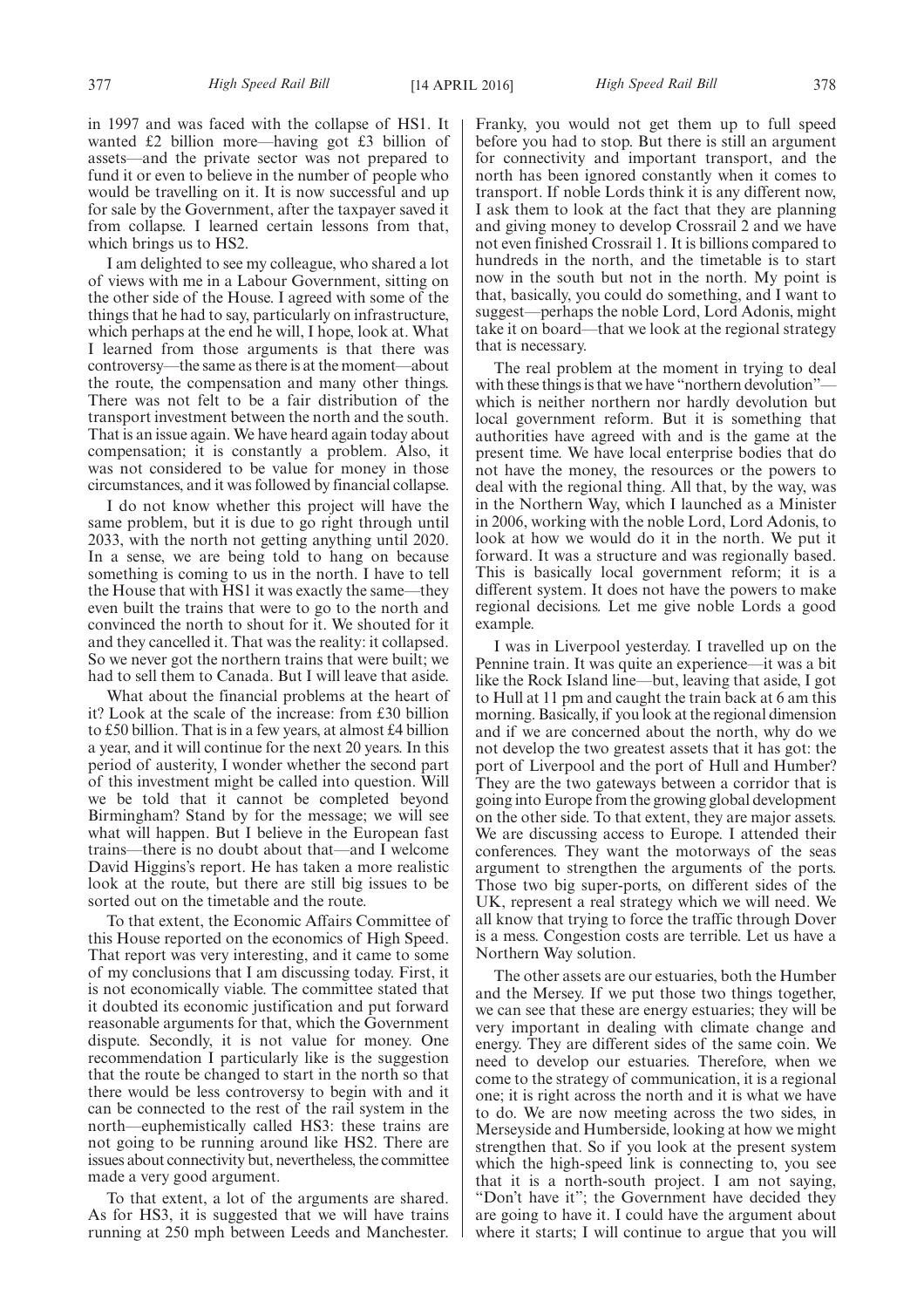in 1997 and was faced with the collapse of HS1. It wanted £2 billion more—having got £3 billion of assets—and the private sector was not prepared to fund it or even to believe in the number of people who would be travelling on it. It is now successful and up for sale by the Government, after the taxpayer saved it from collapse. I learned certain lessons from that, which brings us to HS2.

I am delighted to see my colleague, who shared a lot of views with me in a Labour Government, sitting on the other side of the House. I agreed with some of the things that he had to say, particularly on infrastructure, which perhaps at the end he will, I hope, look at. What I learned from those arguments is that there was controversy—the same as there is at the moment—about the route, the compensation and many other things. There was not felt to be a fair distribution of the transport investment between the north and the south. That is an issue again. We have heard again today about compensation; it is constantly a problem. Also, it was not considered to be value for money in those circumstances, and it was followed by financial collapse.

I do not know whether this project will have the same problem, but it is due to go right through until 2033, with the north not getting anything until 2020. In a sense, we are being told to hang on because something is coming to us in the north. I have to tell the House that with HS1 it was exactly the same—they even built the trains that were to go to the north and convinced the north to shout for it. We shouted for it and they cancelled it. That was the reality: it collapsed. So we never got the northern trains that were built; we had to sell them to Canada. But I will leave that aside.

What about the financial problems at the heart of it? Look at the scale of the increase: from £30 billion to £50 billion. That is in a few years, at almost £4 billion a year, and it will continue for the next 20 years. In this period of austerity, I wonder whether the second part of this investment might be called into question. Will we be told that it cannot be completed beyond Birmingham? Stand by for the message; we will see what will happen. But I believe in the European fast trains—there is no doubt about that—and I welcome David Higgins's report. He has taken a more realistic look at the route, but there are still big issues to be sorted out on the timetable and the route.

To that extent, the Economic Affairs Committee of this House reported on the economics of High Speed. That report was very interesting, and it came to some of my conclusions that I am discussing today. First, it is not economically viable. The committee stated that it doubted its economic justification and put forward reasonable arguments for that, which the Government dispute. Secondly, it is not value for money. One recommendation I particularly like is the suggestion that the route be changed to start in the north so that there would be less controversy to begin with and it can be connected to the rest of the rail system in the north—euphemistically called HS3: these trains are not going to be running around like HS2. There are issues about connectivity but, nevertheless, the committee made a very good argument.

To that extent, a lot of the arguments are shared. As for HS3, it is suggested that we will have trains running at 250 mph between Leeds and Manchester. Franky, you would not get them up to full speed before you had to stop. But there is still an argument for connectivity and important transport, and the north has been ignored constantly when it comes to transport. If noble Lords think it is any different now, I ask them to look at the fact that they are planning and giving money to develop Crossrail 2 and we have not even finished Crossrail 1. It is billions compared to hundreds in the north, and the timetable is to start now in the south but not in the north. My point is that, basically, you could do something, and I want to suggest—perhaps the noble Lord, Lord Adonis, might take it on board—that we look at the regional strategy that is necessary.

The real problem at the moment in trying to deal with these things is that we have "northern devolution"—which is neither northern nor hardly devolution but local government reform. But it is something that authorities have agreed with and is the game at the present time. We have local enterprise bodies that do not have the money, the resources or the powers to deal with the regional thing. All that, by the way, was in the Northern Way, which I launched as a Minister in 2006, working with the noble Lord, Lord Adonis, to look at how we would do it in the north. We put it forward. It was a structure and was regionally based. This is basically local government reform; it is a different system. It does not have the powers to make regional decisions. Let me give noble Lords a good example.

I was in Liverpool yesterday. I travelled up on the Pennine train. It was quite an experience—it was a bit like the Rock Island line—but, leaving that aside, I got to Hull at 11 pm and caught the train back at 6 am this morning. Basically, if you look at the regional dimension and if we are concerned about the north, why do we not develop the two greatest assets that it has got: the port of Liverpool and the port of Hull and Humber? They are the two gateways between a corridor that is going into Europe from the growing global development on the other side. To that extent, they are major assets. We are discussing access to Europe. I attended their conferences. They want the motorways of the seas argument to strengthen the arguments of the ports. Those two big super-ports, on different sides of the UK, represent a real strategy which we will need. We all know that trying to force the traffic through Dover is a mess. Congestion costs are terrible. Let us have a Northern Way solution.

The other assets are our estuaries, both the Humber and the Mersey. If we put those two things together, we can see that these are energy estuaries; they will be very important in dealing with climate change and energy. They are different sides of the same coin. We need to develop our estuaries. Therefore, when we come to the strategy of communication, it is a regional one; it is right across the north and it is what we have to do. We are now meeting across the two sides, in Merseyside and Humberside, looking at how we might strengthen that. So if you look at the present system which the high-speed link is connecting to, you see that it is a north-south project. I am not saying, "Don't have it"; the Government have decided they are going to have it. I could have the argument about where it starts; I will continue to argue that you will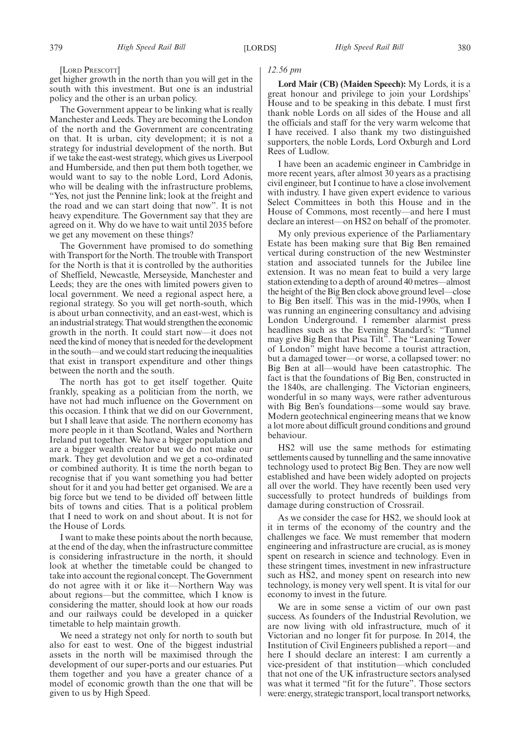[Lord Prescott]

get higher growth in the north than you will get in the south with this investment. But one is an industrial policy and the other is an urban policy.

The Government appear to be linking what is really Manchester and Leeds. They are becoming the London of the north and the Government are concentrating on that. It is urban, city development; it is not a strategy for industrial development of the north. But if we take the east-west strategy, which gives us Liverpool and Humberside, and then put them both together, we would want to say to the noble Lord, Lord Adonis, who will be dealing with the infrastructure problems, "Yes, not just the Pennine link; look at the freight and the road and we can start doing that now". It is not heavy expenditure. The Government say that they are agreed on it. Why do we have to wait until 2035 before we get any movement on these things?

The Government have promised to do something with Transport for the North. The trouble with Transport for the North is that it is controlled by the authorities of Sheffield, Newcastle, Merseyside, Manchester and Leeds; they are the ones with limited powers given to local government. We need a regional aspect here, a regional strategy. So you will get north-south, which is about urban connectivity, and an east-west, which is an industrial strategy. That would strengthen the economic growth in the north. It could start now—it does not need the kind of money that is needed for the development in the south—and we could start reducing the inequalities that exist in transport expenditure and other things between the north and the south.

The north has got to get itself together. Quite frankly, speaking as a politician from the north, we have not had much influence on the Government on this occasion. I think that we did on our Government, but I shall leave that aside. The northern economy has more people in it than Scotland, Wales and Northern Ireland put together. We have a bigger population and are a bigger wealth creator but we do not make our mark. They get devolution and we get a co-ordinated or combined authority. It is time the north began to recognise that if you want something you had better shout for it and you had better get organised. We are a big force but we tend to be divided off between little bits of towns and cities. That is a political problem that I need to work on and shout about. It is not for the House of Lords.

I want to make these points about the north because, at the end of the day, when the infrastructure committee is considering infrastructure in the north, it should look at whether the timetable could be changed to take into account the regional concept. The Government do not agree with it or like it—Northern Way was about regions—but the committee, which I know is considering the matter, should look at how our roads and our railways could be developed in a quicker timetable to help maintain growth.

We need a strategy not only for north to south but also for east to west. One of the biggest industrial assets in the north will be maximised through the development of our super-ports and our estuaries. Put them together and you have a greater chance of a model of economic growth than the one that will be given to us by High Speed.

*12.56 pm*

**Lord Mair (CB) (Maiden Speech):** My Lords, it is a great honour and privilege to join your Lordships' House and to be speaking in this debate. I must first thank noble Lords on all sides of the House and all the officials and staff for the very warm welcome that I have received. I also thank my two distinguished supporters, the noble Lords, Lord Oxburgh and Lord Rees of Ludlow.

I have been an academic engineer in Cambridge in more recent years, after almost 30 years as a practising civil engineer, but I continue to have a close involvement with industry. I have given expert evidence to various Select Committees in both this House and in the House of Commons, most recently—and here I must declare an interest—on HS2 on behalf of the promoter.

My only previous experience of the Parliamentary Estate has been making sure that Big Ben remained vertical during construction of the new Westminster station and associated tunnels for the Jubilee line extension. It was no mean feat to build a very large station extending to a depth of around 40 metres—almost the height of the Big Ben clock above ground level—close to Big Ben itself. This was in the mid-1990s, when I was running an engineering consultancy and advising London Underground. I remember alarmist press headlines such as the Evening Standard's: "Tunnel may give Big Ben that Pisa Tilt". The "Leaning Tower of London" might have become a tourist attraction, but a damaged tower—or worse, a collapsed tower: no Big Ben at all—would have been catastrophic. The fact is that the foundations of Big Ben, constructed in the 1840s, are challenging. The Victorian engineers, wonderful in so many ways, were rather adventurous with Big Ben's foundations—some would say brave. Modern geotechnical engineering means that we know a lot more about difficult ground conditions and ground behaviour.

HS2 will use the same methods for estimating settlements caused by tunnelling and the same innovative technology used to protect Big Ben. They are now well established and have been widely adopted on projects all over the world. They have recently been used very successfully to protect hundreds of buildings from damage during construction of Crossrail.

As we consider the case for HS2, we should look at it in terms of the economy of the country and the challenges we face. We must remember that modern engineering and infrastructure are crucial, as is money spent on research in science and technology. Even in these stringent times, investment in new infrastructure such as HS2, and money spent on research into new technology, is money very well spent. It is vital for our economy to invest in the future.

We are in some sense a victim of our own past success. As founders of the Industrial Revolution, we are now living with old infrastructure, much of it Victorian and no longer fit for purpose. In 2014, the Institution of Civil Engineers published a report—and here I should declare an interest: I am currently a vice-president of that institution—which concluded that not one of the UK infrastructure sectors analysed was what it termed "fit for the future". Those sectors were: energy, strategic transport, local transport networks,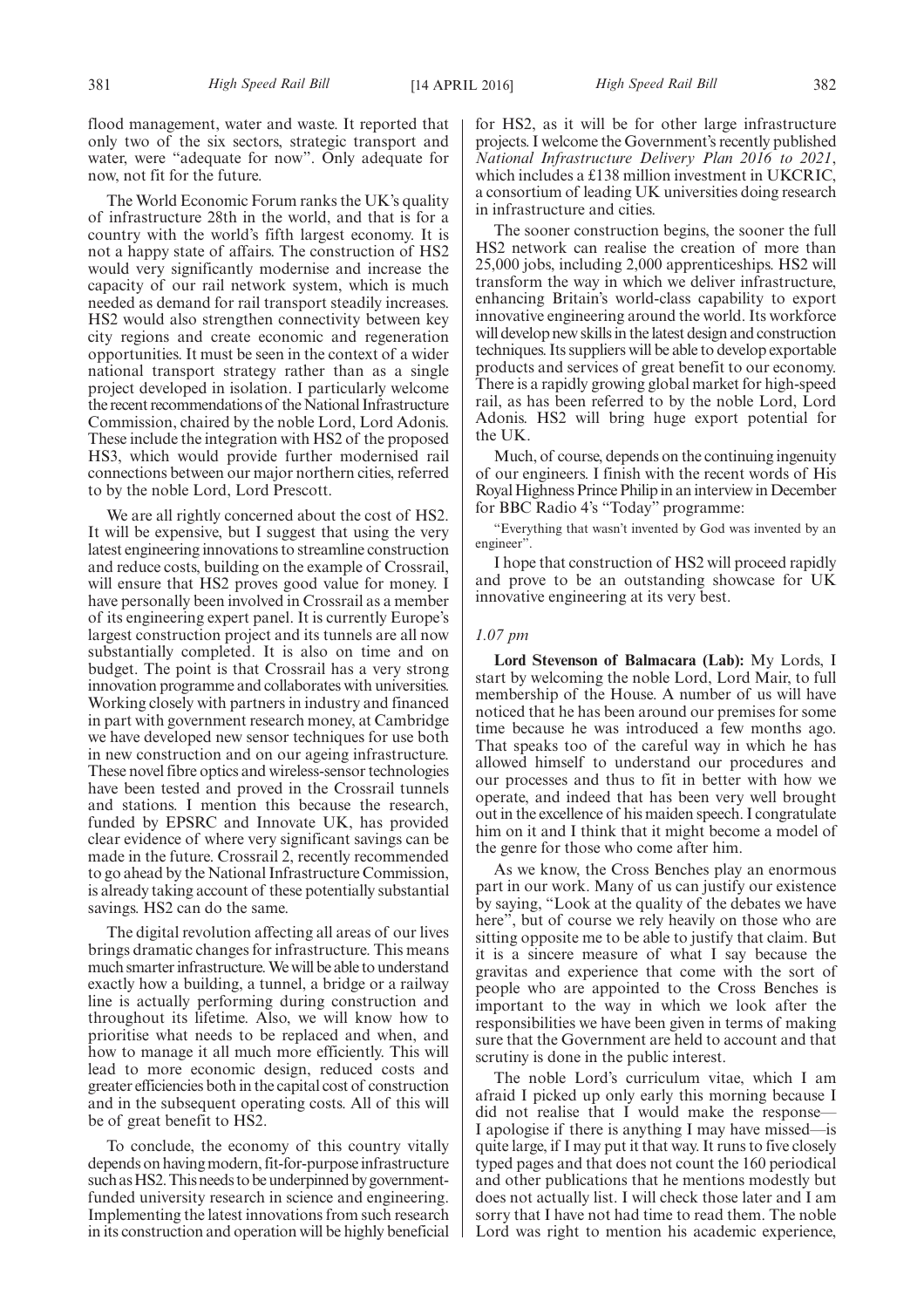flood management, water and waste. It reported that only two of the six sectors, strategic transport and water, were "adequate for now". Only adequate for now, not fit for the future.

The World Economic Forum ranks the UK's quality of infrastructure 28th in the world, and that is for a country with the world's fifth largest economy. It is not a happy state of affairs. The construction of HS2 would very significantly modernise and increase the capacity of our rail network system, which is much needed as demand for rail transport steadily increases. HS2 would also strengthen connectivity between key city regions and create economic and regeneration opportunities. It must be seen in the context of a wider national transport strategy rather than as a single project developed in isolation. I particularly welcome the recent recommendations of the National Infrastructure Commission, chaired by the noble Lord, Lord Adonis. These include the integration with HS2 of the proposed HS3, which would provide further modernised rail connections between our major northern cities, referred to by the noble Lord, Lord Prescott.

We are all rightly concerned about the cost of HS2. It will be expensive, but I suggest that using the very latest engineering innovations to streamline construction and reduce costs, building on the example of Crossrail, will ensure that HS2 proves good value for money. I have personally been involved in Crossrail as a member of its engineering expert panel. It is currently Europe's largest construction project and its tunnels are all now substantially completed. It is also on time and on budget. The point is that Crossrail has a very strong innovation programme and collaborates with universities. Working closely with partners in industry and financed in part with government research money, at Cambridge we have developed new sensor techniques for use both in new construction and on our ageing infrastructure. These novel fibre optics and wireless-sensor technologies have been tested and proved in the Crossrail tunnels and stations. I mention this because the research, funded by EPSRC and Innovate UK, has provided clear evidence of where very significant savings can be made in the future. Crossrail 2, recently recommended to go ahead by the National Infrastructure Commission, is already taking account of these potentially substantial savings. HS2 can do the same.

The digital revolution affecting all areas of our lives brings dramatic changes for infrastructure. This means much smarter infrastructure. We will be able to understand exactly how a building, a tunnel, a bridge or a railway line is actually performing during construction and throughout its lifetime. Also, we will know how to prioritise what needs to be replaced and when, and how to manage it all much more efficiently. This will lead to more economic design, reduced costs and greater efficiencies both in the capital cost of construction and in the subsequent operating costs. All of this will be of great benefit to HS2.

To conclude, the economy of this country vitally depends on having modern, fit-for-purpose infrastructure such as HS2. This needs to be underpinned by government-funded university research in science and engineering. Implementing the latest innovations from such research in its construction and operation will be highly beneficial for HS2, as it will be for other large infrastructure projects. I welcome the Government's recently published *National Infrastructure Delivery Plan 2016 to 2021*, which includes a £138 million investment in UKCRIC, a consortium of leading UK universities doing research in infrastructure and cities.

The sooner construction begins, the sooner the full HS2 network can realise the creation of more than 25,000 jobs, including 2,000 apprenticeships. HS2 will transform the way in which we deliver infrastructure, enhancing Britain's world-class capability to export innovative engineering around the world. Its workforce will develop new skills in the latest design and construction techniques. Its suppliers will be able to develop exportable products and services of great benefit to our economy. There is a rapidly growing global market for high-speed rail, as has been referred to by the noble Lord, Lord Adonis. HS2 will bring huge export potential for the UK.

Much, of course, depends on the continuing ingenuity of our engineers. I finish with the recent words of His Royal Highness Prince Philip in an interview in December for BBC Radio 4's "Today" programme:

"Everything that wasn't invented by God was invented by an engineer".

I hope that construction of HS2 will proceed rapidly and prove to be an outstanding showcase for UK innovative engineering at its very best.

*1.07 pm*

**Lord Stevenson of Balmacara (Lab):** My Lords, I start by welcoming the noble Lord, Lord Mair, to full membership of the House. A number of us will have noticed that he has been around our premises for some time because he was introduced a few months ago. That speaks too of the careful way in which he has allowed himself to understand our procedures and our processes and thus to fit in better with how we operate, and indeed that has been very well brought out in the excellence of his maiden speech. I congratulate him on it and I think that it might become a model of the genre for those who come after him.

As we know, the Cross Benches play an enormous part in our work. Many of us can justify our existence by saying, "Look at the quality of the debates we have here", but of course we rely heavily on those who are sitting opposite me to be able to justify that claim. But it is a sincere measure of what I say because the gravitas and experience that come with the sort of people who are appointed to the Cross Benches is important to the way in which we look after the responsibilities we have been given in terms of making sure that the Government are held to account and that scrutiny is done in the public interest.

The noble Lord's curriculum vitae, which I am afraid I picked up only early this morning because I did not realise that I would make the response—I apologise if there is anything I may have missed—is quite large, if I may put it that way. It runs to five closely typed pages and that does not count the 160 periodical and other publications that he mentions modestly but does not actually list. I will check those later and I am sorry that I have not had time to read them. The noble Lord was right to mention his academic experience,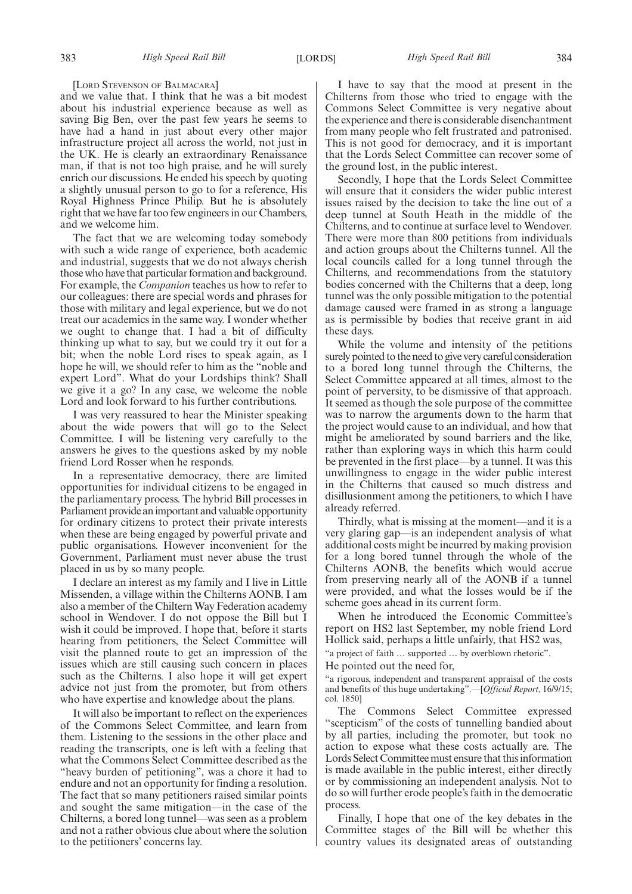[LORD STEVENSON OF BALMACARA]

and we value that. I think that he was a bit modest about his industrial experience because as well as saving Big Ben, over the past few years he seems to have had a hand in just about every other major infrastructure project all across the world, not just in the UK. He is clearly an extraordinary Renaissance man, if that is not too high praise, and he will surely enrich our discussions. He ended his speech by quoting a slightly unusual person to go to for a reference, His Royal Highness Prince Philip. But he is absolutely right that we have far too few engineers in our Chambers, and we welcome him.

The fact that we are welcoming today somebody with such a wide range of experience, both academic and industrial, suggests that we do not always cherish those who have that particular formation and background. For example, the *Companion* teaches us how to refer to our colleagues: there are special words and phrases for those with military and legal experience, but we do not treat our academics in the same way. I wonder whether we ought to change that. I had a bit of difficulty thinking up what to say, but we could try it out for a bit; when the noble Lord rises to speak again, as I hope he will, we should refer to him as the "noble and expert Lord". What do your Lordships think? Shall we give it a go? In any case, we welcome the noble Lord and look forward to his further contributions.

I was very reassured to hear the Minister speaking about the wide powers that will go to the Select Committee. I will be listening very carefully to the answers he gives to the questions asked by my noble friend Lord Rosser when he responds.

In a representative democracy, there are limited opportunities for individual citizens to be engaged in the parliamentary process. The hybrid Bill processes in Parliament provide an important and valuable opportunity for ordinary citizens to protect their private interests when these are being engaged by powerful private and public organisations. However inconvenient for the Government, Parliament must never abuse the trust placed in us by so many people.

I declare an interest as my family and I live in Little Missenden, a village within the Chilterns AONB. I am also a member of the Chiltern Way Federation academy school in Wendover. I do not oppose the Bill but I wish it could be improved. I hope that, before it starts hearing from petitioners, the Select Committee will visit the planned route to get an impression of the issues which are still causing such concern in places such as the Chilterns. I also hope it will get expert advice not just from the promoter, but from others who have expertise and knowledge about the plans.

It will also be important to reflect on the experiences of the Commons Select Committee, and learn from them. Listening to the sessions in the other place and reading the transcripts, one is left with a feeling that what the Commons Select Committee described as the "heavy burden of petitioning", was a chore it had to endure and not an opportunity for finding a resolution. The fact that so many petitioners raised similar points and sought the same mitigation—in the case of the Chilterns, a bored long tunnel—was seen as a problem and not a rather obvious clue about where the solution to the petitioners' concerns lay.

I have to say that the mood at present in the Chilterns from those who tried to engage with the Commons Select Committee is very negative about the experience and there is considerable disenchantment from many people who felt frustrated and patronised. This is not good for democracy, and it is important that the Lords Select Committee can recover some of the ground lost, in the public interest.

Secondly, I hope that the Lords Select Committee will ensure that it considers the wider public interest issues raised by the decision to take the line out of a deep tunnel at South Heath in the middle of the Chilterns, and to continue at surface level to Wendover. There were more than 800 petitions from individuals and action groups about the Chilterns tunnel. All the local councils called for a long tunnel through the Chilterns, and recommendations from the statutory bodies concerned with the Chilterns that a deep, long tunnel was the only possible mitigation to the potential damage caused were framed in as strong a language as is permissible by bodies that receive grant in aid these days.

While the volume and intensity of the petitions surely pointed to the need to give very careful consideration to a bored long tunnel through the Chilterns, the Select Committee appeared at all times, almost to the point of perversity, to be dismissive of that approach. It seemed as though the sole purpose of the committee was to narrow the arguments down to the harm that the project would cause to an individual, and how that might be ameliorated by sound barriers and the like, rather than exploring ways in which this harm could be prevented in the first place—by a tunnel. It was this unwillingness to engage in the wider public interest in the Chilterns that caused so much distress and disillusionment among the petitioners, to which I have already referred.

Thirdly, what is missing at the moment—and it is a very glaring gap—is an independent analysis of what additional costs might be incurred by making provision for a long bored tunnel through the whole of the Chilterns AONB, the benefits which would accrue from preserving nearly all of the AONB if a tunnel were provided, and what the losses would be if the scheme goes ahead in its current form.

When he introduced the Economic Committee's report on HS2 last September, my noble friend Lord Hollick said, perhaps a little unfairly, that HS2 was,

"a project of faith … supported … by overblown rhetoric".

He pointed out the need for,

"a rigorous, independent and transparent appraisal of the costs and benefits of this huge undertaking".—[*Official Report*, 16/9/15; col. 1850]

The Commons Select Committee expressed "scepticism" of the costs of tunnelling bandied about by all parties, including the promoter, but took no action to expose what these costs actually are. The Lords Select Committee must ensure that this information is made available in the public interest, either directly or by commissioning an independent analysis. Not to do so will further erode people's faith in the democratic process.

Finally, I hope that one of the key debates in the Committee stages of the Bill will be whether this country values its designated areas of outstanding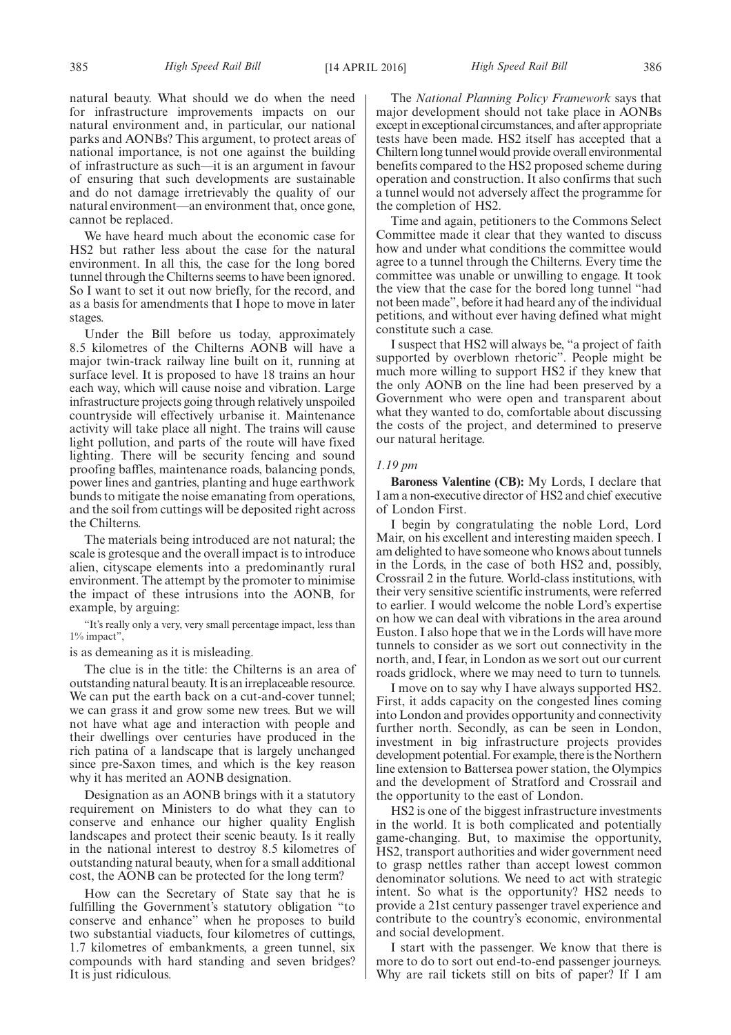natural beauty. What should we do when the need for infrastructure improvements impacts on our natural environment and, in particular, our national parks and AONBs? This argument, to protect areas of national importance, is not one against the building of infrastructure as such—it is an argument in favour of ensuring that such developments are sustainable and do not damage irretrievably the quality of our natural environment—an environment that, once gone, cannot be replaced.

We have heard much about the economic case for HS2 but rather less about the case for the natural environment. In all this, the case for the long bored tunnel through the Chilterns seems to have been ignored. So I want to set it out now briefly, for the record, and as a basis for amendments that I hope to move in later stages.

Under the Bill before us today, approximately 8.5 kilometres of the Chilterns AONB will have a major twin-track railway line built on it, running at surface level. It is proposed to have 18 trains an hour each way, which will cause noise and vibration. Large infrastructure projects going through relatively unspoiled countryside will effectively urbanise it. Maintenance activity will take place all night. The trains will cause light pollution, and parts of the route will have fixed lighting. There will be security fencing and sound proofing baffles, maintenance roads, balancing ponds, power lines and gantries, planting and huge earthwork bunds to mitigate the noise emanating from operations, and the soil from cuttings will be deposited right across the Chilterns.

The materials being introduced are not natural; the scale is grotesque and the overall impact is to introduce alien, cityscape elements into a predominantly rural environment. The attempt by the promoter to minimise the impact of these intrusions into the AONB, for example, by arguing:

"It's really only a very, very small percentage impact, less than 1% impact",

is as demeaning as it is misleading.

The clue is in the title: the Chilterns is an area of outstanding natural beauty. It is an irreplaceable resource. We can put the earth back on a cut-and-cover tunnel; we can grass it and grow some new trees. But we will not have what age and interaction with people and their dwellings over centuries have produced in the rich patina of a landscape that is largely unchanged since pre-Saxon times, and which is the key reason why it has merited an AONB designation.

Designation as an AONB brings with it a statutory requirement on Ministers to do what they can to conserve and enhance our higher quality English landscapes and protect their scenic beauty. Is it really in the national interest to destroy 8.5 kilometres of outstanding natural beauty, when for a small additional cost, the AONB can be protected for the long term?

How can the Secretary of State say that he is fulfilling the Government's statutory obligation "to conserve and enhance" when he proposes to build two substantial viaducts, four kilometres of cuttings, 1.7 kilometres of embankments, a green tunnel, six compounds with hard standing and seven bridges? It is just ridiculous.

The *National Planning Policy Framework* says that major development should not take place in AONBs except in exceptional circumstances, and after appropriate tests have been made. HS2 itself has accepted that a Chiltern long tunnel would provide overall environmental benefits compared to the HS2 proposed scheme during operation and construction. It also confirms that such a tunnel would not adversely affect the programme for the completion of HS2.

Time and again, petitioners to the Commons Select Committee made it clear that they wanted to discuss how and under what conditions the committee would agree to a tunnel through the Chilterns. Every time the committee was unable or unwilling to engage. It took the view that the case for the bored long tunnel "had not been made", before it had heard any of the individual petitions, and without ever having defined what might constitute such a case.

I suspect that HS2 will always be, "a project of faith supported by overblown rhetoric". People might be much more willing to support HS2 if they knew that the only AONB on the line had been preserved by a Government who were open and transparent about what they wanted to do, comfortable about discussing the costs of the project, and determined to preserve our natural heritage.

*1.19 pm*

**Baroness Valentine (CB):** My Lords, I declare that I am a non-executive director of HS2 and chief executive of London First.

I begin by congratulating the noble Lord, Lord Mair, on his excellent and interesting maiden speech. I am delighted to have someone who knows about tunnels in the Lords, in the case of both HS2 and, possibly, Crossrail 2 in the future. World-class institutions, with their very sensitive scientific instruments, were referred to earlier. I would welcome the noble Lord's expertise on how we can deal with vibrations in the area around Euston. I also hope that we in the Lords will have more tunnels to consider as we sort out connectivity in the north, and, I fear, in London as we sort out our current roads gridlock, where we may need to turn to tunnels.

I move on to say why I have always supported HS2. First, it adds capacity on the congested lines coming into London and provides opportunity and connectivity further north. Secondly, as can be seen in London, investment in big infrastructure projects provides development potential. For example, there is the Northern line extension to Battersea power station, the Olympics and the development of Stratford and Crossrail and the opportunity to the east of London.

HS2 is one of the biggest infrastructure investments in the world. It is both complicated and potentially game-changing. But, to maximise the opportunity, HS2, transport authorities and wider government need to grasp nettles rather than accept lowest common denominator solutions. We need to act with strategic intent. So what is the opportunity? HS2 needs to provide a 21st century passenger travel experience and contribute to the country's economic, environmental and social development.

I start with the passenger. We know that there is more to do to sort out end-to-end passenger journeys. Why are rail tickets still on bits of paper? If I am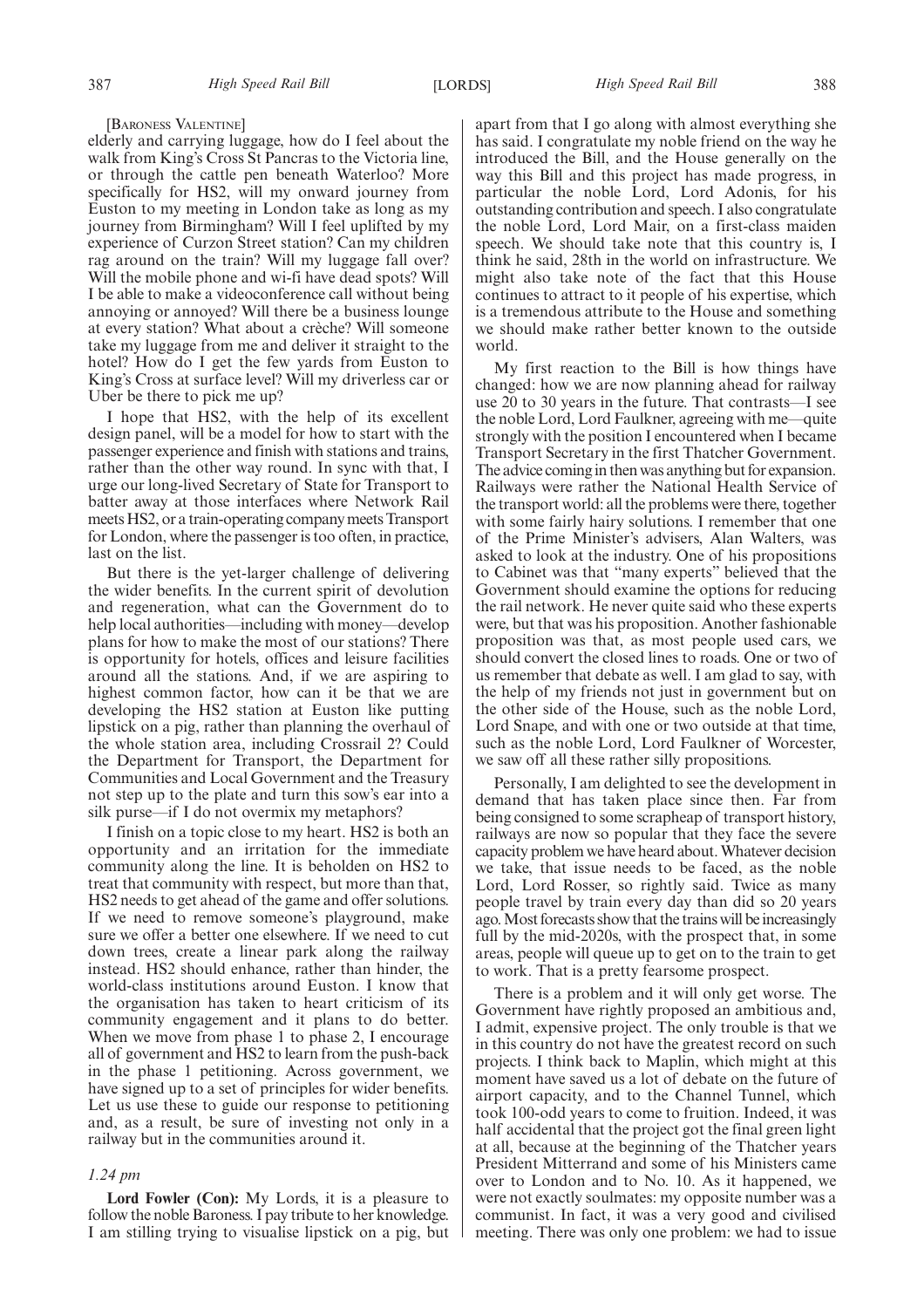[Baroness Valentine]

elderly and carrying luggage, how do I feel about the walk from King's Cross St Pancras to the Victoria line, or through the cattle pen beneath Waterloo? More specifically for HS2, will my onward journey from Euston to my meeting in London take as long as my journey from Birmingham? Will I feel uplifted by my experience of Curzon Street station? Can my children rag around on the train? Will my luggage fall over? Will the mobile phone and wi-fi have dead spots? Will I be able to make a videoconference call without being annoying or annoyed? Will there be a business lounge at every station? What about a crèche? Will someone take my luggage from me and deliver it straight to the hotel? How do I get the few yards from Euston to King's Cross at surface level? Will my driverless car or Uber be there to pick me up?

I hope that HS2, with the help of its excellent design panel, will be a model for how to start with the passenger experience and finish with stations and trains, rather than the other way round. In sync with that, I urge our long-lived Secretary of State for Transport to batter away at those interfaces where Network Rail meets HS2, or a train-operating company meets Transport for London, where the passenger is too often, in practice, last on the list.

But there is the yet-larger challenge of delivering the wider benefits. In the current spirit of devolution and regeneration, what can the Government do to help local authorities—including with money—develop plans for how to make the most of our stations? There is opportunity for hotels, offices and leisure facilities around all the stations. And, if we are aspiring to highest common factor, how can it be that we are developing the HS2 station at Euston like putting lipstick on a pig, rather than planning the overhaul of the whole station area, including Crossrail 2? Could the Department for Transport, the Department for Communities and Local Government and the Treasury not step up to the plate and turn this sow's ear into a silk purse—if I do not overmix my metaphors?

I finish on a topic close to my heart. HS2 is both an opportunity and an irritation for the immediate community along the line. It is beholden on HS2 to treat that community with respect, but more than that, HS2 needs to get ahead of the game and offer solutions. If we need to remove someone's playground, make sure we offer a better one elsewhere. If we need to cut down trees, create a linear park along the railway instead. HS2 should enhance, rather than hinder, the world-class institutions around Euston. I know that the organisation has taken to heart criticism of its community engagement and it plans to do better. When we move from phase 1 to phase 2, I encourage all of government and HS2 to learn from the push-back in the phase 1 petitioning. Across government, we have signed up to a set of principles for wider benefits. Let us use these to guide our response to petitioning and, as a result, be sure of investing not only in a railway but in the communities around it.

*1.24 pm*

**Lord Fowler (Con):** My Lords, it is a pleasure to follow the noble Baroness. I pay tribute to her knowledge. I am stilling trying to visualise lipstick on a pig, but apart from that I go along with almost everything she has said. I congratulate my noble friend on the way he introduced the Bill, and the House generally on the way this Bill and this project has made progress, in particular the noble Lord, Lord Adonis, for his outstanding contribution and speech. I also congratulate the noble Lord, Lord Mair, on a first-class maiden speech. We should take note that this country is, I think he said, 28th in the world on infrastructure. We might also take note of the fact that this House continues to attract to it people of his expertise, which is a tremendous attribute to the House and something we should make rather better known to the outside world.

My first reaction to the Bill is how things have changed: how we are now planning ahead for railway use 20 to 30 years in the future. That contrasts—I see the noble Lord, Lord Faulkner, agreeing with me—quite strongly with the position I encountered when I became Transport Secretary in the first Thatcher Government. The advice coming in then was anything but for expansion. Railways were rather the National Health Service of the transport world: all the problems were there, together with some fairly hairy solutions. I remember that one of the Prime Minister's advisers, Alan Walters, was asked to look at the industry. One of his propositions to Cabinet was that "many experts" believed that the Government should examine the options for reducing the rail network. He never quite said who these experts were, but that was his proposition. Another fashionable proposition was that, as most people used cars, we should convert the closed lines to roads. One or two of us remember that debate as well. I am glad to say, with the help of my friends not just in government but on the other side of the House, such as the noble Lord, Lord Snape, and with one or two outside at that time, such as the noble Lord, Lord Faulkner of Worcester, we saw off all these rather silly propositions.

Personally, I am delighted to see the development in demand that has taken place since then. Far from being consigned to some scrapheap of transport history, railways are now so popular that they face the severe capacity problem we have heard about. Whatever decision we take, that issue needs to be faced, as the noble Lord, Lord Rosser, so rightly said. Twice as many people travel by train every day than did so 20 years ago. Most forecasts show that the trains will be increasingly full by the mid-2020s, with the prospect that, in some areas, people will queue up to get on to the train to get to work. That is a pretty fearsome prospect.

There is a problem and it will only get worse. The Government have rightly proposed an ambitious and, I admit, expensive project. The only trouble is that we in this country do not have the greatest record on such projects. I think back to Maplin, which might at this moment have saved us a lot of debate on the future of airport capacity, and to the Channel Tunnel, which took 100-odd years to come to fruition. Indeed, it was half accidental that the project got the final green light at all, because at the beginning of the Thatcher years President Mitterrand and some of his Ministers came over to London and to No. 10. As it happened, we were not exactly soulmates: my opposite number was a communist. In fact, it was a very good and civilised meeting. There was only one problem: we had to issue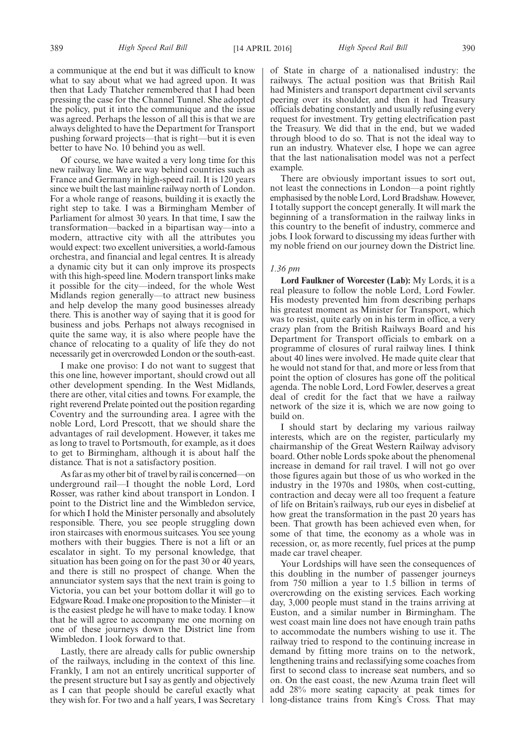a communique at the end but it was difficult to know what to say about what we had agreed upon. It was then that Lady Thatcher remembered that I had been pressing the case for the Channel Tunnel. She adopted the policy, put it into the communique and the issue was agreed. Perhaps the lesson of all this is that we are always delighted to have the Department for Transport pushing forward projects—that is right—but it is even better to have No. 10 behind you as well.

Of course, we have waited a very long time for this new railway line. We are way behind countries such as France and Germany in high-speed rail. It is 120 years since we built the last mainline railway north of London. For a whole range of reasons, building it is exactly the right step to take. I was a Birmingham Member of Parliament for almost 30 years. In that time, I saw the transformation—backed in a bipartisan way—into a modern, attractive city with all the attributes you would expect: two excellent universities, a world-famous orchestra, and financial and legal centres. It is already a dynamic city but it can only improve its prospects with this high-speed line. Modern transport links make it possible for the city—indeed, for the whole West Midlands region generally—to attract new business and help develop the many good businesses already there. This is another way of saying that it is good for business and jobs. Perhaps not always recognised in quite the same way, it is also where people have the chance of relocating to a quality of life they do not necessarily get in overcrowded London or the south-east.

I make one proviso: I do not want to suggest that this one line, however important, should crowd out all other development spending. In the West Midlands, there are other, vital cities and towns. For example, the right reverend Prelate pointed out the position regarding Coventry and the surrounding area. I agree with the noble Lord, Lord Prescott, that we should share the advantages of rail development. However, it takes me as long to travel to Portsmouth, for example, as it does to get to Birmingham, although it is about half the distance. That is not a satisfactory position.

As far as my other bit of travel by rail is concerned—on underground rail—I thought the noble Lord, Lord Rosser, was rather kind about transport in London. I point to the District line and the Wimbledon service, for which I hold the Minister personally and absolutely responsible. There, you see people struggling down iron staircases with enormous suitcases. You see young mothers with their buggies. There is not a lift or an escalator in sight. To my personal knowledge, that situation has been going on for the past 30 or 40 years, and there is still no prospect of change. When the annunciator system says that the next train is going to Victoria, you can bet your bottom dollar it will go to Edgware Road. I make one proposition to the Minister—it is the easiest pledge he will have to make today. I know that he will agree to accompany me one morning on one of these journeys down the District line from Wimbledon. I look forward to that.

Lastly, there are already calls for public ownership of the railways, including in the context of this line. Frankly, I am not an entirely uncritical supporter of the present structure but I say as gently and objectively as I can that people should be careful exactly what they wish for. For two and a half years, I was Secretary of State in charge of a nationalised industry: the railways. The actual position was that British Rail had Ministers and transport department civil servants peering over its shoulder, and then it had Treasury officials debating constantly and usually refusing every request for investment. Try getting electrification past the Treasury. We did that in the end, but we waded through blood to do so. That is not the ideal way to run an industry. Whatever else, I hope we can agree that the last nationalisation model was not a perfect example.

There are obviously important issues to sort out, not least the connections in London—a point rightly emphasised by the noble Lord, Lord Bradshaw. However, I totally support the concept generally. It will mark the beginning of a transformation in the railway links in this country to the benefit of industry, commerce and jobs. I look forward to discussing my ideas further with my noble friend on our journey down the District line.

*1.36 pm*

**Lord Faulkner of Worcester (Lab):** My Lords, it is a real pleasure to follow the noble Lord, Lord Fowler. His modesty prevented him from describing perhaps his greatest moment as Minister for Transport, which was to resist, quite early on in his term in office, a very crazy plan from the British Railways Board and his Department for Transport officials to embark on a programme of closures of rural railway lines. I think about 40 lines were involved. He made quite clear that he would not stand for that, and more or less from that point the option of closures has gone off the political agenda. The noble Lord, Lord Fowler, deserves a great deal of credit for the fact that we have a railway network of the size it is, which we are now going to build on.

I should start by declaring my various railway interests, which are on the register, particularly my chairmanship of the Great Western Railway advisory board. Other noble Lords spoke about the phenomenal increase in demand for rail travel. I will not go over those figures again but those of us who worked in the industry in the 1970s and 1980s, when cost-cutting, contraction and decay were all too frequent a feature of life on Britain's railways, rub our eyes in disbelief at how great the transformation in the past 20 years has been. That growth has been achieved even when, for some of that time, the economy as a whole was in recession, or, as more recently, fuel prices at the pump made car travel cheaper.

Your Lordships will have seen the consequences of this doubling in the number of passenger journeys from 750 million a year to 1.5 billion in terms of overcrowding on the existing services. Each working day, 3,000 people must stand in the trains arriving at Euston, and a similar number in Birmingham. The west coast main line does not have enough train paths to accommodate the numbers wishing to use it. The railway tried to respond to the continuing increase in demand by fitting more trains on to the network, lengthening trains and reclassifying some coaches from first to second class to increase seat numbers, and so on. On the east coast, the new Azuma train fleet will add 28% more seating capacity at peak times for long-distance trains from King's Cross. That may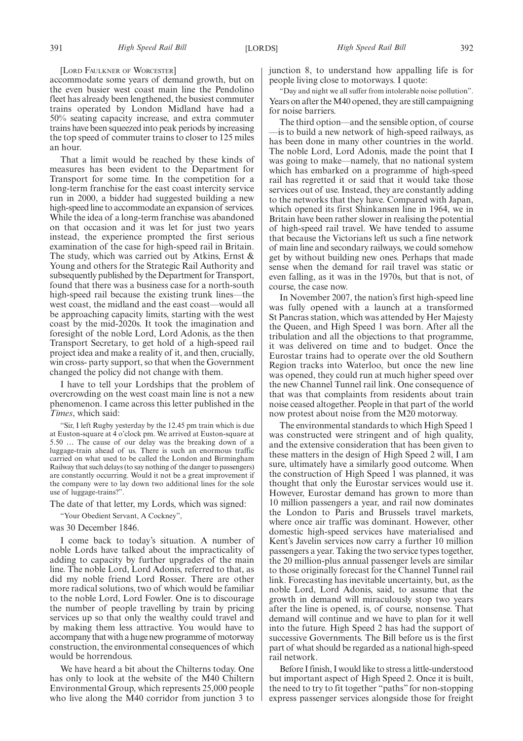[LORD FAULKNER OF WORCESTER]

accommodate some years of demand growth, but on the even busier west coast main line the Pendolino fleet has already been lengthened, the busiest commuter trains operated by London Midland have had a 50% seating capacity increase, and extra commuter trains have been squeezed into peak periods by increasing the top speed of commuter trains to closer to 125 miles an hour.

That a limit would be reached by these kinds of measures has been evident to the Department for Transport for some time. In the competition for a long-term franchise for the east coast intercity service run in 2000, a bidder had suggested building a new high-speed line to accommodate an expansion of services. While the idea of a long-term franchise was abandoned on that occasion and it was let for just two years instead, the experience prompted the first serious examination of the case for high-speed rail in Britain. The study, which was carried out by Atkins, Ernst & Young and others for the Strategic Rail Authority and subsequently published by the Department for Transport, found that there was a business case for a north-south high-speed rail because the existing trunk lines—the west coast, the midland and the east coast—would all be approaching capacity limits, starting with the west coast by the mid-2020s. It took the imagination and foresight of the noble Lord, Lord Adonis, as the then Transport Secretary, to get hold of a high-speed rail project idea and make a reality of it, and then, crucially, win cross- party support, so that when the Government changed the policy did not change with them.

I have to tell your Lordships that the problem of overcrowding on the west coast main line is not a new phenomenon. I came across this letter published in the *Times*, which said:

"Sir, I left Rugby yesterday by the 12.45 pm train which is due at Euston-square at 4 o'clock pm. We arrived at Euston-square at 5.50 … The cause of our delay was the breaking down of a luggage-train ahead of us. There is such an enormous traffic carried on what used to be called the London and Birmingham Railway that such delays (to say nothing of the danger to passengers) are constantly occurring. Would it not be a great improvement if the company were to lay down two additional lines for the sole use of luggage-trains?".

The date of that letter, my Lords, which was signed:

"Your Obedient Servant, A Cockney",

was 30 December 1846.

I come back to today's situation. A number of noble Lords have talked about the impracticality of adding to capacity by further upgrades of the main line. The noble Lord, Lord Adonis, referred to that, as did my noble friend Lord Rosser. There are other more radical solutions, two of which would be familiar to the noble Lord, Lord Fowler. One is to discourage the number of people travelling by train by pricing services up so that only the wealthy could travel and by making them less attractive. You would have to accompany that with a huge new programme of motorway construction, the environmental consequences of which would be horrendous.

We have heard a bit about the Chilterns today. One has only to look at the website of the M40 Chiltern Environmental Group, which represents 25,000 people who live along the M40 corridor from junction 3 to junction 8, to understand how appalling life is for people living close to motorways. I quote:

"Day and night we all suffer from intolerable noise pollution".

Years on after the M40 opened, they are still campaigning for noise barriers.

The third option—and the sensible option, of course—is to build a new network of high-speed railways, as has been done in many other countries in the world. The noble Lord, Lord Adonis, made the point that I was going to make—namely, that no national system which has embarked on a programme of high-speed rail has regretted it or said that it would take those services out of use. Instead, they are constantly adding to the networks that they have. Compared with Japan, which opened its first Shinkansen line in 1964, we in Britain have been rather slower in realising the potential of high-speed rail travel. We have tended to assume that because the Victorians left us such a fine network of main line and secondary railways, we could somehow get by without building new ones. Perhaps that made sense when the demand for rail travel was static or even falling, as it was in the 1970s, but that is not, of course, the case now.

In November 2007, the nation's first high-speed line was fully opened with a launch at a transformed St Pancras station, which was attended by Her Majesty the Queen, and High Speed 1 was born. After all the tribulation and all the objections to that programme, it was delivered on time and to budget. Once the Eurostar trains had to operate over the old Southern Region tracks into Waterloo, but once the new line was opened, they could run at much higher speed over the new Channel Tunnel rail link. One consequence of that was that complaints from residents about train noise ceased altogether. People in that part of the world now protest about noise from the M20 motorway.

The environmental standards to which High Speed 1 was constructed were stringent and of high quality, and the extensive consideration that has been given to these matters in the design of High Speed 2 will, I am sure, ultimately have a similarly good outcome. When the construction of High Speed 1 was planned, it was thought that only the Eurostar services would use it. However, Eurostar demand has grown to more than 10 million passengers a year, and rail now dominates the London to Paris and Brussels travel markets, where once air traffic was dominant. However, other domestic high-speed services have materialised and Kent's Javelin services now carry a further 10 million passengers a year. Taking the two service types together, the 20 million-plus annual passenger levels are similar to those originally forecast for the Channel Tunnel rail link. Forecasting has inevitable uncertainty, but, as the noble Lord, Lord Adonis, said, to assume that the growth in demand will miraculously stop two years after the line is opened, is, of course, nonsense. That demand will continue and we have to plan for it well into the future. High Speed 2 has had the support of successive Governments. The Bill before us is the first part of what should be regarded as a national high-speed rail network.

Before I finish, I would like to stress a little-understood but important aspect of High Speed 2. Once it is built, the need to try to fit together "paths" for non-stopping express passenger services alongside those for freight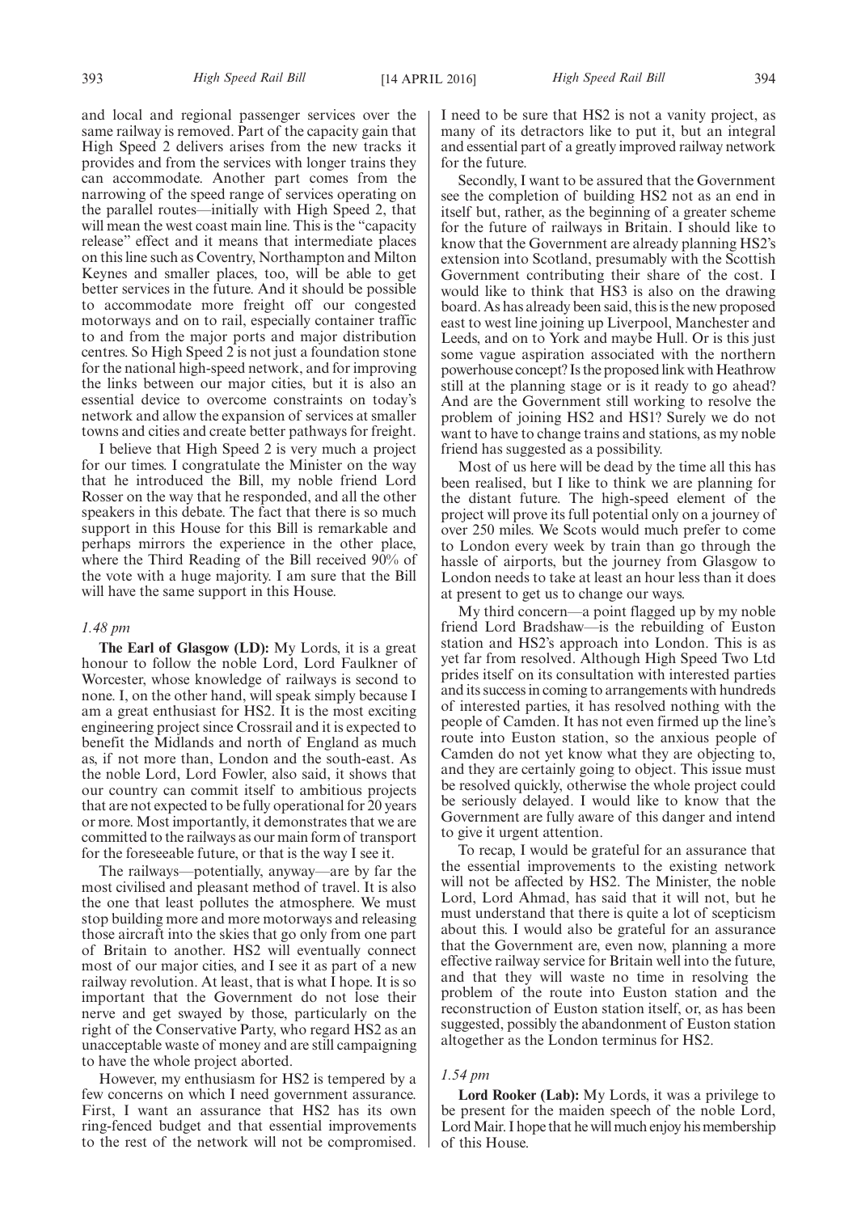and local and regional passenger services over the same railway is removed. Part of the capacity gain that High Speed 2 delivers arises from the new tracks it provides and from the services with longer trains they can accommodate. Another part comes from the narrowing of the speed range of services operating on the parallel routes—initially with High Speed 2, that will mean the west coast main line. This is the "capacity release" effect and it means that intermediate places on this line such as Coventry, Northampton and Milton Keynes and smaller places, too, will be able to get better services in the future. And it should be possible to accommodate more freight off our congested motorways and on to rail, especially container traffic to and from the major ports and major distribution centres. So High Speed 2 is not just a foundation stone for the national high-speed network, and for improving the links between our major cities, but it is also an essential device to overcome constraints on today's network and allow the expansion of services at smaller towns and cities and create better pathways for freight.

I believe that High Speed 2 is very much a project for our times. I congratulate the Minister on the way that he introduced the Bill, my noble friend Lord Rosser on the way that he responded, and all the other speakers in this debate. The fact that there is so much support in this House for this Bill is remarkable and perhaps mirrors the experience in the other place, where the Third Reading of the Bill received 90% of the vote with a huge majority. I am sure that the Bill will have the same support in this House.

*1.48 pm*

**The Earl of Glasgow (LD):** My Lords, it is a great honour to follow the noble Lord, Lord Faulkner of Worcester, whose knowledge of railways is second to none. I, on the other hand, will speak simply because I am a great enthusiast for HS2. It is the most exciting engineering project since Crossrail and it is expected to benefit the Midlands and north of England as much as, if not more than, London and the south-east. As the noble Lord, Lord Fowler, also said, it shows that our country can commit itself to ambitious projects that are not expected to be fully operational for 20 years or more. Most importantly, it demonstrates that we are committed to the railways as our main form of transport for the foreseeable future, or that is the way I see it.

The railways—potentially, anyway—are by far the most civilised and pleasant method of travel. It is also the one that least pollutes the atmosphere. We must stop building more and more motorways and releasing those aircraft into the skies that go only from one part of Britain to another. HS2 will eventually connect most of our major cities, and I see it as part of a new railway revolution. At least, that is what I hope. It is so important that the Government do not lose their nerve and get swayed by those, particularly on the right of the Conservative Party, who regard HS2 as an unacceptable waste of money and are still campaigning to have the whole project aborted.

However, my enthusiasm for HS2 is tempered by a few concerns on which I need government assurance. First, I want an assurance that HS2 has its own ring-fenced budget and that essential improvements to the rest of the network will not be compromised. I need to be sure that HS2 is not a vanity project, as many of its detractors like to put it, but an integral and essential part of a greatly improved railway network for the future.

Secondly, I want to be assured that the Government see the completion of building HS2 not as an end in itself but, rather, as the beginning of a greater scheme for the future of railways in Britain. I should like to know that the Government are already planning HS2's extension into Scotland, presumably with the Scottish Government contributing their share of the cost. I would like to think that HS3 is also on the drawing board. As has already been said, this is the new proposed east to west line joining up Liverpool, Manchester and Leeds, and on to York and maybe Hull. Or is this just some vague aspiration associated with the northern powerhouse concept? Is the proposed link with Heathrow still at the planning stage or is it ready to go ahead? And are the Government still working to resolve the problem of joining HS2 and HS1? Surely we do not want to have to change trains and stations, as my noble friend has suggested as a possibility.

Most of us here will be dead by the time all this has been realised, but I like to think we are planning for the distant future. The high-speed element of the project will prove its full potential only on a journey of over 250 miles. We Scots would much prefer to come to London every week by train than go through the hassle of airports, but the journey from Glasgow to London needs to take at least an hour less than it does at present to get us to change our ways.

My third concern—a point flagged up by my noble friend Lord Bradshaw—is the rebuilding of Euston station and HS2's approach into London. This is as yet far from resolved. Although High Speed Two Ltd prides itself on its consultation with interested parties and its success in coming to arrangements with hundreds of interested parties, it has resolved nothing with the people of Camden. It has not even firmed up the line's route into Euston station, so the anxious people of Camden do not yet know what they are objecting to, and they are certainly going to object. This issue must be resolved quickly, otherwise the whole project could be seriously delayed. I would like to know that the Government are fully aware of this danger and intend to give it urgent attention.

To recap, I would be grateful for an assurance that the essential improvements to the existing network will not be affected by HS2. The Minister, the noble Lord, Lord Ahmad, has said that it will not, but he must understand that there is quite a lot of scepticism about this. I would also be grateful for an assurance that the Government are, even now, planning a more effective railway service for Britain well into the future, and that they will waste no time in resolving the problem of the route into Euston station and the reconstruction of Euston station itself, or, as has been suggested, possibly the abandonment of Euston station altogether as the London terminus for HS2.

*1.54 pm*

**Lord Rooker (Lab):** My Lords, it was a privilege to be present for the maiden speech of the noble Lord, Lord Mair. I hope that he will much enjoy his membership of this House.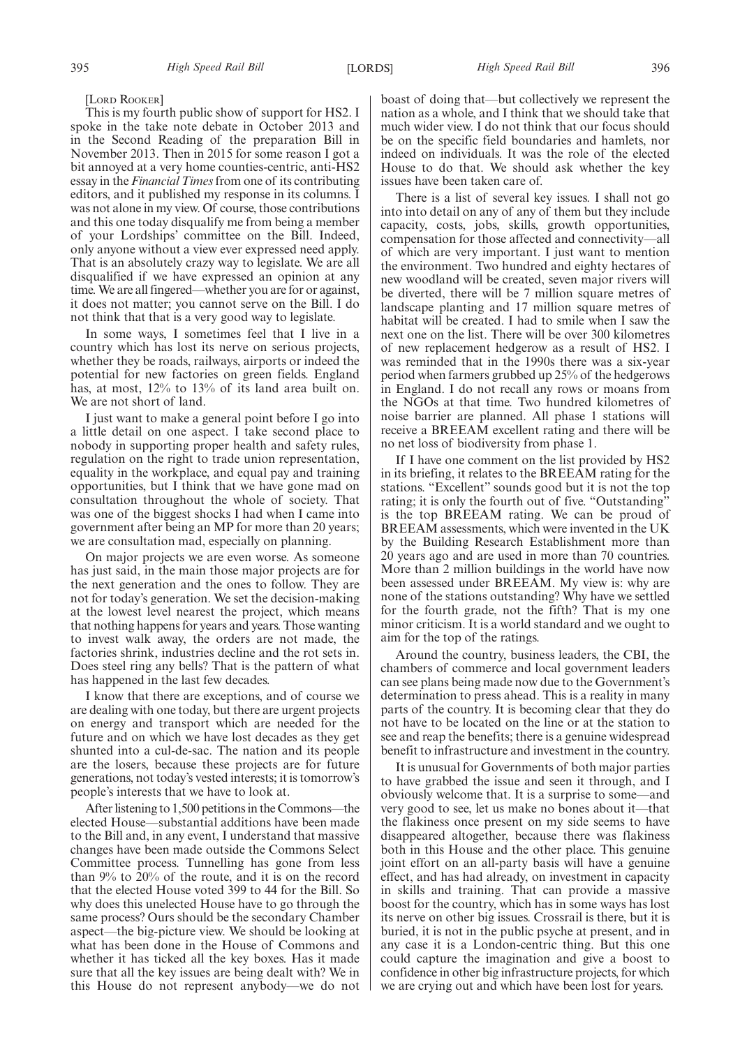[LORD ROOKER]

This is my fourth public show of support for HS2. I spoke in the take note debate in October 2013 and in the Second Reading of the preparation Bill in November 2013. Then in 2015 for some reason I got a bit annoyed at a very home counties-centric, anti-HS2 essay in the *Financial Times* from one of its contributing editors, and it published my response in its columns. I was not alone in my view. Of course, those contributions and this one today disqualify me from being a member of your Lordships' committee on the Bill. Indeed, only anyone without a view ever expressed need apply. That is an absolutely crazy way to legislate. We are all disqualified if we have expressed an opinion at any time. We are all fingered—whether you are for or against, it does not matter; you cannot serve on the Bill. I do not think that that is a very good way to legislate.

In some ways, I sometimes feel that I live in a country which has lost its nerve on serious projects, whether they be roads, railways, airports or indeed the potential for new factories on green fields. England has, at most, 12% to 13% of its land area built on. We are not short of land.

I just want to make a general point before I go into a little detail on one aspect. I take second place to nobody in supporting proper health and safety rules, regulation on the right to trade union representation, equality in the workplace, and equal pay and training opportunities, but I think that we have gone mad on consultation throughout the whole of society. That was one of the biggest shocks I had when I came into government after being an MP for more than 20 years; we are consultation mad, especially on planning.

On major projects we are even worse. As someone has just said, in the main those major projects are for the next generation and the ones to follow. They are not for today's generation. We set the decision-making at the lowest level nearest the project, which means that nothing happens for years and years. Those wanting to invest walk away, the orders are not made, the factories shrink, industries decline and the rot sets in. Does steel ring any bells? That is the pattern of what has happened in the last few decades.

I know that there are exceptions, and of course we are dealing with one today, but there are urgent projects on energy and transport which are needed for the future and on which we have lost decades as they get shunted into a cul-de-sac. The nation and its people are the losers, because these projects are for future generations, not today's vested interests; it is tomorrow's people's interests that we have to look at.

After listening to 1,500 petitions in the Commons—the elected House—substantial additions have been made to the Bill and, in any event, I understand that massive changes have been made outside the Commons Select Committee process. Tunnelling has gone from less than 9% to 20% of the route, and it is on the record that the elected House voted 399 to 44 for the Bill. So why does this unelected House have to go through the same process? Ours should be the secondary Chamber aspect—the big-picture view. We should be looking at what has been done in the House of Commons and whether it has ticked all the key boxes. Has it made sure that all the key issues are being dealt with? We in this House do not represent anybody—we do not boast of doing that—but collectively we represent the nation as a whole, and I think that we should take that much wider view. I do not think that our focus should be on the specific field boundaries and hamlets, nor indeed on individuals. It was the role of the elected House to do that. We should ask whether the key issues have been taken care of.

There is a list of several key issues. I shall not go into into detail on any of any of them but they include capacity, costs, jobs, skills, growth opportunities, compensation for those affected and connectivity—all of which are very important. I just want to mention the environment. Two hundred and eighty hectares of new woodland will be created, seven major rivers will be diverted, there will be 7 million square metres of landscape planting and 17 million square metres of habitat will be created. I had to smile when I saw the next one on the list. There will be over 300 kilometres of new replacement hedgerow as a result of HS2. I was reminded that in the 1990s there was a six-year period when farmers grubbed up 25% of the hedgerows in England. I do not recall any rows or moans from the NGOs at that time. Two hundred kilometres of noise barrier are planned. All phase 1 stations will receive a BREEAM excellent rating and there will be no net loss of biodiversity from phase 1.

If I have one comment on the list provided by HS2 in its briefing, it relates to the BREEAM rating for the stations. "Excellent" sounds good but it is not the top rating; it is only the fourth out of five. "Outstanding" is the top BREEAM rating. We can be proud of BREEAM assessments, which were invented in the UK by the Building Research Establishment more than 20 years ago and are used in more than 70 countries. More than 2 million buildings in the world have now been assessed under BREEAM. My view is: why are none of the stations outstanding? Why have we settled for the fourth grade, not the fifth? That is my one minor criticism. It is a world standard and we ought to aim for the top of the ratings.

Around the country, business leaders, the CBI, the chambers of commerce and local government leaders can see plans being made now due to the Government's determination to press ahead. This is a reality in many parts of the country. It is becoming clear that they do not have to be located on the line or at the station to see and reap the benefits; there is a genuine widespread benefit to infrastructure and investment in the country.

It is unusual for Governments of both major parties to have grabbed the issue and seen it through, and I obviously welcome that. It is a surprise to some—and very good to see, let us make no bones about it—that the flakiness once present on my side seems to have disappeared altogether, because there was flakiness both in this House and the other place. This genuine joint effort on an all-party basis will have a genuine effect, and has had already, on investment in capacity in skills and training. That can provide a massive boost for the country, which has in some ways has lost its nerve on other big issues. Crossrail is there, but it is buried, it is not in the public psyche at present, and in any case it is a London-centric thing. But this one could capture the imagination and give a boost to confidence in other big infrastructure projects, for which we are crying out and which have been lost for years.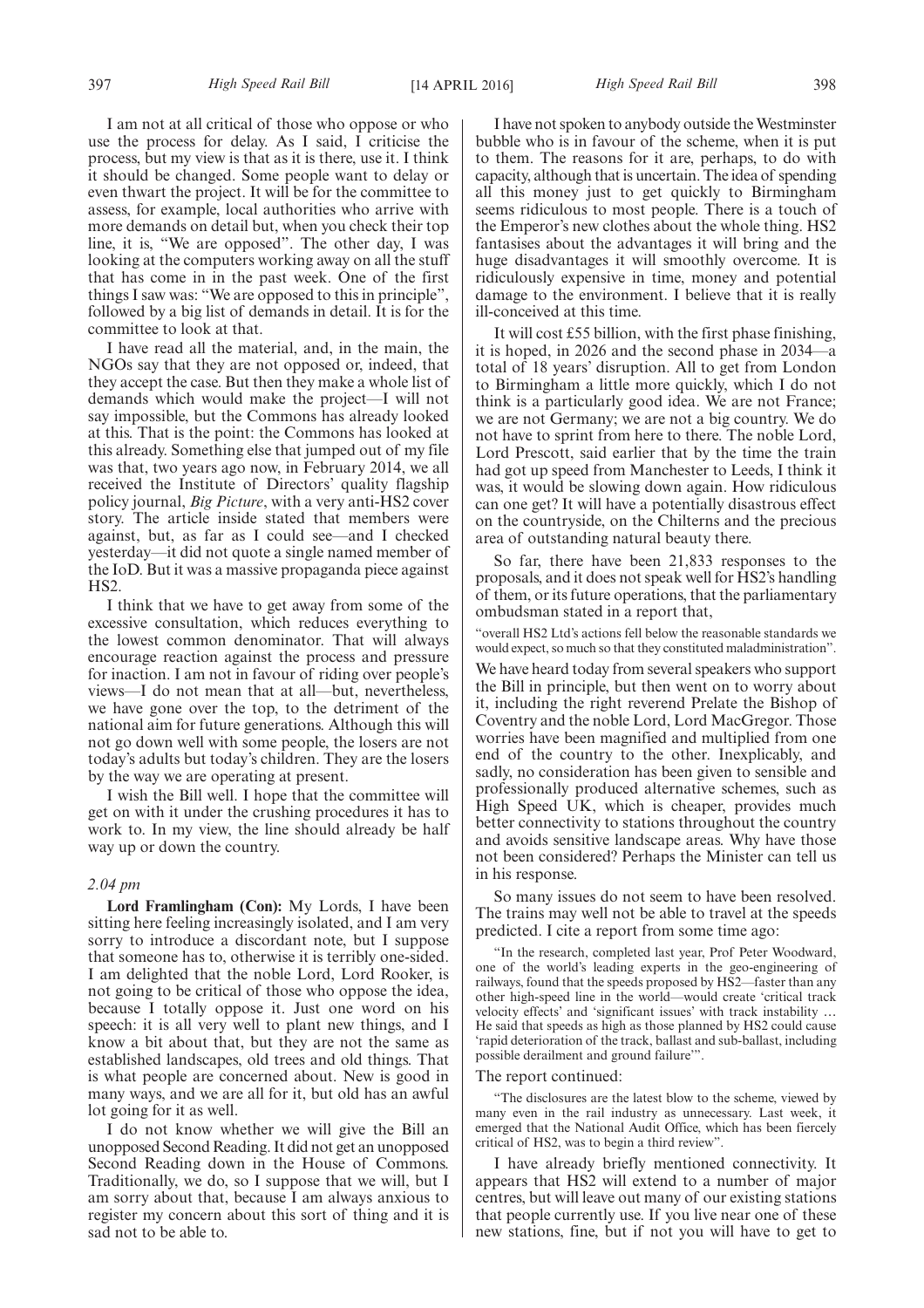I am not at all critical of those who oppose or who use the process for delay. As I said, I criticise the process, but my view is that as it is there, use it. I think it should be changed. Some people want to delay or even thwart the project. It will be for the committee to assess, for example, local authorities who arrive with more demands on detail but, when you check their top line, it is, "We are opposed". The other day, I was looking at the computers working away on all the stuff that has come in in the past week. One of the first things I saw was: "We are opposed to this in principle", followed by a big list of demands in detail. It is for the committee to look at that.

I have read all the material, and, in the main, the NGOs say that they are not opposed or, indeed, that they accept the case. But then they make a whole list of demands which would make the project—I will not say impossible, but the Commons has already looked at this. That is the point: the Commons has looked at this already. Something else that jumped out of my file was that, two years ago now, in February 2014, we all received the Institute of Directors' quality flagship policy journal, *Big Picture*, with a very anti-HS2 cover story. The article inside stated that members were against, but, as far as I could see—and I checked yesterday—it did not quote a single named member of the IoD. But it was a massive propaganda piece against HS2.

I think that we have to get away from some of the excessive consultation, which reduces everything to the lowest common denominator. That will always encourage reaction against the process and pressure for inaction. I am not in favour of riding over people's views—I do not mean that at all—but, nevertheless, we have gone over the top, to the detriment of the national aim for future generations. Although this will not go down well with some people, the losers are not today's adults but today's children. They are the losers by the way we are operating at present.

I wish the Bill well. I hope that the committee will get on with it under the crushing procedures it has to work to. In my view, the line should already be half way up or down the country.

*2.04 pm*

**Lord Framlingham (Con):** My Lords, I have been sitting here feeling increasingly isolated, and I am very sorry to introduce a discordant note, but I suppose that someone has to, otherwise it is terribly one-sided. I am delighted that the noble Lord, Lord Rooker, is not going to be critical of those who oppose the idea, because I totally oppose it. Just one word on his speech: it is all very well to plant new things, and I know a bit about that, but they are not the same as established landscapes, old trees and old things. That is what people are concerned about. New is good in many ways, and we are all for it, but old has an awful lot going for it as well.

I do not know whether we will give the Bill an unopposed Second Reading. It did not get an unopposed Second Reading down in the House of Commons. Traditionally, we do, so I suppose that we will, but I am sorry about that, because I am always anxious to register my concern about this sort of thing and it is sad not to be able to.

I have not spoken to anybody outside the Westminster bubble who is in favour of the scheme, when it is put to them. The reasons for it are, perhaps, to do with capacity, although that is uncertain. The idea of spending all this money just to get quickly to Birmingham seems ridiculous to most people. There is a touch of the Emperor's new clothes about the whole thing. HS2 fantasises about the advantages it will bring and the huge disadvantages it will smoothly overcome. It is ridiculously expensive in time, money and potential damage to the environment. I believe that it is really ill-conceived at this time.

It will cost £55 billion, with the first phase finishing, it is hoped, in 2026 and the second phase in 2034—a total of 18 years' disruption. All to get from London to Birmingham a little more quickly, which I do not think is a particularly good idea. We are not France; we are not Germany; we are not a big country. We do not have to sprint from here to there. The noble Lord, Lord Prescott, said earlier that by the time the train had got up speed from Manchester to Leeds, I think it was, it would be slowing down again. How ridiculous can one get? It will have a potentially disastrous effect on the countryside, on the Chilterns and the precious area of outstanding natural beauty there.

So far, there have been 21,833 responses to the proposals, and it does not speak well for HS2's handling of them, or its future operations, that the parliamentary ombudsman stated in a report that,

"overall HS2 Ltd's actions fell below the reasonable standards we would expect, so much so that they constituted maladministration".

We have heard today from several speakers who support the Bill in principle, but then went on to worry about it, including the right reverend Prelate the Bishop of Coventry and the noble Lord, Lord MacGregor. Those worries have been magnified and multiplied from one end of the country to the other. Inexplicably, and sadly, no consideration has been given to sensible and professionally produced alternative schemes, such as High Speed UK, which is cheaper, provides much better connectivity to stations throughout the country and avoids sensitive landscape areas. Why have those not been considered? Perhaps the Minister can tell us in his response.

So many issues do not seem to have been resolved. The trains may well not be able to travel at the speeds predicted. I cite a report from some time ago:

"In the research, completed last year, Prof Peter Woodward, one of the world's leading experts in the geo-engineering of railways, found that the speeds proposed by HS2—faster than any other high-speed line in the world—would create 'critical track velocity effects' and 'significant issues' with track instability … He said that speeds as high as those planned by HS2 could cause 'rapid deterioration of the track, ballast and sub-ballast, including possible derailment and ground failure'".

The report continued:

"The disclosures are the latest blow to the scheme, viewed by many even in the rail industry as unnecessary. Last week, it emerged that the National Audit Office, which has been fiercely critical of HS2, was to begin a third review".

I have already briefly mentioned connectivity. It appears that HS2 will extend to a number of major centres, but will leave out many of our existing stations that people currently use. If you live near one of these new stations, fine, but if not you will have to get to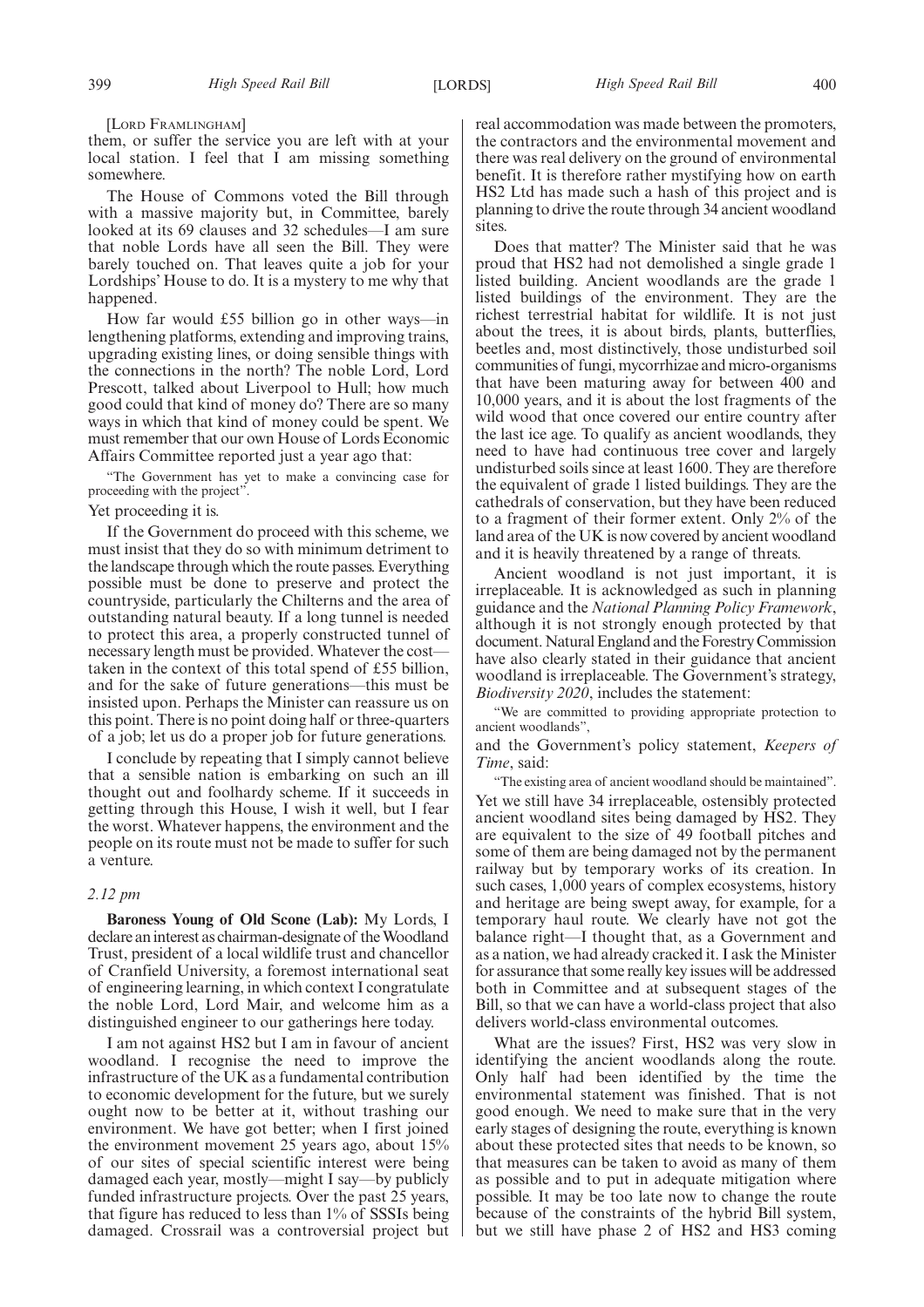[LORD FRAMLINGHAM]

them, or suffer the service you are left with at your local station. I feel that I am missing something somewhere.

The House of Commons voted the Bill through with a massive majority but, in Committee, barely looked at its 69 clauses and 32 schedules—I am sure that noble Lords have all seen the Bill. They were barely touched on. That leaves quite a job for your Lordships' House to do. It is a mystery to me why that happened.

How far would £55 billion go in other ways—in lengthening platforms, extending and improving trains, upgrading existing lines, or doing sensible things with the connections in the north? The noble Lord, Lord Prescott, talked about Liverpool to Hull; how much good could that kind of money do? There are so many ways in which that kind of money could be spent. We must remember that our own House of Lords Economic Affairs Committee reported just a year ago that:

"The Government has yet to make a convincing case for proceeding with the project".

Yet proceeding it is.

If the Government do proceed with this scheme, we must insist that they do so with minimum detriment to the landscape through which the route passes. Everything possible must be done to preserve and protect the countryside, particularly the Chilterns and the area of outstanding natural beauty. If a long tunnel is needed to protect this area, a properly constructed tunnel of necessary length must be provided. Whatever the cost—taken in the context of this total spend of £55 billion, and for the sake of future generations—this must be insisted upon. Perhaps the Minister can reassure us on this point. There is no point doing half or three-quarters of a job; let us do a proper job for future generations.

I conclude by repeating that I simply cannot believe that a sensible nation is embarking on such an ill thought out and foolhardy scheme. If it succeeds in getting through this House, I wish it well, but I fear the worst. Whatever happens, the environment and the people on its route must not be made to suffer for such a venture.

*2.12 pm*

**Baroness Young of Old Scone (Lab):** My Lords, I declare an interest as chairman-designate of the Woodland Trust, president of a local wildlife trust and chancellor of Cranfield University, a foremost international seat of engineering learning, in which context I congratulate the noble Lord, Lord Mair, and welcome him as a distinguished engineer to our gatherings here today.

I am not against HS2 but I am in favour of ancient woodland. I recognise the need to improve the infrastructure of the UK as a fundamental contribution to economic development for the future, but we surely ought now to be better at it, without trashing our environment. We have got better; when I first joined the environment movement 25 years ago, about 15% of our sites of special scientific interest were being damaged each year, mostly—might I say—by publicly funded infrastructure projects. Over the past 25 years, that figure has reduced to less than 1% of SSSIs being damaged. Crossrail was a controversial project but real accommodation was made between the promoters, the contractors and the environmental movement and there was real delivery on the ground of environmental benefit. It is therefore rather mystifying how on earth HS2 Ltd has made such a hash of this project and is planning to drive the route through 34 ancient woodland sites.

Does that matter? The Minister said that he was proud that HS2 had not demolished a single grade 1 listed building. Ancient woodlands are the grade 1 listed buildings of the environment. They are the richest terrestrial habitat for wildlife. It is not just about the trees, it is about birds, plants, butterflies, beetles and, most distinctively, those undisturbed soil communities of fungi, mycorrhizae and micro-organisms that have been maturing away for between 400 and 10,000 years, and it is about the lost fragments of the wild wood that once covered our entire country after the last ice age. To qualify as ancient woodlands, they need to have had continuous tree cover and largely undisturbed soils since at least 1600. They are therefore the equivalent of grade 1 listed buildings. They are the cathedrals of conservation, but they have been reduced to a fragment of their former extent. Only 2% of the land area of the UK is now covered by ancient woodland and it is heavily threatened by a range of threats.

Ancient woodland is not just important, it is irreplaceable. It is acknowledged as such in planning guidance and the *National Planning Policy Framework*, although it is not strongly enough protected by that document. Natural England and the Forestry Commission have also clearly stated in their guidance that ancient woodland is irreplaceable. The Government's strategy, *Biodiversity 2020*, includes the statement:

"We are committed to providing appropriate protection to ancient woodlands",

and the Government's policy statement, *Keepers of Time*, said:

"The existing area of ancient woodland should be maintained".

Yet we still have 34 irreplaceable, ostensibly protected ancient woodland sites being damaged by HS2. They are equivalent to the size of 49 football pitches and some of them are being damaged not by the permanent railway but by temporary works of its creation. In such cases, 1,000 years of complex ecosystems, history and heritage are being swept away, for example, for a temporary haul route. We clearly have not got the balance right—I thought that, as a Government and as a nation, we had already cracked it. I ask the Minister for assurance that some really key issues will be addressed both in Committee and at subsequent stages of the Bill, so that we can have a world-class project that also delivers world-class environmental outcomes.

What are the issues? First, HS2 was very slow in identifying the ancient woodlands along the route. Only half had been identified by the time the environmental statement was finished. That is not good enough. We need to make sure that in the very early stages of designing the route, everything is known about these protected sites that needs to be known, so that measures can be taken to avoid as many of them as possible and to put in adequate mitigation where possible. It may be too late now to change the route because of the constraints of the hybrid Bill system, but we still have phase 2 of HS2 and HS3 coming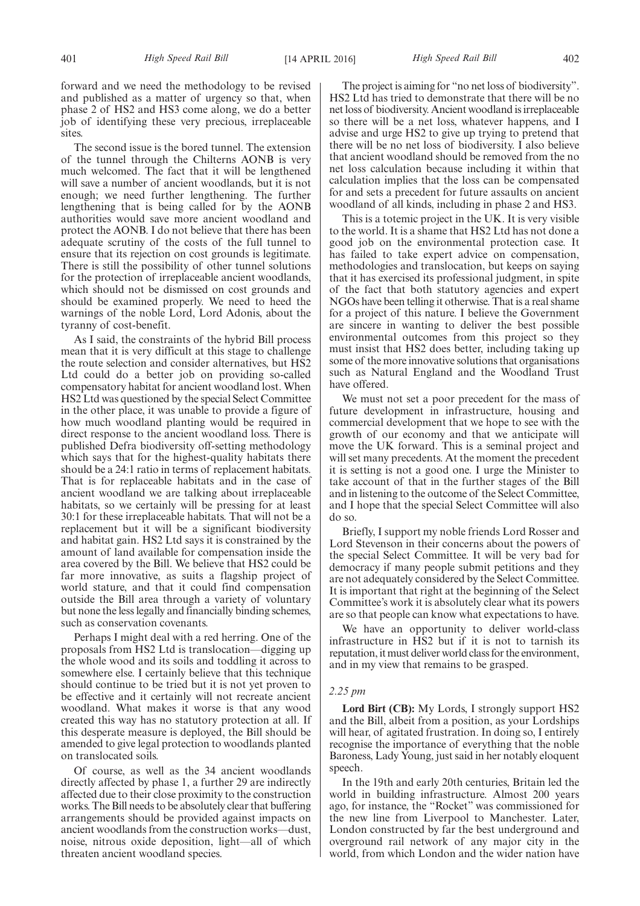forward and we need the methodology to be revised and published as a matter of urgency so that, when phase 2 of HS2 and HS3 come along, we do a better job of identifying these very precious, irreplaceable sites.

The second issue is the bored tunnel. The extension of the tunnel through the Chilterns AONB is very much welcomed. The fact that it will be lengthened will save a number of ancient woodlands, but it is not enough; we need further lengthening. The further lengthening that is being called for by the AONB authorities would save more ancient woodland and protect the AONB. I do not believe that there has been adequate scrutiny of the costs of the full tunnel to ensure that its rejection on cost grounds is legitimate. There is still the possibility of other tunnel solutions for the protection of irreplaceable ancient woodlands, which should not be dismissed on cost grounds and should be examined properly. We need to heed the warnings of the noble Lord, Lord Adonis, about the tyranny of cost-benefit.

As I said, the constraints of the hybrid Bill process mean that it is very difficult at this stage to challenge the route selection and consider alternatives, but HS2 Ltd could do a better job on providing so-called compensatory habitat for ancient woodland lost. When HS2 Ltd was questioned by the special Select Committee in the other place, it was unable to provide a figure of how much woodland planting would be required in direct response to the ancient woodland loss. There is published Defra biodiversity off-setting methodology which says that for the highest-quality habitats there should be a 24:1 ratio in terms of replacement habitats. That is for replaceable habitats and in the case of ancient woodland we are talking about irreplaceable habitats, so we certainly will be pressing for at least 30:1 for these irreplaceable habitats. That will not be a replacement but it will be a significant biodiversity and habitat gain. HS2 Ltd says it is constrained by the amount of land available for compensation inside the area covered by the Bill. We believe that HS2 could be far more innovative, as suits a flagship project of world stature, and that it could find compensation outside the Bill area through a variety of voluntary but none the less legally and financially binding schemes, such as conservation covenants.

Perhaps I might deal with a red herring. One of the proposals from HS2 Ltd is translocation—digging up the whole wood and its soils and toddling it across to somewhere else. I certainly believe that this technique should continue to be tried but it is not yet proven to be effective and it certainly will not recreate ancient woodland. What makes it worse is that any wood created this way has no statutory protection at all. If this desperate measure is deployed, the Bill should be amended to give legal protection to woodlands planted on translocated soils.

Of course, as well as the 34 ancient woodlands directly affected by phase 1, a further 29 are indirectly affected due to their close proximity to the construction works. The Bill needs to be absolutely clear that buffering arrangements should be provided against impacts on ancient woodlands from the construction works—dust, noise, nitrous oxide deposition, light—all of which threaten ancient woodland species.

The project is aiming for "no net loss of biodiversity". HS2 Ltd has tried to demonstrate that there will be no net loss of biodiversity. Ancient woodland is irreplaceable so there will be a net loss, whatever happens, and I advise and urge HS2 to give up trying to pretend that there will be no net loss of biodiversity. I also believe that ancient woodland should be removed from the no net loss calculation because including it within that calculation implies that the loss can be compensated for and sets a precedent for future assaults on ancient woodland of all kinds, including in phase 2 and HS3.

This is a totemic project in the UK. It is very visible to the world. It is a shame that HS2 Ltd has not done a good job on the environmental protection case. It has failed to take expert advice on compensation, methodologies and translocation, but keeps on saying that it has exercised its professional judgment, in spite of the fact that both statutory agencies and expert NGOs have been telling it otherwise. That is a real shame for a project of this nature. I believe the Government are sincere in wanting to deliver the best possible environmental outcomes from this project so they must insist that HS2 does better, including taking up some of the more innovative solutions that organisations such as Natural England and the Woodland Trust have offered.

We must not set a poor precedent for the mass of future development in infrastructure, housing and commercial development that we hope to see with the growth of our economy and that we anticipate will move the UK forward. This is a seminal project and will set many precedents. At the moment the precedent it is setting is not a good one. I urge the Minister to take account of that in the further stages of the Bill and in listening to the outcome of the Select Committee, and I hope that the special Select Committee will also do so.

Briefly, I support my noble friends Lord Rosser and Lord Stevenson in their concerns about the powers of the special Select Committee. It will be very bad for democracy if many people submit petitions and they are not adequately considered by the Select Committee. It is important that right at the beginning of the Select Committee's work it is absolutely clear what its powers are so that people can know what expectations to have.

We have an opportunity to deliver world-class infrastructure in HS2 but if it is not to tarnish its reputation, it must deliver world class for the environment, and in my view that remains to be grasped.

*2.25 pm*

**Lord Birt (CB):** My Lords, I strongly support HS2 and the Bill, albeit from a position, as your Lordships will hear, of agitated frustration. In doing so, I entirely recognise the importance of everything that the noble Baroness, Lady Young, just said in her notably eloquent speech.

In the 19th and early 20th centuries, Britain led the world in building infrastructure. Almost 200 years ago, for instance, the "Rocket" was commissioned for the new line from Liverpool to Manchester. Later, London constructed by far the best underground and overground rail network of any major city in the world, from which London and the wider nation have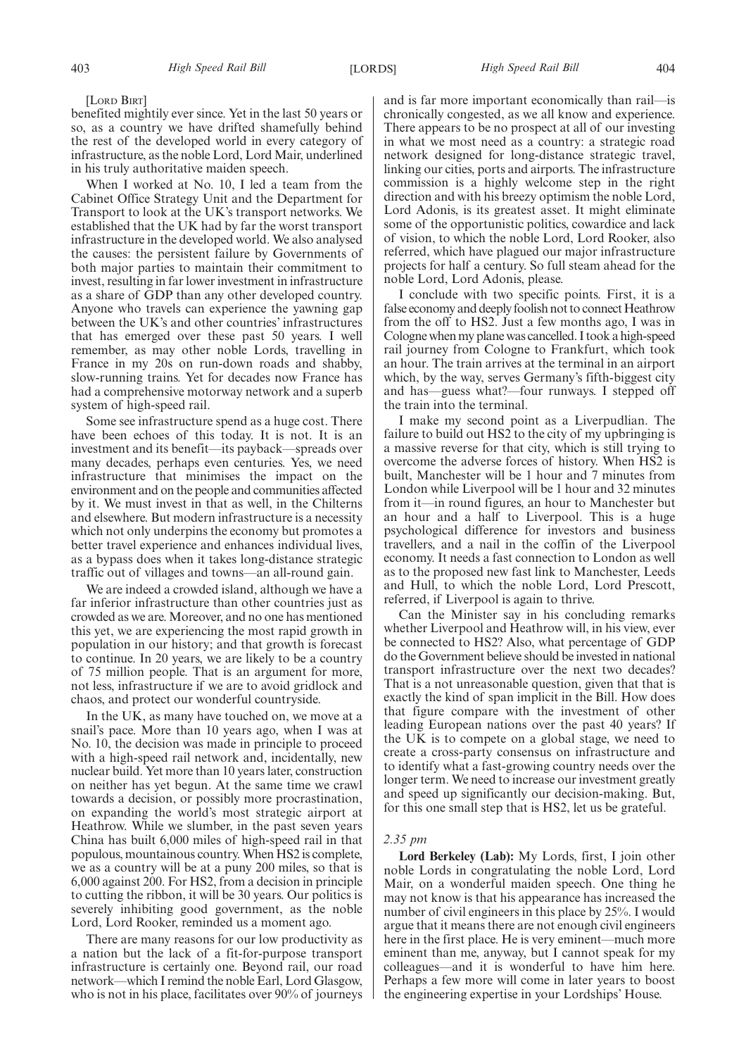[LORD BIRT]

benefited mightily ever since. Yet in the last 50 years or so, as a country we have drifted shamefully behind the rest of the developed world in every category of infrastructure, as the noble Lord, Lord Mair, underlined in his truly authoritative maiden speech.

When I worked at No. 10, I led a team from the Cabinet Office Strategy Unit and the Department for Transport to look at the UK's transport networks. We established that the UK had by far the worst transport infrastructure in the developed world. We also analysed the causes: the persistent failure by Governments of both major parties to maintain their commitment to invest, resulting in far lower investment in infrastructure as a share of GDP than any other developed country. Anyone who travels can experience the yawning gap between the UK's and other countries' infrastructures that has emerged over these past 50 years. I well remember, as may other noble Lords, travelling in France in my 20s on run-down roads and shabby, slow-running trains. Yet for decades now France has had a comprehensive motorway network and a superb system of high-speed rail.

Some see infrastructure spend as a huge cost. There have been echoes of this today. It is not. It is an investment and its benefit—its payback—spreads over many decades, perhaps even centuries. Yes, we need infrastructure that minimises the impact on the environment and on the people and communities affected by it. We must invest in that as well, in the Chilterns and elsewhere. But modern infrastructure is a necessity which not only underpins the economy but promotes a better travel experience and enhances individual lives, as a bypass does when it takes long-distance strategic traffic out of villages and towns—an all-round gain.

We are indeed a crowded island, although we have a far inferior infrastructure than other countries just as crowded as we are. Moreover, and no one has mentioned this yet, we are experiencing the most rapid growth in population in our history; and that growth is forecast to continue. In 20 years, we are likely to be a country of 75 million people. That is an argument for more, not less, infrastructure if we are to avoid gridlock and chaos, and protect our wonderful countryside.

In the UK, as many have touched on, we move at a snail's pace. More than 10 years ago, when I was at No. 10, the decision was made in principle to proceed with a high-speed rail network and, incidentally, new nuclear build. Yet more than 10 years later, construction on neither has yet begun. At the same time we crawl towards a decision, or possibly more procrastination, on expanding the world's most strategic airport at Heathrow. While we slumber, in the past seven years China has built 6,000 miles of high-speed rail in that populous, mountainous country. When HS2 is complete, we as a country will be at a puny 200 miles, so that is 6,000 against 200. For HS2, from a decision in principle to cutting the ribbon, it will be 30 years. Our politics is severely inhibiting good government, as the noble Lord, Lord Rooker, reminded us a moment ago.

There are many reasons for our low productivity as a nation but the lack of a fit-for-purpose transport infrastructure is certainly one. Beyond rail, our road network—which I remind the noble Earl, Lord Glasgow, who is not in his place, facilitates over 90% of journeys and is far more important economically than rail—is chronically congested, as we all know and experience. There appears to be no prospect at all of our investing in what we most need as a country: a strategic road network designed for long-distance strategic travel, linking our cities, ports and airports. The infrastructure commission is a highly welcome step in the right direction and with his breezy optimism the noble Lord, Lord Adonis, is its greatest asset. It might eliminate some of the opportunistic politics, cowardice and lack of vision, to which the noble Lord, Lord Rooker, also referred, which have plagued our major infrastructure projects for half a century. So full steam ahead for the noble Lord, Lord Adonis, please.

I conclude with two specific points. First, it is a false economy and deeply foolish not to connect Heathrow from the off to HS2. Just a few months ago, I was in Cologne when my plane was cancelled. I took a high-speed rail journey from Cologne to Frankfurt, which took an hour. The train arrives at the terminal in an airport which, by the way, serves Germany's fifth-biggest city and has—guess what?—four runways. I stepped off the train into the terminal.

I make my second point as a Liverpudlian. The failure to build out HS2 to the city of my upbringing is a massive reverse for that city, which is still trying to overcome the adverse forces of history. When HS2 is built, Manchester will be 1 hour and 7 minutes from London while Liverpool will be 1 hour and 32 minutes from it—in round figures, an hour to Manchester but an hour and a half to Liverpool. This is a huge psychological difference for investors and business travellers, and a nail in the coffin of the Liverpool economy. It needs a fast connection to London as well as to the proposed new fast link to Manchester, Leeds and Hull, to which the noble Lord, Lord Prescott, referred, if Liverpool is again to thrive.

Can the Minister say in his concluding remarks whether Liverpool and Heathrow will, in his view, ever be connected to HS2? Also, what percentage of GDP do the Government believe should be invested in national transport infrastructure over the next two decades? That is a not unreasonable question, given that that is exactly the kind of span implicit in the Bill. How does that figure compare with the investment of other leading European nations over the past 40 years? If the UK is to compete on a global stage, we need to create a cross-party consensus on infrastructure and to identify what a fast-growing country needs over the longer term. We need to increase our investment greatly and speed up significantly our decision-making. But, for this one small step that is HS2, let us be grateful.

*2.35 pm*

**Lord Berkeley (Lab):** My Lords, first, I join other noble Lords in congratulating the noble Lord, Lord Mair, on a wonderful maiden speech. One thing he may not know is that his appearance has increased the number of civil engineers in this place by 25%. I would argue that it means there are not enough civil engineers here in the first place. He is very eminent—much more eminent than me, anyway, but I cannot speak for my colleagues—and it is wonderful to have him here. Perhaps a few more will come in later years to boost the engineering expertise in your Lordships' House.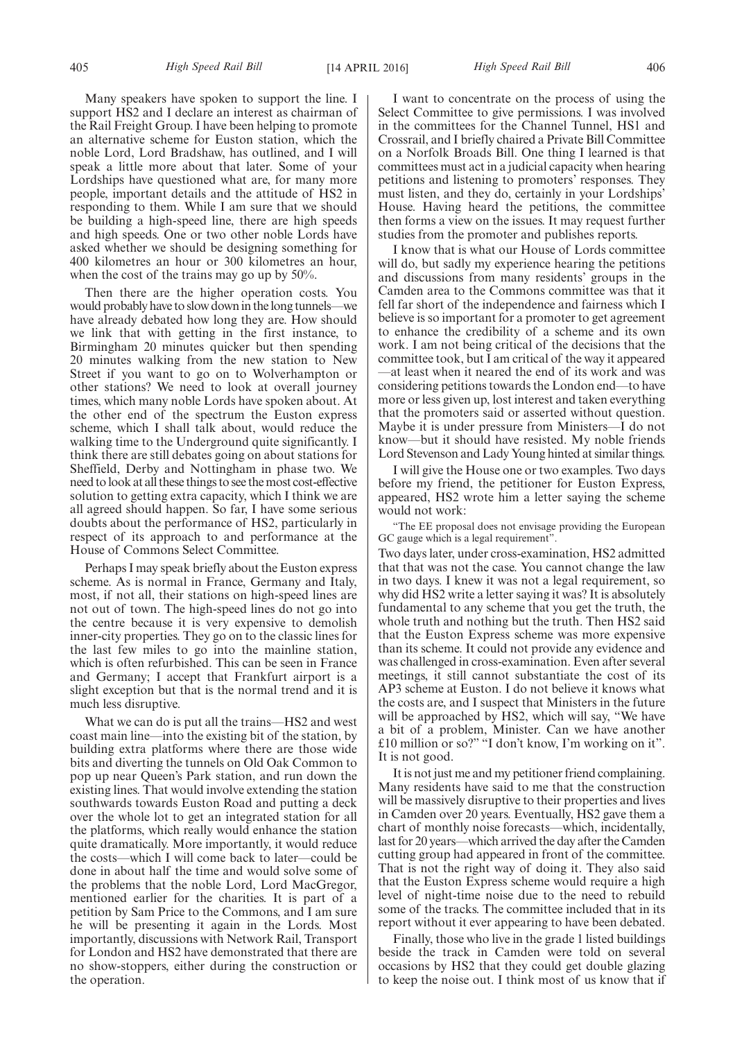Many speakers have spoken to support the line. I support HS2 and I declare an interest as chairman of the Rail Freight Group. I have been helping to promote an alternative scheme for Euston station, which the noble Lord, Lord Bradshaw, has outlined, and I will speak a little more about that later. Some of your Lordships have questioned what are, for many more people, important details and the attitude of HS2 in responding to them. While I am sure that we should be building a high-speed line, there are high speeds and high speeds. One or two other noble Lords have asked whether we should be designing something for 400 kilometres an hour or 300 kilometres an hour, when the cost of the trains may go up by 50%.

Then there are the higher operation costs. You would probably have to slow down in the long tunnels—we have already debated how long they are. How should we link that with getting in the first instance, to Birmingham 20 minutes quicker but then spending 20 minutes walking from the new station to New Street if you want to go on to Wolverhampton or other stations? We need to look at overall journey times, which many noble Lords have spoken about. At the other end of the spectrum the Euston express scheme, which I shall talk about, would reduce the walking time to the Underground quite significantly. I think there are still debates going on about stations for Sheffield, Derby and Nottingham in phase two. We need to look at all these things to see the most cost-effective solution to getting extra capacity, which I think we are all agreed should happen. So far, I have some serious doubts about the performance of HS2, particularly in respect of its approach to and performance at the House of Commons Select Committee.

Perhaps I may speak briefly about the Euston express scheme. As is normal in France, Germany and Italy, most, if not all, their stations on high-speed lines are not out of town. The high-speed lines do not go into the centre because it is very expensive to demolish inner-city properties. They go on to the classic lines for the last few miles to go into the mainline station, which is often refurbished. This can be seen in France and Germany; I accept that Frankfurt airport is a slight exception but that is the normal trend and it is much less disruptive.

What we can do is put all the trains—HS2 and west coast main line—into the existing bit of the station, by building extra platforms where there are those wide bits and diverting the tunnels on Old Oak Common to pop up near Queen's Park station, and run down the existing lines. That would involve extending the station southwards towards Euston Road and putting a deck over the whole lot to get an integrated station for all the platforms, which really would enhance the station quite dramatically. More importantly, it would reduce the costs—which I will come back to later—could be done in about half the time and would solve some of the problems that the noble Lord, Lord MacGregor, mentioned earlier for the charities. It is part of a petition by Sam Price to the Commons, and I am sure he will be presenting it again in the Lords. Most importantly, discussions with Network Rail, Transport for London and HS2 have demonstrated that there are no show-stoppers, either during the construction or the operation.

I want to concentrate on the process of using the Select Committee to give permissions. I was involved in the committees for the Channel Tunnel, HS1 and Crossrail, and I briefly chaired a Private Bill Committee on a Norfolk Broads Bill. One thing I learned is that committees must act in a judicial capacity when hearing petitions and listening to promoters' responses. They must listen, and they do, certainly in your Lordships' House. Having heard the petitions, the committee then forms a view on the issues. It may request further studies from the promoter and publishes reports.

I know that is what our House of Lords committee will do, but sadly my experience hearing the petitions and discussions from many residents' groups in the Camden area to the Commons committee was that it fell far short of the independence and fairness which I believe is so important for a promoter to get agreement to enhance the credibility of a scheme and its own work. I am not being critical of the decisions that the committee took, but I am critical of the way it appeared —at least when it neared the end of its work and was considering petitions towards the London end—to have more or less given up, lost interest and taken everything that the promoters said or asserted without question. Maybe it is under pressure from Ministers—I do not know—but it should have resisted. My noble friends Lord Stevenson and Lady Young hinted at similar things.

I will give the House one or two examples. Two days before my friend, the petitioner for Euston Express, appeared, HS2 wrote him a letter saying the scheme would not work:

"The EE proposal does not envisage providing the European GC gauge which is a legal requirement".

Two days later, under cross-examination, HS2 admitted that that was not the case. You cannot change the law in two days. I knew it was not a legal requirement, so why did HS2 write a letter saying it was? It is absolutely fundamental to any scheme that you get the truth, the whole truth and nothing but the truth. Then HS2 said that the Euston Express scheme was more expensive than its scheme. It could not provide any evidence and was challenged in cross-examination. Even after several meetings, it still cannot substantiate the cost of its AP3 scheme at Euston. I do not believe it knows what the costs are, and I suspect that Ministers in the future will be approached by HS2, which will say, "We have a bit of a problem, Minister. Can we have another £10 million or so?" "I don't know, I'm working on it". It is not good.

It is not just me and my petitioner friend complaining. Many residents have said to me that the construction will be massively disruptive to their properties and lives in Camden over 20 years. Eventually, HS2 gave them a chart of monthly noise forecasts—which, incidentally, last for 20 years—which arrived the day after the Camden cutting group had appeared in front of the committee. That is not the right way of doing it. They also said that the Euston Express scheme would require a high level of night-time noise due to the need to rebuild some of the tracks. The committee included that in its report without it ever appearing to have been debated.

Finally, those who live in the grade 1 listed buildings beside the track in Camden were told on several occasions by HS2 that they could get double glazing to keep the noise out. I think most of us know that if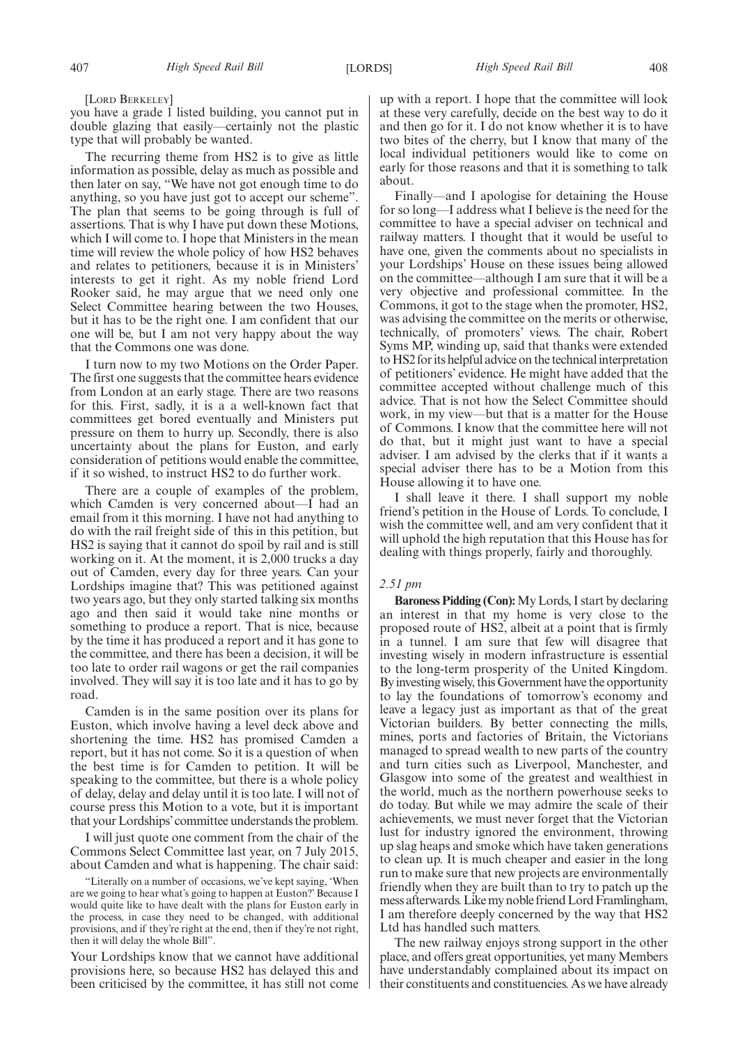[LORD BERKELEY]

you have a grade 1 listed building, you cannot put in double glazing that easily—certainly not the plastic type that will probably be wanted.

The recurring theme from HS2 is to give as little information as possible, delay as much as possible and then later on say, "We have not got enough time to do anything, so you have just got to accept our scheme". The plan that seems to be going through is full of assertions. That is why I have put down these Motions, which I will come to. I hope that Ministers in the mean time will review the whole policy of how HS2 behaves and relates to petitioners, because it is in Ministers' interests to get it right. As my noble friend Lord Rooker said, he may argue that we need only one Select Committee hearing between the two Houses, but it has to be the right one. I am confident that our one will be, but I am not very happy about the way that the Commons one was done.

I turn now to my two Motions on the Order Paper. The first one suggests that the committee hears evidence from London at an early stage. There are two reasons for this. First, sadly, it is a a well-known fact that committees get bored eventually and Ministers put pressure on them to hurry up. Secondly, there is also uncertainty about the plans for Euston, and early consideration of petitions would enable the committee, if it so wished, to instruct HS2 to do further work.

There are a couple of examples of the problem, which Camden is very concerned about—I had an email from it this morning. I have not had anything to do with the rail freight side of this in this petition, but HS2 is saying that it cannot do spoil by rail and is still working on it. At the moment, it is 2,000 trucks a day out of Camden, every day for three years. Can your Lordships imagine that? This was petitioned against two years ago, but they only started talking six months ago and then said it would take nine months or something to produce a report. That is nice, because by the time it has produced a report and it has gone to the committee, and there has been a decision, it will be too late to order rail wagons or get the rail companies involved. They will say it is too late and it has to go by road.

Camden is in the same position over its plans for Euston, which involve having a level deck above and shortening the time. HS2 has promised Camden a report, but it has not come. So it is a question of when the best time is for Camden to petition. It will be speaking to the committee, but there is a whole policy of delay, delay and delay until it is too late. I will not of course press this Motion to a vote, but it is important that your Lordships' committee understands the problem.

I will just quote one comment from the chair of the Commons Select Committee last year, on 7 July 2015, about Camden and what is happening. The chair said:

"Literally on a number of occasions, we've kept saying, 'When are we going to hear what's going to happen at Euston?' Because I would quite like to have dealt with the plans for Euston early in the process, in case they need to be changed, with additional provisions, and if they're right at the end, then if they're not right, then it will delay the whole Bill".

Your Lordships know that we cannot have additional provisions here, so because HS2 has delayed this and been criticised by the committee, it has still not come up with a report. I hope that the committee will look at these very carefully, decide on the best way to do it and then go for it. I do not know whether it is to have two bites of the cherry, but I know that many of the local individual petitioners would like to come on early for those reasons and that it is something to talk about.

Finally—and I apologise for detaining the House for so long—I address what I believe is the need for the committee to have a special adviser on technical and railway matters. I thought that it would be useful to have one, given the comments about no specialists in your Lordships' House on these issues being allowed on the committee—although I am sure that it will be a very objective and professional committee. In the Commons, it got to the stage when the promoter, HS2, was advising the committee on the merits or otherwise, technically, of promoters' views. The chair, Robert Syms MP, winding up, said that thanks were extended to HS2 for its helpful advice on the technical interpretation of petitioners' evidence. He might have added that the committee accepted without challenge much of this advice. That is not how the Select Committee should work, in my view—but that is a matter for the House of Commons. I know that the committee here will not do that, but it might just want to have a special adviser. I am advised by the clerks that if it wants a special adviser there has to be a Motion from this House allowing it to have one.

I shall leave it there. I shall support my noble friend's petition in the House of Lords. To conclude, I wish the committee well, and am very confident that it will uphold the high reputation that this House has for dealing with things properly, fairly and thoroughly.

*2.51 pm*

**Baroness Pidding (Con):** My Lords, I start by declaring an interest in that my home is very close to the proposed route of HS2, albeit at a point that is firmly in a tunnel. I am sure that few will disagree that investing wisely in modern infrastructure is essential to the long-term prosperity of the United Kingdom. By investing wisely, this Government have the opportunity to lay the foundations of tomorrow's economy and leave a legacy just as important as that of the great Victorian builders. By better connecting the mills, mines, ports and factories of Britain, the Victorians managed to spread wealth to new parts of the country and turn cities such as Liverpool, Manchester, and Glasgow into some of the greatest and wealthiest in the world, much as the northern powerhouse seeks to do today. But while we may admire the scale of their achievements, we must never forget that the Victorian lust for industry ignored the environment, throwing up slag heaps and smoke which have taken generations to clean up. It is much cheaper and easier in the long run to make sure that new projects are environmentally friendly when they are built than to try to patch up the mess afterwards. Like my noble friend Lord Framlingham, I am therefore deeply concerned by the way that HS2 Ltd has handled such matters.

The new railway enjoys strong support in the other place, and offers great opportunities, yet many Members have understandably complained about its impact on their constituents and constituencies. As we have already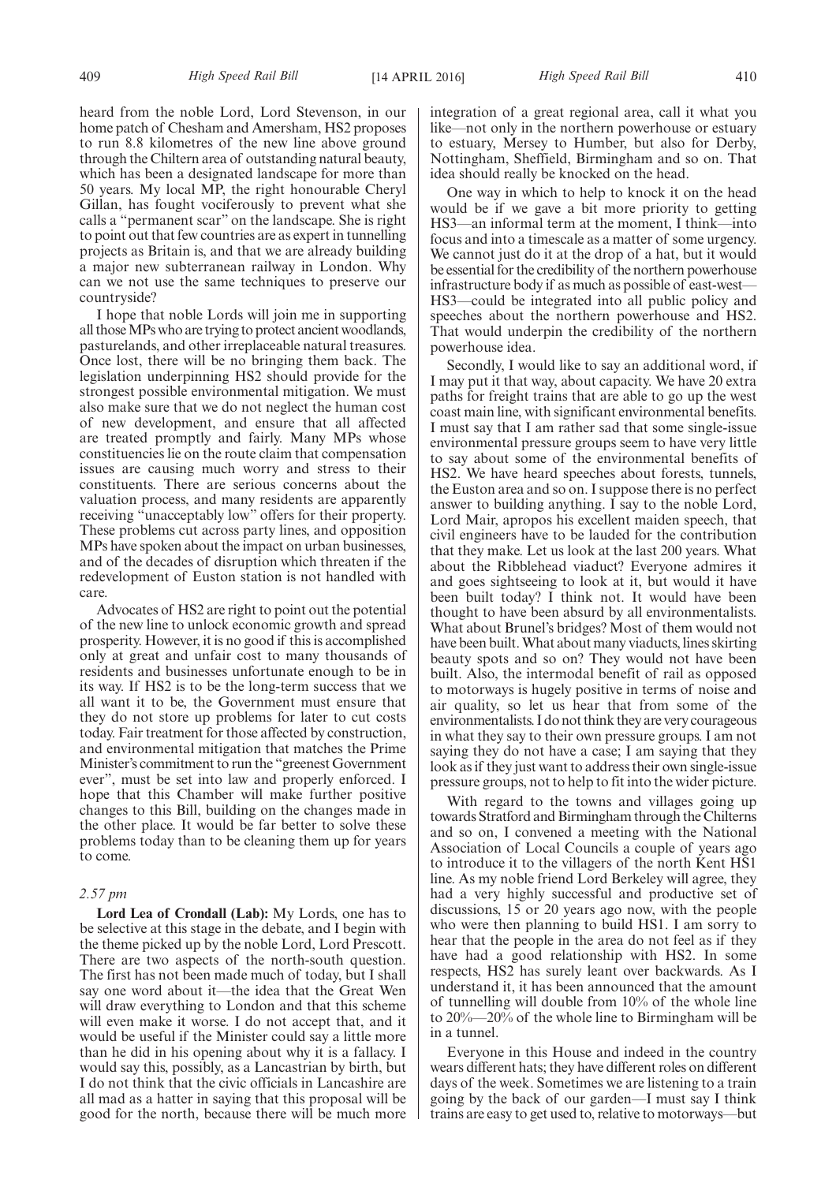heard from the noble Lord, Lord Stevenson, in our home patch of Chesham and Amersham, HS2 proposes to run 8.8 kilometres of the new line above ground through the Chiltern area of outstanding natural beauty, which has been a designated landscape for more than 50 years. My local MP, the right honourable Cheryl Gillan, has fought vociferously to prevent what she calls a "permanent scar" on the landscape. She is right to point out that few countries are as expert in tunnelling projects as Britain is, and that we are already building a major new subterranean railway in London. Why can we not use the same techniques to preserve our countryside?

I hope that noble Lords will join me in supporting all those MPs who are trying to protect ancient woodlands, pasturelands, and other irreplaceable natural treasures. Once lost, there will be no bringing them back. The legislation underpinning HS2 should provide for the strongest possible environmental mitigation. We must also make sure that we do not neglect the human cost of new development, and ensure that all affected are treated promptly and fairly. Many MPs whose constituencies lie on the route claim that compensation issues are causing much worry and stress to their constituents. There are serious concerns about the valuation process, and many residents are apparently receiving "unacceptably low" offers for their property. These problems cut across party lines, and opposition MPs have spoken about the impact on urban businesses, and of the decades of disruption which threaten if the redevelopment of Euston station is not handled with care.

Advocates of HS2 are right to point out the potential of the new line to unlock economic growth and spread prosperity. However, it is no good if this is accomplished only at great and unfair cost to many thousands of residents and businesses unfortunate enough to be in its way. If HS2 is to be the long-term success that we all want it to be, the Government must ensure that they do not store up problems for later to cut costs today. Fair treatment for those affected by construction, and environmental mitigation that matches the Prime Minister's commitment to run the "greenest Government ever", must be set into law and properly enforced. I hope that this Chamber will make further positive changes to this Bill, building on the changes made in the other place. It would be far better to solve these problems today than to be cleaning them up for years to come.

*2.57 pm*

**Lord Lea of Crondall (Lab):** My Lords, one has to be selective at this stage in the debate, and I begin with the theme picked up by the noble Lord, Lord Prescott. There are two aspects of the north-south question. The first has not been made much of today, but I shall say one word about it—the idea that the Great Wen will draw everything to London and that this scheme will even make it worse. I do not accept that, and it would be useful if the Minister could say a little more than he did in his opening about why it is a fallacy. I would say this, possibly, as a Lancastrian by birth, but I do not think that the civic officials in Lancashire are all mad as a hatter in saying that this proposal will be good for the north, because there will be much more integration of a great regional area, call it what you like—not only in the northern powerhouse or estuary to estuary, Mersey to Humber, but also for Derby, Nottingham, Sheffield, Birmingham and so on. That idea should really be knocked on the head.

One way in which to help to knock it on the head would be if we gave a bit more priority to getting HS3—an informal term at the moment, I think—into focus and into a timescale as a matter of some urgency. We cannot just do it at the drop of a hat, but it would be essential for the credibility of the northern powerhouse infrastructure body if as much as possible of east-west—HS3—could be integrated into all public policy and speeches about the northern powerhouse and HS2. That would underpin the credibility of the northern powerhouse idea.

Secondly, I would like to say an additional word, if I may put it that way, about capacity. We have 20 extra paths for freight trains that are able to go up the west coast main line, with significant environmental benefits. I must say that I am rather sad that some single-issue environmental pressure groups seem to have very little to say about some of the environmental benefits of HS2. We have heard speeches about forests, tunnels, the Euston area and so on. I suppose there is no perfect answer to building anything. I say to the noble Lord, Lord Mair, apropos his excellent maiden speech, that civil engineers have to be lauded for the contribution that they make. Let us look at the last 200 years. What about the Ribblehead viaduct? Everyone admires it and goes sightseeing to look at it, but would it have been built today? I think not. It would have been thought to have been absurd by all environmentalists. What about Brunel's bridges? Most of them would not have been built. What about many viaducts, lines skirting beauty spots and so on? They would not have been built. Also, the intermodal benefit of rail as opposed to motorways is hugely positive in terms of noise and air quality, so let us hear that from some of the environmentalists. I do not think they are very courageous in what they say to their own pressure groups. I am not saying they do not have a case; I am saying that they look as if they just want to address their own single-issue pressure groups, not to help to fit into the wider picture.

With regard to the towns and villages going up towards Stratford and Birmingham through the Chilterns and so on, I convened a meeting with the National Association of Local Councils a couple of years ago to introduce it to the villagers of the north Kent HS1 line. As my noble friend Lord Berkeley will agree, they had a very highly successful and productive set of discussions, 15 or 20 years ago now, with the people who were then planning to build HS1. I am sorry to hear that the people in the area do not feel as if they have had a good relationship with HS2. In some respects, HS2 has surely leant over backwards. As I understand it, it has been announced that the amount of tunnelling will double from 10% of the whole line to 20%—20% of the whole line to Birmingham will be in a tunnel.

Everyone in this House and indeed in the country wears different hats; they have different roles on different days of the week. Sometimes we are listening to a train going by the back of our garden—I must say I think trains are easy to get used to, relative to motorways—but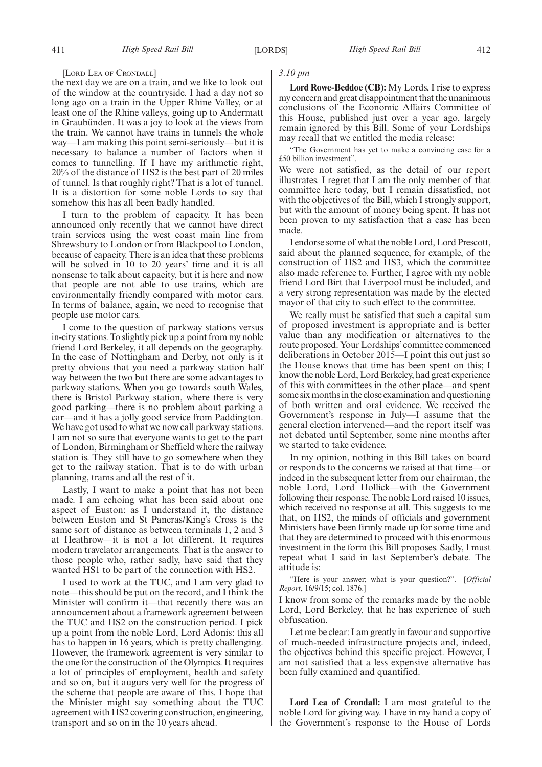[LORD LEA OF CRONDALL]

the next day we are on a train, and we like to look out of the window at the countryside. I had a day not so long ago on a train in the Upper Rhine Valley, or at least one of the Rhine valleys, going up to Andermatt in Graubünden. It was a joy to look at the views from the train. We cannot have trains in tunnels the whole way—I am making this point semi-seriously—but it is necessary to balance a number of factors when it comes to tunnelling. If I have my arithmetic right, 20% of the distance of HS2 is the best part of 20 miles of tunnel. Is that roughly right? That is a lot of tunnel. It is a distortion for some noble Lords to say that somehow this has all been badly handled.

I turn to the problem of capacity. It has been announced only recently that we cannot have direct train services using the west coast main line from Shrewsbury to London or from Blackpool to London, because of capacity. There is an idea that these problems will be solved in 10 to 20 years' time and it is all nonsense to talk about capacity, but it is here and now that people are not able to use trains, which are environmentally friendly compared with motor cars. In terms of balance, again, we need to recognise that people use motor cars.

I come to the question of parkway stations versus in-city stations. To slightly pick up a point from my noble friend Lord Berkeley, it all depends on the geography. In the case of Nottingham and Derby, not only is it pretty obvious that you need a parkway station half way between the two but there are some advantages to parkway stations. When you go towards south Wales, there is Bristol Parkway station, where there is very good parking—there is no problem about parking a car—and it has a jolly good service from Paddington. We have got used to what we now call parkway stations. I am not so sure that everyone wants to get to the part of London, Birmingham or Sheffield where the railway station is. They still have to go somewhere when they get to the railway station. That is to do with urban planning, trams and all the rest of it.

Lastly, I want to make a point that has not been made. I am echoing what has been said about one aspect of Euston: as I understand it, the distance between Euston and St Pancras/King's Cross is the same sort of distance as between terminals 1, 2 and 3 at Heathrow—it is not a lot different. It requires modern travelator arrangements. That is the answer to those people who, rather sadly, have said that they wanted HS1 to be part of the connection with HS2.

I used to work at the TUC, and I am very glad to note—this should be put on the record, and I think the Minister will confirm it—that recently there was an announcement about a framework agreement between the TUC and HS2 on the construction period. I pick up a point from the noble Lord, Lord Adonis: this all has to happen in 16 years, which is pretty challenging. However, the framework agreement is very similar to the one for the construction of the Olympics. It requires a lot of principles of employment, health and safety and so on, but it augurs very well for the progress of the scheme that people are aware of this. I hope that the Minister might say something about the TUC agreement with HS2 covering construction, engineering, transport and so on in the 10 years ahead.

*3.10 pm*

**Lord Rowe-Beddoe (CB):** My Lords, I rise to express my concern and great disappointment that the unanimous conclusions of the Economic Affairs Committee of this House, published just over a year ago, largely remain ignored by this Bill. Some of your Lordships may recall that we entitled the media release:

"The Government has yet to make a convincing case for a £50 billion investment".

We were not satisfied, as the detail of our report illustrates. I regret that I am the only member of that committee here today, but I remain dissatisfied, not with the objectives of the Bill, which I strongly support, but with the amount of money being spent. It has not been proven to my satisfaction that a case has been made.

I endorse some of what the noble Lord, Lord Prescott, said about the planned sequence, for example, of the construction of HS2 and HS3, which the committee also made reference to. Further, I agree with my noble friend Lord Birt that Liverpool must be included, and a very strong representation was made by the elected mayor of that city to such effect to the committee.

We really must be satisfied that such a capital sum of proposed investment is appropriate and is better value than any modification or alternatives to the route proposed. Your Lordships' committee commenced deliberations in October 2015—I point this out just so the House knows that time has been spent on this; I know the noble Lord, Lord Berkeley, had great experience of this with committees in the other place—and spent some six months in the close examination and questioning of both written and oral evidence. We received the Government's response in July—I assume that the general election intervened—and the report itself was not debated until September, some nine months after we started to take evidence.

In my opinion, nothing in this Bill takes on board or responds to the concerns we raised at that time—or indeed in the subsequent letter from our chairman, the noble Lord, Lord Hollick—with the Government following their response. The noble Lord raised 10 issues, which received no response at all. This suggests to me that, on HS2, the minds of officials and government Ministers have been firmly made up for some time and that they are determined to proceed with this enormous investment in the form this Bill proposes. Sadly, I must repeat what I said in last September's debate. The attitude is:

"Here is your answer; what is your question?".—[*Official Report*, 16/9/15; col. 1876.]

I know from some of the remarks made by the noble Lord, Lord Berkeley, that he has experience of such obfuscation.

Let me be clear: I am greatly in favour and supportive of much-needed infrastructure projects and, indeed, the objectives behind this specific project. However, I am not satisfied that a less expensive alternative has been fully examined and quantified.

**Lord Lea of Crondall:** I am most grateful to the noble Lord for giving way. I have in my hand a copy of the Government's response to the House of Lords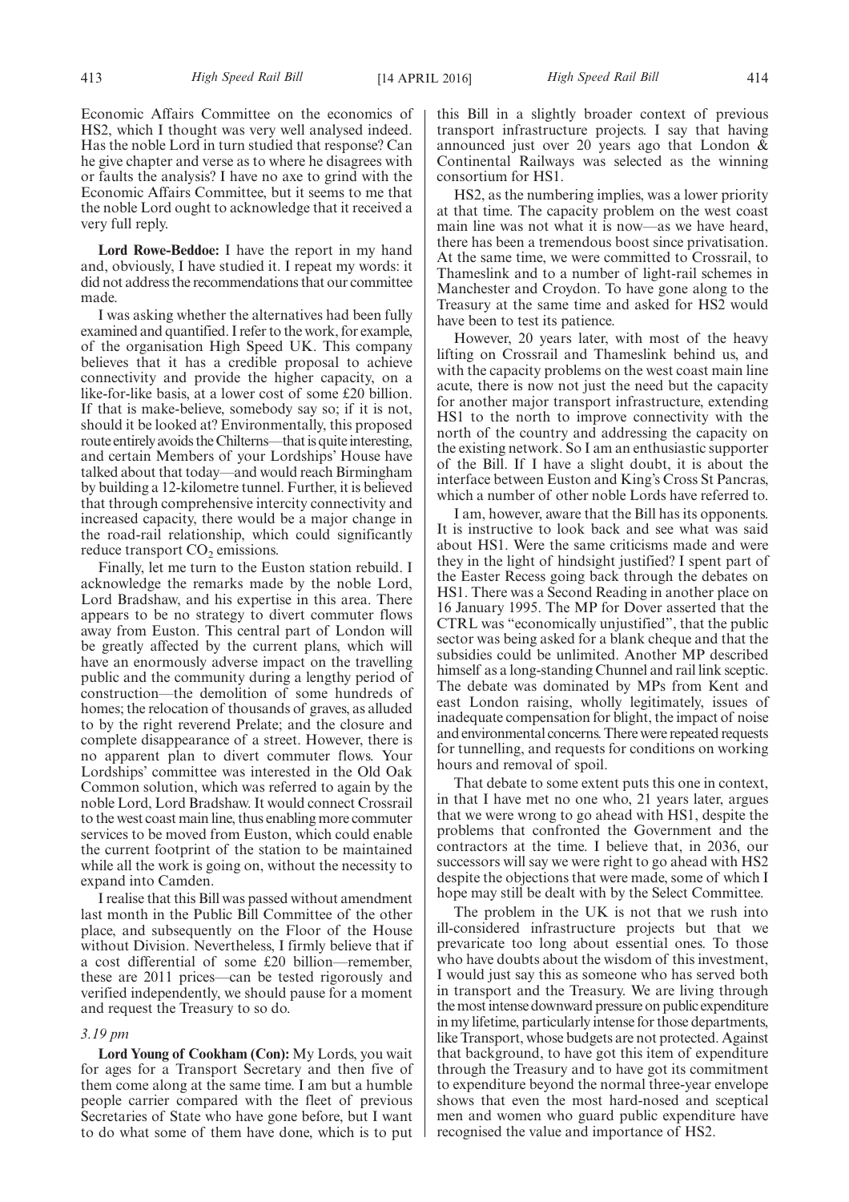Economic Affairs Committee on the economics of HS2, which I thought was very well analysed indeed. Has the noble Lord in turn studied that response? Can he give chapter and verse as to where he disagrees with or faults the analysis? I have no axe to grind with the Economic Affairs Committee, but it seems to me that the noble Lord ought to acknowledge that it received a very full reply.

**Lord Rowe-Beddoe:** I have the report in my hand and, obviously, I have studied it. I repeat my words: it did not address the recommendations that our committee made.

I was asking whether the alternatives had been fully examined and quantified. I refer to the work, for example, of the organisation High Speed UK. This company believes that it has a credible proposal to achieve connectivity and provide the higher capacity, on a like-for-like basis, at a lower cost of some £20 billion. If that is make-believe, somebody say so; if it is not, should it be looked at? Environmentally, this proposed route entirely avoids the Chilterns—that is quite interesting, and certain Members of your Lordships' House have talked about that today—and would reach Birmingham by building a 12-kilometre tunnel. Further, it is believed that through comprehensive intercity connectivity and increased capacity, there would be a major change in the road-rail relationship, which could significantly reduce transport $CO_2$ emissions.

Finally, let me turn to the Euston station rebuild. I acknowledge the remarks made by the noble Lord, Lord Bradshaw, and his expertise in this area. There appears to be no strategy to divert commuter flows away from Euston. This central part of London will be greatly affected by the current plans, which will have an enormously adverse impact on the travelling public and the community during a lengthy period of construction—the demolition of some hundreds of homes; the relocation of thousands of graves, as alluded to by the right reverend Prelate; and the closure and complete disappearance of a street. However, there is no apparent plan to divert commuter flows. Your Lordships' committee was interested in the Old Oak Common solution, which was referred to again by the noble Lord, Lord Bradshaw. It would connect Crossrail to the west coast main line, thus enabling more commuter services to be moved from Euston, which could enable the current footprint of the station to be maintained while all the work is going on, without the necessity to expand into Camden.

I realise that this Bill was passed without amendment last month in the Public Bill Committee of the other place, and subsequently on the Floor of the House without Division. Nevertheless, I firmly believe that if a cost differential of some £20 billion—remember, these are 2011 prices—can be tested rigorously and verified independently, we should pause for a moment and request the Treasury to so do.

*3.19 pm*

**Lord Young of Cookham (Con):** My Lords, you wait for ages for a Transport Secretary and then five of them come along at the same time. I am but a humble people carrier compared with the fleet of previous Secretaries of State who have gone before, but I want to do what some of them have done, which is to put this Bill in a slightly broader context of previous transport infrastructure projects. I say that having announced just over 20 years ago that London & Continental Railways was selected as the winning consortium for HS1.

HS2, as the numbering implies, was a lower priority at that time. The capacity problem on the west coast main line was not what it is now—as we have heard, there has been a tremendous boost since privatisation. At the same time, we were committed to Crossrail, to Thameslink and to a number of light-rail schemes in Manchester and Croydon. To have gone along to the Treasury at the same time and asked for HS2 would have been to test its patience.

However, 20 years later, with most of the heavy lifting on Crossrail and Thameslink behind us, and with the capacity problems on the west coast main line acute, there is now not just the need but the capacity for another major transport infrastructure, extending HS1 to the north to improve connectivity with the north of the country and addressing the capacity on the existing network. So I am an enthusiastic supporter of the Bill. If I have a slight doubt, it is about the interface between Euston and King's Cross St Pancras, which a number of other noble Lords have referred to.

I am, however, aware that the Bill has its opponents. It is instructive to look back and see what was said about HS1. Were the same criticisms made and were they in the light of hindsight justified? I spent part of the Easter Recess going back through the debates on HS1. There was a Second Reading in another place on 16 January 1995. The MP for Dover asserted that the CTRL was "economically unjustified", that the public sector was being asked for a blank cheque and that the subsidies could be unlimited. Another MP described himself as a long-standing Chunnel and rail link sceptic. The debate was dominated by MPs from Kent and east London raising, wholly legitimately, issues of inadequate compensation for blight, the impact of noise and environmental concerns. There were repeated requests for tunnelling, and requests for conditions on working hours and removal of spoil.

That debate to some extent puts this one in context, in that I have met no one who, 21 years later, argues that we were wrong to go ahead with HS1, despite the problems that confronted the Government and the contractors at the time. I believe that, in 2036, our successors will say we were right to go ahead with HS2 despite the objections that were made, some of which I hope may still be dealt with by the Select Committee.

The problem in the UK is not that we rush into ill-considered infrastructure projects but that we prevaricate too long about essential ones. To those who have doubts about the wisdom of this investment, I would just say this as someone who has served both in transport and the Treasury. We are living through the most intense downward pressure on public expenditure in my lifetime, particularly intense for those departments, like Transport, whose budgets are not protected. Against that background, to have got this item of expenditure through the Treasury and to have got its commitment to expenditure beyond the normal three-year envelope shows that even the most hard-nosed and sceptical men and women who guard public expenditure have recognised the value and importance of HS2.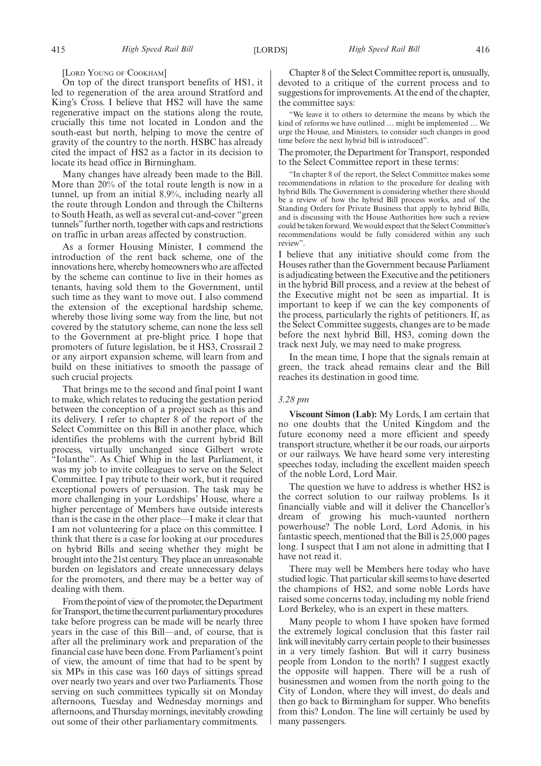[LORD YOUNG OF COOKHAM]

On top of the direct transport benefits of HS1, it led to regeneration of the area around Stratford and King's Cross. I believe that HS2 will have the same regenerative impact on the stations along the route, crucially this time not located in London and the south-east but north, helping to move the centre of gravity of the country to the north. HSBC has already cited the impact of HS2 as a factor in its decision to locate its head office in Birmingham.

Many changes have already been made to the Bill. More than 20% of the total route length is now in a tunnel, up from an initial 8.9%, including nearly all the route through London and through the Chilterns to South Heath, as well as several cut-and-cover "green tunnels" further north, together with caps and restrictions on traffic in urban areas affected by construction.

As a former Housing Minister, I commend the introduction of the rent back scheme, one of the innovations here, whereby homeowners who are affected by the scheme can continue to live in their homes as tenants, having sold them to the Government, until such time as they want to move out. I also commend the extension of the exceptional hardship scheme, whereby those living some way from the line, but not covered by the statutory scheme, can none the less sell to the Government at pre-blight price. I hope that promoters of future legislation, be it HS3, Crossrail 2 or any airport expansion scheme, will learn from and build on these initiatives to smooth the passage of such crucial projects.

That brings me to the second and final point I want to make, which relates to reducing the gestation period between the conception of a project such as this and its delivery. I refer to chapter 8 of the report of the Select Committee on this Bill in another place, which identifies the problems with the current hybrid Bill process, virtually unchanged since Gilbert wrote "Iolanthe". As Chief Whip in the last Parliament, it was my job to invite colleagues to serve on the Select Committee. I pay tribute to their work, but it required exceptional powers of persuasion. The task may be more challenging in your Lordships' House, where a higher percentage of Members have outside interests than is the case in the other place—I make it clear that I am not volunteering for a place on this committee. I think that there is a case for looking at our procedures on hybrid Bills and seeing whether they might be brought into the 21st century. They place an unreasonable burden on legislators and create unnecessary delays for the promoters, and there may be a better way of dealing with them.

From the point of view of the promoter, the Department for Transport, the time the current parliamentary procedures take before progress can be made will be nearly three years in the case of this Bill—and, of course, that is after all the preliminary work and preparation of the financial case have been done. From Parliament's point of view, the amount of time that had to be spent by six MPs in this case was 160 days of sittings spread over nearly two years and over two Parliaments. Those serving on such committees typically sit on Monday afternoons, Tuesday and Wednesday mornings and afternoons, and Thursday mornings, inevitably crowding out some of their other parliamentary commitments.

Chapter 8 of the Select Committee report is, unusually, devoted to a critique of the current process and to suggestions for improvements. At the end of the chapter, the committee says:

"We leave it to others to determine the means by which the kind of reforms we have outlined … might be implemented … We urge the House, and Ministers, to consider such changes in good time before the next hybrid bill is introduced".

The promoter, the Department for Transport, responded to the Select Committee report in these terms:

"In chapter 8 of the report, the Select Committee makes some recommendations in relation to the procedure for dealing with hybrid Bills. The Government is considering whether there should be a review of how the hybrid Bill process works, and of the Standing Orders for Private Business that apply to hybrid Bills, and is discussing with the House Authorities how such a review could be taken forward. We would expect that the Select Committee's recommendations would be fully considered within any such review".

I believe that any initiative should come from the Houses rather than the Government because Parliament is adjudicating between the Executive and the petitioners in the hybrid Bill process, and a review at the behest of the Executive might not be seen as impartial. It is important to keep if we can the key components of the process, particularly the rights of petitioners. If, as the Select Committee suggests, changes are to be made before the next hybrid Bill, HS3, coming down the track next July, we may need to make progress.

In the mean time, I hope that the signals remain at green, the track ahead remains clear and the Bill reaches its destination in good time.

*3.28 pm*

**Viscount Simon (Lab):** My Lords, I am certain that no one doubts that the United Kingdom and the future economy need a more efficient and speedy transport structure, whether it be our roads, our airports or our railways. We have heard some very interesting speeches today, including the excellent maiden speech of the noble Lord, Lord Mair.

The question we have to address is whether HS2 is the correct solution to our railway problems. Is it financially viable and will it deliver the Chancellor's dream of growing his much-vaunted northern powerhouse? The noble Lord, Lord Adonis, in his fantastic speech, mentioned that the Bill is 25,000 pages long. I suspect that I am not alone in admitting that I have not read it.

There may well be Members here today who have studied logic. That particular skill seems to have deserted the champions of HS2, and some noble Lords have raised some concerns today, including my noble friend Lord Berkeley, who is an expert in these matters.

Many people to whom I have spoken have formed the extremely logical conclusion that this faster rail link will inevitably carry certain people to their businesses in a very timely fashion. But will it carry business people from London to the north? I suggest exactly the opposite will happen. There will be a rush of businessmen and women from the north going to the City of London, where they will invest, do deals and then go back to Birmingham for supper. Who benefits from this? London. The line will certainly be used by many passengers.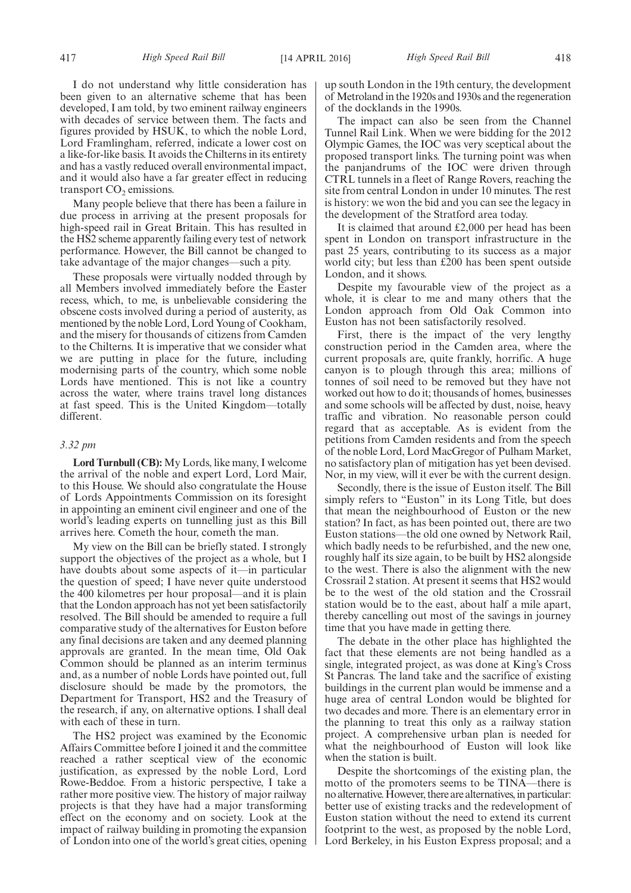I do not understand why little consideration has been given to an alternative scheme that has been developed, I am told, by two eminent railway engineers with decades of service between them. The facts and figures provided by HSUK, to which the noble Lord, Lord Framlingham, referred, indicate a lower cost on a like-for-like basis. It avoids the Chilterns in its entirety and has a vastly reduced overall environmental impact, and it would also have a far greater effect in reducing transport $CO_2$ emissions.

Many people believe that there has been a failure in due process in arriving at the present proposals for high-speed rail in Great Britain. This has resulted in the HS2 scheme apparently failing every test of network performance. However, the Bill cannot be changed to take advantage of the major changes—such a pity.

These proposals were virtually nodded through by all Members involved immediately before the Easter recess, which, to me, is unbelievable considering the obscene costs involved during a period of austerity, as mentioned by the noble Lord, Lord Young of Cookham, and the misery for thousands of citizens from Camden to the Chilterns. It is imperative that we consider what we are putting in place for the future, including modernising parts of the country, which some noble Lords have mentioned. This is not like a country across the water, where trains travel long distances at fast speed. This is the United Kingdom—totally different.

*3.32 pm*

**Lord Turnbull (CB):** My Lords, like many, I welcome the arrival of the noble and expert Lord, Lord Mair, to this House. We should also congratulate the House of Lords Appointments Commission on its foresight in appointing an eminent civil engineer and one of the world's leading experts on tunnelling just as this Bill arrives here. Cometh the hour, cometh the man.

My view on the Bill can be briefly stated. I strongly support the objectives of the project as a whole, but I have doubts about some aspects of it—in particular the question of speed; I have never quite understood the 400 kilometres per hour proposal—and it is plain that the London approach has not yet been satisfactorily resolved. The Bill should be amended to require a full comparative study of the alternatives for Euston before any final decisions are taken and any deemed planning approvals are granted. In the mean time, Old Oak Common should be planned as an interim terminus and, as a number of noble Lords have pointed out, full disclosure should be made by the promotors, the Department for Transport, HS2 and the Treasury of the research, if any, on alternative options. I shall deal with each of these in turn.

The HS2 project was examined by the Economic Affairs Committee before I joined it and the committee reached a rather sceptical view of the economic justification, as expressed by the noble Lord, Lord Rowe-Beddoe. From a historic perspective, I take a rather more positive view. The history of major railway projects is that they have had a major transforming effect on the economy and on society. Look at the impact of railway building in promoting the expansion of London into one of the world's great cities, opening up south London in the 19th century, the development of Metroland in the 1920s and 1930s and the regeneration of the docklands in the 1990s.

The impact can also be seen from the Channel Tunnel Rail Link. When we were bidding for the 2012 Olympic Games, the IOC was very sceptical about the proposed transport links. The turning point was when the panjandrums of the IOC were driven through CTRL tunnels in a fleet of Range Rovers, reaching the site from central London in under 10 minutes. The rest is history: we won the bid and you can see the legacy in the development of the Stratford area today.

It is claimed that around £2,000 per head has been spent in London on transport infrastructure in the past 25 years, contributing to its success as a major world city; but less than £200 has been spent outside London, and it shows.

Despite my favourable view of the project as a whole, it is clear to me and many others that the London approach from Old Oak Common into Euston has not been satisfactorily resolved.

First, there is the impact of the very lengthy construction period in the Camden area, where the current proposals are, quite frankly, horrific. A huge canyon is to plough through this area; millions of tonnes of soil need to be removed but they have not worked out how to do it; thousands of homes, businesses and some schools will be affected by dust, noise, heavy traffic and vibration. No reasonable person could regard that as acceptable. As is evident from the petitions from Camden residents and from the speech of the noble Lord, Lord MacGregor of Pulham Market, no satisfactory plan of mitigation has yet been devised. Nor, in my view, will it ever be with the current design.

Secondly, there is the issue of Euston itself. The Bill simply refers to "Euston" in its Long Title, but does that mean the neighbourhood of Euston or the new station? In fact, as has been pointed out, there are two Euston stations—the old one owned by Network Rail, which badly needs to be refurbished, and the new one, roughly half its size again, to be built by HS2 alongside to the west. There is also the alignment with the new Crossrail 2 station. At present it seems that HS2 would be to the west of the old station and the Crossrail station would be to the east, about half a mile apart, thereby cancelling out most of the savings in journey time that you have made in getting there.

The debate in the other place has highlighted the fact that these elements are not being handled as a single, integrated project, as was done at King's Cross St Pancras. The land take and the sacrifice of existing buildings in the current plan would be immense and a huge area of central London would be blighted for two decades and more. There is an elementary error in the planning to treat this only as a railway station project. A comprehensive urban plan is needed for what the neighbourhood of Euston will look like when the station is built.

Despite the shortcomings of the existing plan, the motto of the promoters seems to be TINA—there is no alternative. However, there are alternatives, in particular: better use of existing tracks and the redevelopment of Euston station without the need to extend its current footprint to the west, as proposed by the noble Lord, Lord Berkeley, in his Euston Express proposal; and a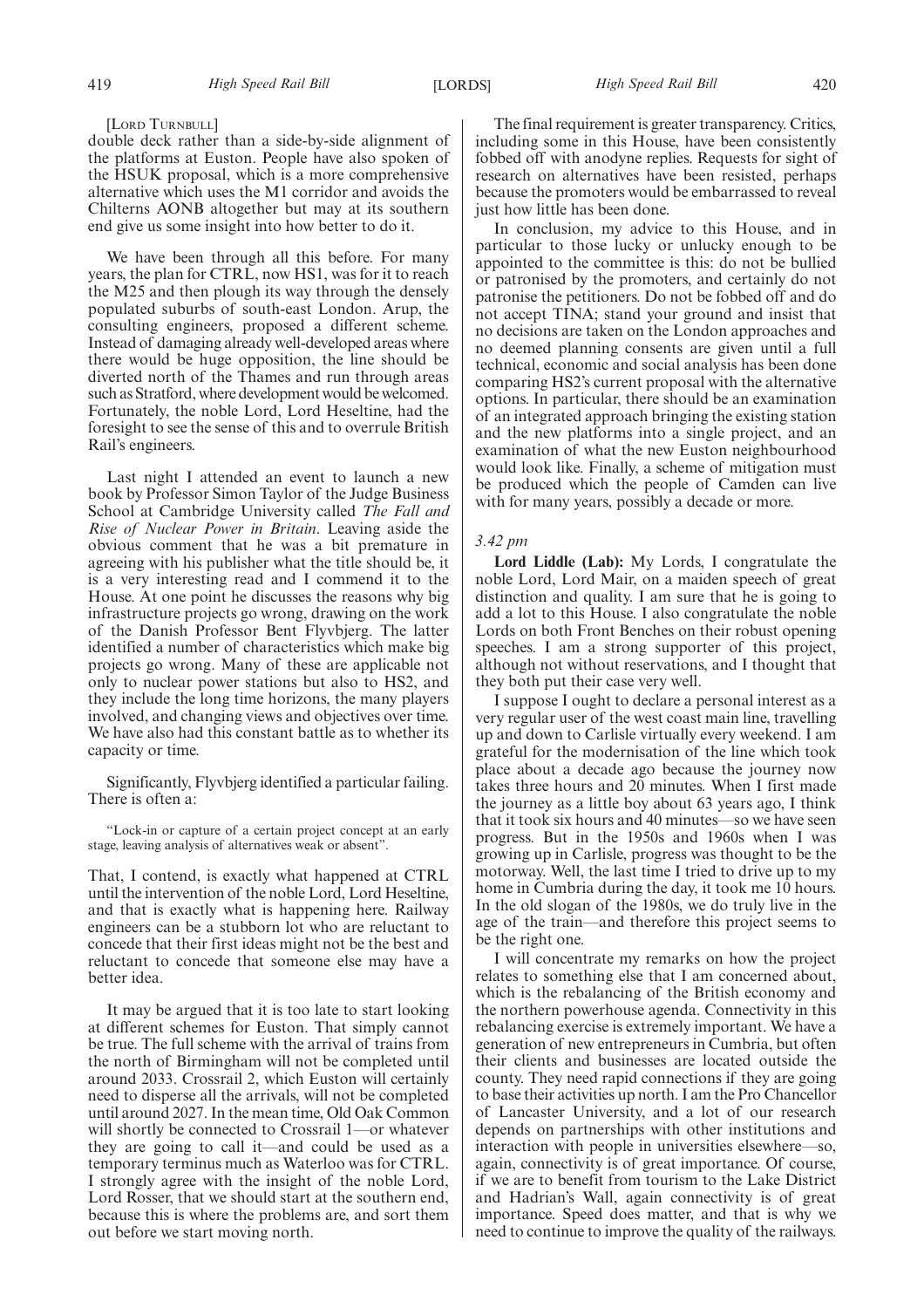[LORD TURNBULL]

double deck rather than a side-by-side alignment of the platforms at Euston. People have also spoken of the HSUK proposal, which is a more comprehensive alternative which uses the M1 corridor and avoids the Chilterns AONB altogether but may at its southern end give us some insight into how better to do it.

We have been through all this before. For many years, the plan for CTRL, now HS1, was for it to reach the M25 and then plough its way through the densely populated suburbs of south-east London. Arup, the consulting engineers, proposed a different scheme. Instead of damaging already well-developed areas where there would be huge opposition, the line should be diverted north of the Thames and run through areas such as Stratford, where development would be welcomed. Fortunately, the noble Lord, Lord Heseltine, had the foresight to see the sense of this and to overrule British Rail's engineers.

Last night I attended an event to launch a new book by Professor Simon Taylor of the Judge Business School at Cambridge University called *The Fall and Rise of Nuclear Power in Britain*. Leaving aside the obvious comment that he was a bit premature in agreeing with his publisher what the title should be, it is a very interesting read and I commend it to the House. At one point he discusses the reasons why big infrastructure projects go wrong, drawing on the work of the Danish Professor Bent Flyvbjerg. The latter identified a number of characteristics which make big projects go wrong. Many of these are applicable not only to nuclear power stations but also to HS2, and they include the long time horizons, the many players involved, and changing views and objectives over time. We have also had this constant battle as to whether its capacity or time.

Significantly, Flyvbjerg identified a particular failing. There is often a:

"Lock-in or capture of a certain project concept at an early stage, leaving analysis of alternatives weak or absent".

That, I contend, is exactly what happened at CTRL until the intervention of the noble Lord, Lord Heseltine, and that is exactly what is happening here. Railway engineers can be a stubborn lot who are reluctant to concede that their first ideas might not be the best and reluctant to concede that someone else may have a better idea.

It may be argued that it is too late to start looking at different schemes for Euston. That simply cannot be true. The full scheme with the arrival of trains from the north of Birmingham will not be completed until around 2033. Crossrail 2, which Euston will certainly need to disperse all the arrivals, will not be completed until around 2027. In the mean time, Old Oak Common will shortly be connected to Crossrail 1—or whatever they are going to call it—and could be used as a temporary terminus much as Waterloo was for CTRL. I strongly agree with the insight of the noble Lord, Lord Rosser, that we should start at the southern end, because this is where the problems are, and sort them out before we start moving north.

The final requirement is greater transparency. Critics, including some in this House, have been consistently fobbed off with anodyne replies. Requests for sight of research on alternatives have been resisted, perhaps because the promoters would be embarrassed to reveal just how little has been done.

In conclusion, my advice to this House, and in particular to those lucky or unlucky enough to be appointed to the committee is this: do not be bullied or patronised by the promoters, and certainly do not patronise the petitioners. Do not be fobbed off and do not accept TINA; stand your ground and insist that no decisions are taken on the London approaches and no deemed planning consents are given until a full technical, economic and social analysis has been done comparing HS2's current proposal with the alternative options. In particular, there should be an examination of an integrated approach bringing the existing station and the new platforms into a single project, and an examination of what the new Euston neighbourhood would look like. Finally, a scheme of mitigation must be produced which the people of Camden can live with for many years, possibly a decade or more.

*3.42 pm*

**Lord Liddle (Lab):** My Lords, I congratulate the noble Lord, Lord Mair, on a maiden speech of great distinction and quality. I am sure that he is going to add a lot to this House. I also congratulate the noble Lords on both Front Benches on their robust opening speeches. I am a strong supporter of this project, although not without reservations, and I thought that they both put their case very well.

I suppose I ought to declare a personal interest as a very regular user of the west coast main line, travelling up and down to Carlisle virtually every weekend. I am grateful for the modernisation of the line which took place about a decade ago because the journey now takes three hours and 20 minutes. When I first made the journey as a little boy about 63 years ago, I think that it took six hours and 40 minutes—so we have seen progress. But in the 1950s and 1960s when I was growing up in Carlisle, progress was thought to be the motorway. Well, the last time I tried to drive up to my home in Cumbria during the day, it took me 10 hours. In the old slogan of the 1980s, we do truly live in the age of the train—and therefore this project seems to be the right one.

I will concentrate my remarks on how the project relates to something else that I am concerned about, which is the rebalancing of the British economy and the northern powerhouse agenda. Connectivity in this rebalancing exercise is extremely important. We have a generation of new entrepreneurs in Cumbria, but often their clients and businesses are located outside the county. They need rapid connections if they are going to base their activities up north. I am the Pro Chancellor of Lancaster University, and a lot of our research depends on partnerships with other institutions and interaction with people in universities elsewhere—so, again, connectivity is of great importance. Of course, if we are to benefit from tourism to the Lake District and Hadrian's Wall, again connectivity is of great importance. Speed does matter, and that is why we need to continue to improve the quality of the railways.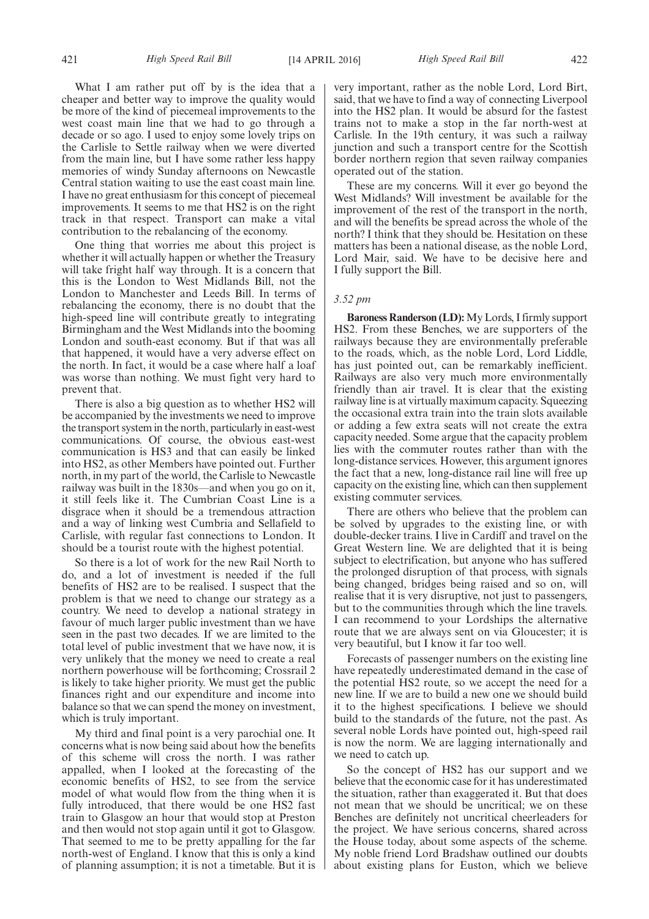What I am rather put off by is the idea that a cheaper and better way to improve the quality would be more of the kind of piecemeal improvements to the west coast main line that we had to go through a decade or so ago. I used to enjoy some lovely trips on the Carlisle to Settle railway when we were diverted from the main line, but I have some rather less happy memories of windy Sunday afternoons on Newcastle Central station waiting to use the east coast main line. I have no great enthusiasm for this concept of piecemeal improvements. It seems to me that HS2 is on the right track in that respect. Transport can make a vital contribution to the rebalancing of the economy.

One thing that worries me about this project is whether it will actually happen or whether the Treasury will take fright half way through. It is a concern that this is the London to West Midlands Bill, not the London to Manchester and Leeds Bill. In terms of rebalancing the economy, there is no doubt that the high-speed line will contribute greatly to integrating Birmingham and the West Midlands into the booming London and south-east economy. But if that was all that happened, it would have a very adverse effect on the north. In fact, it would be a case where half a loaf was worse than nothing. We must fight very hard to prevent that.

There is also a big question as to whether HS2 will be accompanied by the investments we need to improve the transport system in the north, particularly in east-west communications. Of course, the obvious east-west communication is HS3 and that can easily be linked into HS2, as other Members have pointed out. Further north, in my part of the world, the Carlisle to Newcastle railway was built in the 1830s—and when you go on it, it still feels like it. The Cumbrian Coast Line is a disgrace when it should be a tremendous attraction and a way of linking west Cumbria and Sellafield to Carlisle, with regular fast connections to London. It should be a tourist route with the highest potential.

So there is a lot of work for the new Rail North to do, and a lot of investment is needed if the full benefits of HS2 are to be realised. I suspect that the problem is that we need to change our strategy as a country. We need to develop a national strategy in favour of much larger public investment than we have seen in the past two decades. If we are limited to the total level of public investment that we have now, it is very unlikely that the money we need to create a real northern powerhouse will be forthcoming; Crossrail 2 is likely to take higher priority. We must get the public finances right and our expenditure and income into balance so that we can spend the money on investment, which is truly important.

My third and final point is a very parochial one. It concerns what is now being said about how the benefits of this scheme will cross the north. I was rather appalled, when I looked at the forecasting of the economic benefits of HS2, to see from the service model of what would flow from the thing when it is fully introduced, that there would be one HS2 fast train to Glasgow an hour that would stop at Preston and then would not stop again until it got to Glasgow. That seemed to me to be pretty appalling for the far north-west of England. I know that this is only a kind of planning assumption; it is not a timetable. But it is very important, rather as the noble Lord, Lord Birt, said, that we have to find a way of connecting Liverpool into the HS2 plan. It would be absurd for the fastest trains not to make a stop in the far north-west at Carlisle. In the 19th century, it was such a railway junction and such a transport centre for the Scottish border northern region that seven railway companies operated out of the station.

These are my concerns. Will it ever go beyond the West Midlands? Will investment be available for the improvement of the rest of the transport in the north, and will the benefits be spread across the whole of the north? I think that they should be. Hesitation on these matters has been a national disease, as the noble Lord, Lord Mair, said. We have to be decisive here and I fully support the Bill.

*3.52 pm*

**Baroness Randerson (LD):** My Lords, I firmly support HS2. From these Benches, we are supporters of the railways because they are environmentally preferable to the roads, which, as the noble Lord, Lord Liddle, has just pointed out, can be remarkably inefficient. Railways are also very much more environmentally friendly than air travel. It is clear that the existing railway line is at virtually maximum capacity. Squeezing the occasional extra train into the train slots available or adding a few extra seats will not create the extra capacity needed. Some argue that the capacity problem lies with the commuter routes rather than with the long-distance services. However, this argument ignores the fact that a new, long-distance rail line will free up capacity on the existing line, which can then supplement existing commuter services.

There are others who believe that the problem can be solved by upgrades to the existing line, or with double-decker trains. I live in Cardiff and travel on the Great Western line. We are delighted that it is being subject to electrification, but anyone who has suffered the prolonged disruption of that process, with signals being changed, bridges being raised and so on, will realise that it is very disruptive, not just to passengers, but to the communities through which the line travels. I can recommend to your Lordships the alternative route that we are always sent on via Gloucester; it is very beautiful, but I know it far too well.

Forecasts of passenger numbers on the existing line have repeatedly underestimated demand in the case of the potential HS2 route, so we accept the need for a new line. If we are to build a new one we should build it to the highest specifications. I believe we should build to the standards of the future, not the past. As several noble Lords have pointed out, high-speed rail is now the norm. We are lagging internationally and we need to catch up.

So the concept of HS2 has our support and we believe that the economic case for it has underestimated the situation, rather than exaggerated it. But that does not mean that we should be uncritical; we on these Benches are definitely not uncritical cheerleaders for the project. We have serious concerns, shared across the House today, about some aspects of the scheme. My noble friend Lord Bradshaw outlined our doubts about existing plans for Euston, which we believe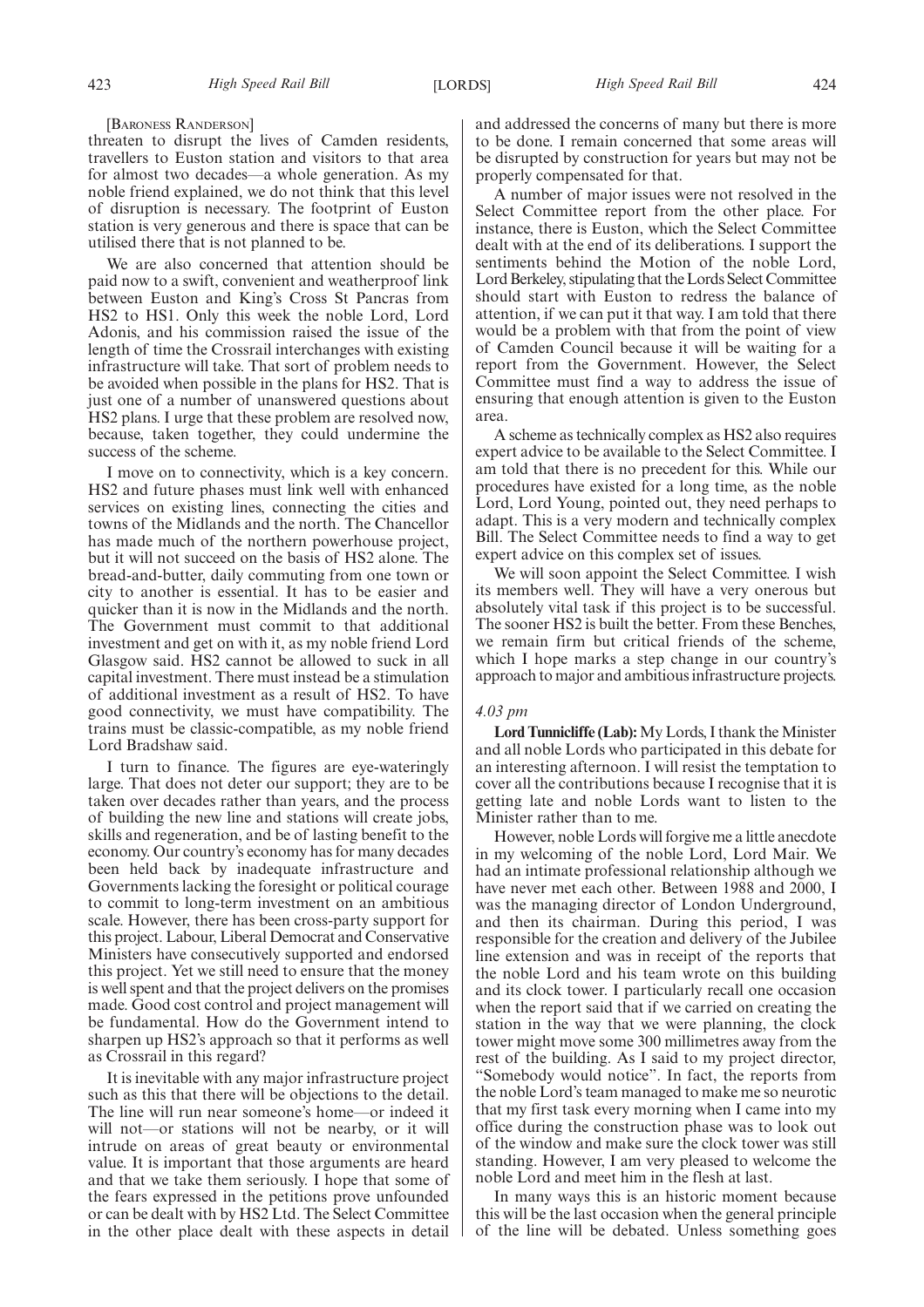[BARONESS RANDERSON]

threaten to disrupt the lives of Camden residents, travellers to Euston station and visitors to that area for almost two decades—a whole generation. As my noble friend explained, we do not think that this level of disruption is necessary. The footprint of Euston station is very generous and there is space that can be utilised there that is not planned to be.

We are also concerned that attention should be paid now to a swift, convenient and weatherproof link between Euston and King's Cross St Pancras from HS2 to HS1. Only this week the noble Lord, Lord Adonis, and his commission raised the issue of the length of time the Crossrail interchanges with existing infrastructure will take. That sort of problem needs to be avoided when possible in the plans for HS2. That is just one of a number of unanswered questions about HS2 plans. I urge that these problem are resolved now, because, taken together, they could undermine the success of the scheme.

I move on to connectivity, which is a key concern. HS2 and future phases must link well with enhanced services on existing lines, connecting the cities and towns of the Midlands and the north. The Chancellor has made much of the northern powerhouse project, but it will not succeed on the basis of HS2 alone. The bread-and-butter, daily commuting from one town or city to another is essential. It has to be easier and quicker than it is now in the Midlands and the north. The Government must commit to that additional investment and get on with it, as my noble friend Lord Glasgow said. HS2 cannot be allowed to suck in all capital investment. There must instead be a stimulation of additional investment as a result of HS2. To have good connectivity, we must have compatibility. The trains must be classic-compatible, as my noble friend Lord Bradshaw said.

I turn to finance. The figures are eye-wateringly large. That does not deter our support; they are to be taken over decades rather than years, and the process of building the new line and stations will create jobs, skills and regeneration, and be of lasting benefit to the economy. Our country's economy has for many decades been held back by inadequate infrastructure and Governments lacking the foresight or political courage to commit to long-term investment on an ambitious scale. However, there has been cross-party support for this project. Labour, Liberal Democrat and Conservative Ministers have consecutively supported and endorsed this project. Yet we still need to ensure that the money is well spent and that the project delivers on the promises made. Good cost control and project management will be fundamental. How do the Government intend to sharpen up HS2's approach so that it performs as well as Crossrail in this regard?

It is inevitable with any major infrastructure project such as this that there will be objections to the detail. The line will run near someone's home—or indeed it will not—or stations will not be nearby, or it will intrude on areas of great beauty or environmental value. It is important that those arguments are heard and that we take them seriously. I hope that some of the fears expressed in the petitions prove unfounded or can be dealt with by HS2 Ltd. The Select Committee in the other place dealt with these aspects in detail and addressed the concerns of many but there is more to be done. I remain concerned that some areas will be disrupted by construction for years but may not be properly compensated for that.

A number of major issues were not resolved in the Select Committee report from the other place. For instance, there is Euston, which the Select Committee dealt with at the end of its deliberations. I support the sentiments behind the Motion of the noble Lord, Lord Berkeley, stipulating that the Lords Select Committee should start with Euston to redress the balance of attention, if we can put it that way. I am told that there would be a problem with that from the point of view of Camden Council because it will be waiting for a report from the Government. However, the Select Committee must find a way to address the issue of ensuring that enough attention is given to the Euston area.

A scheme as technically complex as HS2 also requires expert advice to be available to the Select Committee. I am told that there is no precedent for this. While our procedures have existed for a long time, as the noble Lord, Lord Young, pointed out, they need perhaps to adapt. This is a very modern and technically complex Bill. The Select Committee needs to find a way to get expert advice on this complex set of issues.

We will soon appoint the Select Committee. I wish its members well. They will have a very onerous but absolutely vital task if this project is to be successful. The sooner HS2 is built the better. From these Benches, we remain firm but critical friends of the scheme, which I hope marks a step change in our country's approach to major and ambitious infrastructure projects.

*4.03 pm*

**Lord Tunnicliffe (Lab):** My Lords, I thank the Minister and all noble Lords who participated in this debate for an interesting afternoon. I will resist the temptation to cover all the contributions because I recognise that it is getting late and noble Lords want to listen to the Minister rather than to me.

However, noble Lords will forgive me a little anecdote in my welcoming of the noble Lord, Lord Mair. We had an intimate professional relationship although we have never met each other. Between 1988 and 2000, I was the managing director of London Underground, and then its chairman. During this period, I was responsible for the creation and delivery of the Jubilee line extension and was in receipt of the reports that the noble Lord and his team wrote on this building and its clock tower. I particularly recall one occasion when the report said that if we carried on creating the station in the way that we were planning, the clock tower might move some 300 millimetres away from the rest of the building. As I said to my project director, "Somebody would notice". In fact, the reports from the noble Lord's team managed to make me so neurotic that my first task every morning when I came into my office during the construction phase was to look out of the window and make sure the clock tower was still standing. However, I am very pleased to welcome the noble Lord and meet him in the flesh at last.

In many ways this is an historic moment because this will be the last occasion when the general principle of the line will be debated. Unless something goes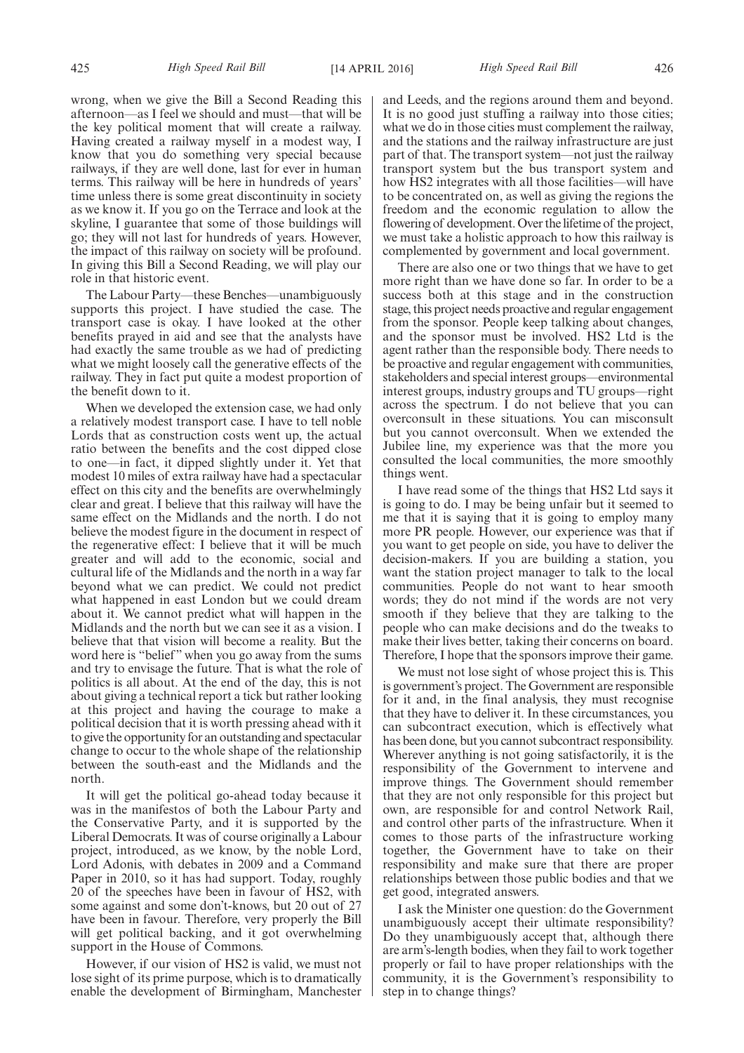wrong, when we give the Bill a Second Reading this afternoon—as I feel we should and must—that will be the key political moment that will create a railway. Having created a railway myself in a modest way, I know that you do something very special because railways, if they are well done, last for ever in human terms. This railway will be here in hundreds of years' time unless there is some great discontinuity in society as we know it. If you go on the Terrace and look at the skyline, I guarantee that some of those buildings will go; they will not last for hundreds of years. However, the impact of this railway on society will be profound. In giving this Bill a Second Reading, we will play our role in that historic event.

The Labour Party—these Benches—unambiguously supports this project. I have studied the case. The transport case is okay. I have looked at the other benefits prayed in aid and see that the analysts have had exactly the same trouble as we had of predicting what we might loosely call the generative effects of the railway. They in fact put quite a modest proportion of the benefit down to it.

When we developed the extension case, we had only a relatively modest transport case. I have to tell noble Lords that as construction costs went up, the actual ratio between the benefits and the cost dipped close to one—in fact, it dipped slightly under it. Yet that modest 10 miles of extra railway have had a spectacular effect on this city and the benefits are overwhelmingly clear and great. I believe that this railway will have the same effect on the Midlands and the north. I do not believe the modest figure in the document in respect of the regenerative effect: I believe that it will be much greater and will add to the economic, social and cultural life of the Midlands and the north in a way far beyond what we can predict. We could not predict what happened in east London but we could dream about it. We cannot predict what will happen in the Midlands and the north but we can see it as a vision. I believe that that vision will become a reality. But the word here is "belief" when you go away from the sums and try to envisage the future. That is what the role of politics is all about. At the end of the day, this is not about giving a technical report a tick but rather looking at this project and having the courage to make a political decision that it is worth pressing ahead with it to give the opportunity for an outstanding and spectacular change to occur to the whole shape of the relationship between the south-east and the Midlands and the north.

It will get the political go-ahead today because it was in the manifestos of both the Labour Party and the Conservative Party, and it is supported by the Liberal Democrats. It was of course originally a Labour project, introduced, as we know, by the noble Lord, Lord Adonis, with debates in 2009 and a Command Paper in 2010, so it has had support. Today, roughly 20 of the speeches have been in favour of HS2, with some against and some don't-knows, but 20 out of 27 have been in favour. Therefore, very properly the Bill will get political backing, and it got overwhelming support in the House of Commons.

However, if our vision of HS2 is valid, we must not lose sight of its prime purpose, which is to dramatically enable the development of Birmingham, Manchester and Leeds, and the regions around them and beyond. It is no good just stuffing a railway into those cities; what we do in those cities must complement the railway, and the stations and the railway infrastructure are just part of that. The transport system—not just the railway transport system but the bus transport system and how HS2 integrates with all those facilities—will have to be concentrated on, as well as giving the regions the freedom and the economic regulation to allow the flowering of development. Over the lifetime of the project, we must take a holistic approach to how this railway is complemented by government and local government.

There are also one or two things that we have to get more right than we have done so far. In order to be a success both at this stage and in the construction stage, this project needs proactive and regular engagement from the sponsor. People keep talking about changes, and the sponsor must be involved. HS2 Ltd is the agent rather than the responsible body. There needs to be proactive and regular engagement with communities, stakeholders and special interest groups—environmental interest groups, industry groups and TU groups—right across the spectrum. I do not believe that you can overconsult in these situations. You can misconsult but you cannot overconsult. When we extended the Jubilee line, my experience was that the more you consulted the local communities, the more smoothly things went.

I have read some of the things that HS2 Ltd says it is going to do. I may be being unfair but it seemed to me that it is saying that it is going to employ many more PR people. However, our experience was that if you want to get people on side, you have to deliver the decision-makers. If you are building a station, you want the station project manager to talk to the local communities. People do not want to hear smooth words; they do not mind if the words are not very smooth if they believe that they are talking to the people who can make decisions and do the tweaks to make their lives better, taking their concerns on board. Therefore, I hope that the sponsors improve their game.

We must not lose sight of whose project this is. This is government's project. The Government are responsible for it and, in the final analysis, they must recognise that they have to deliver it. In these circumstances, you can subcontract execution, which is effectively what has been done, but you cannot subcontract responsibility. Wherever anything is not going satisfactorily, it is the responsibility of the Government to intervene and improve things. The Government should remember that they are not only responsible for this project but own, are responsible for and control Network Rail, and control other parts of the infrastructure. When it comes to those parts of the infrastructure working together, the Government have to take on their responsibility and make sure that there are proper relationships between those public bodies and that we get good, integrated answers.

I ask the Minister one question: do the Government unambiguously accept their ultimate responsibility? Do they unambiguously accept that, although there are arm's-length bodies, when they fail to work together properly or fail to have proper relationships with the community, it is the Government's responsibility to step in to change things?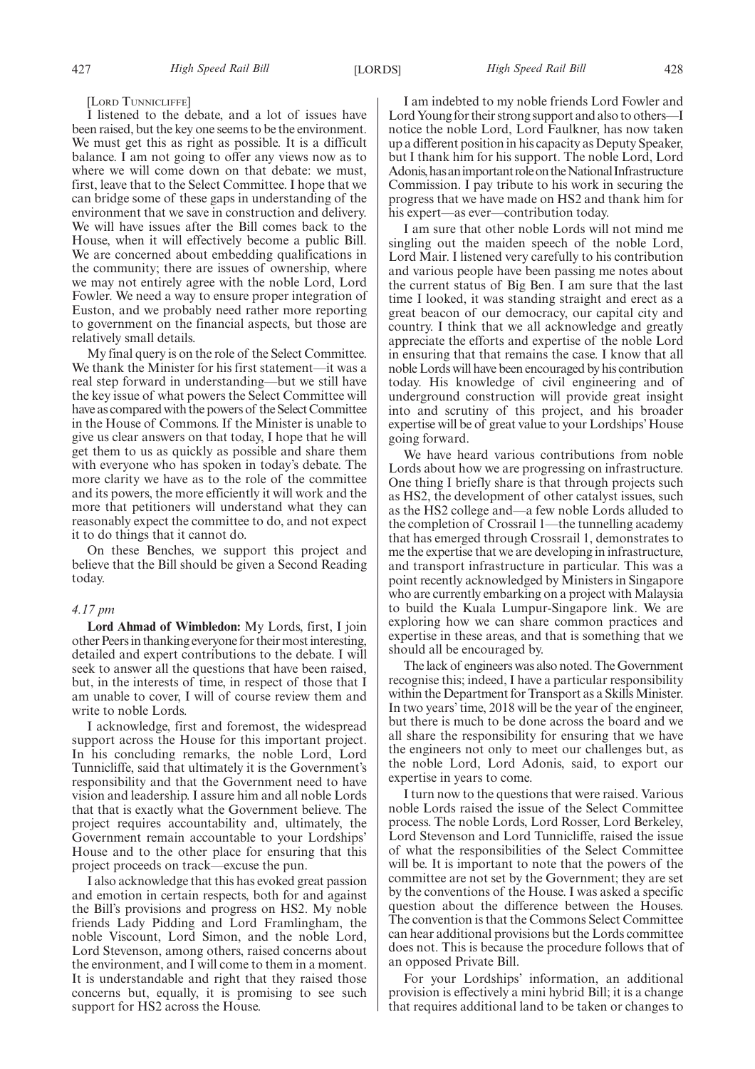[LORD TUNNICLIFFE]

I listened to the debate, and a lot of issues have been raised, but the key one seems to be the environment. We must get this as right as possible. It is a difficult balance. I am not going to offer any views now as to where we will come down on that debate: we must, first, leave that to the Select Committee. I hope that we can bridge some of these gaps in understanding of the environment that we save in construction and delivery. We will have issues after the Bill comes back to the House, when it will effectively become a public Bill. We are concerned about embedding qualifications in the community; there are issues of ownership, where we may not entirely agree with the noble Lord, Lord Fowler. We need a way to ensure proper integration of Euston, and we probably need rather more reporting to government on the financial aspects, but those are relatively small details.

My final query is on the role of the Select Committee. We thank the Minister for his first statement—it was a real step forward in understanding—but we still have the key issue of what powers the Select Committee will have as compared with the powers of the Select Committee in the House of Commons. If the Minister is unable to give us clear answers on that today, I hope that he will get them to us as quickly as possible and share them with everyone who has spoken in today's debate. The more clarity we have as to the role of the committee and its powers, the more efficiently it will work and the more that petitioners will understand what they can reasonably expect the committee to do, and not expect it to do things that it cannot do.

On these Benches, we support this project and believe that the Bill should be given a Second Reading today.

*4.17 pm*

**Lord Ahmad of Wimbledon:** My Lords, first, I join other Peers in thanking everyone for their most interesting, detailed and expert contributions to the debate. I will seek to answer all the questions that have been raised, but, in the interests of time, in respect of those that I am unable to cover, I will of course review them and write to noble Lords.

I acknowledge, first and foremost, the widespread support across the House for this important project. In his concluding remarks, the noble Lord, Lord Tunnicliffe, said that ultimately it is the Government's responsibility and that the Government need to have vision and leadership. I assure him and all noble Lords that that is exactly what the Government believe. The project requires accountability and, ultimately, the Government remain accountable to your Lordships' House and to the other place for ensuring that this project proceeds on track—excuse the pun.

I also acknowledge that this has evoked great passion and emotion in certain respects, both for and against the Bill's provisions and progress on HS2. My noble friends Lady Pidding and Lord Framlingham, the noble Viscount, Lord Simon, and the noble Lord, Lord Stevenson, among others, raised concerns about the environment, and I will come to them in a moment. It is understandable and right that they raised those concerns but, equally, it is promising to see such support for HS2 across the House.

I am indebted to my noble friends Lord Fowler and Lord Young for their strong support and also to others—I notice the noble Lord, Lord Faulkner, has now taken up a different position in his capacity as Deputy Speaker, but I thank him for his support. The noble Lord, Lord Adonis, has an important role on the National Infrastructure Commission. I pay tribute to his work in securing the progress that we have made on HS2 and thank him for his expert—as ever—contribution today.

I am sure that other noble Lords will not mind me singling out the maiden speech of the noble Lord, Lord Mair. I listened very carefully to his contribution and various people have been passing me notes about the current status of Big Ben. I am sure that the last time I looked, it was standing straight and erect as a great beacon of our democracy, our capital city and country. I think that we all acknowledge and greatly appreciate the efforts and expertise of the noble Lord in ensuring that that remains the case. I know that all noble Lords will have been encouraged by his contribution today. His knowledge of civil engineering and of underground construction will provide great insight into and scrutiny of this project, and his broader expertise will be of great value to your Lordships' House going forward.

We have heard various contributions from noble Lords about how we are progressing on infrastructure. One thing I briefly share is that through projects such as HS2, the development of other catalyst issues, such as the HS2 college and—a few noble Lords alluded to the completion of Crossrail 1—the tunnelling academy that has emerged through Crossrail 1, demonstrates to me the expertise that we are developing in infrastructure, and transport infrastructure in particular. This was a point recently acknowledged by Ministers in Singapore who are currently embarking on a project with Malaysia to build the Kuala Lumpur-Singapore link. We are exploring how we can share common practices and expertise in these areas, and that is something that we should all be encouraged by.

The lack of engineers was also noted. The Government recognise this; indeed, I have a particular responsibility within the Department for Transport as a Skills Minister. In two years' time, 2018 will be the year of the engineer, but there is much to be done across the board and we all share the responsibility for ensuring that we have the engineers not only to meet our challenges but, as the noble Lord, Lord Adonis, said, to export our expertise in years to come.

I turn now to the questions that were raised. Various noble Lords raised the issue of the Select Committee process. The noble Lords, Lord Rosser, Lord Berkeley, Lord Stevenson and Lord Tunnicliffe, raised the issue of what the responsibilities of the Select Committee will be. It is important to note that the powers of the committee are not set by the Government; they are set by the conventions of the House. I was asked a specific question about the difference between the Houses. The convention is that the Commons Select Committee can hear additional provisions but the Lords committee does not. This is because the procedure follows that of an opposed Private Bill.

For your Lordships' information, an additional provision is effectively a mini hybrid Bill; it is a change that requires additional land to be taken or changes to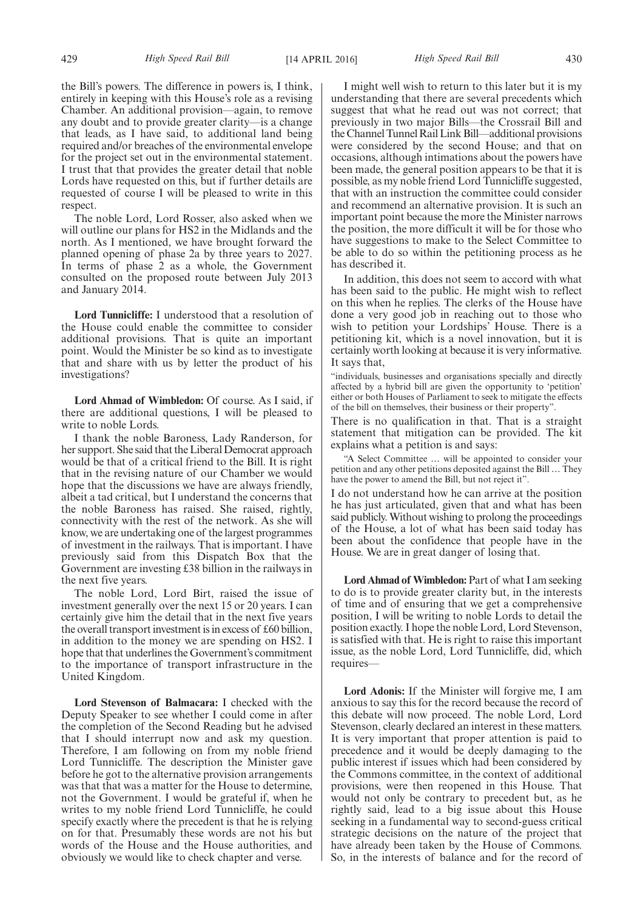the Bill's powers. The difference in powers is, I think, entirely in keeping with this House's role as a revising Chamber. An additional provision—again, to remove any doubt and to provide greater clarity—is a change that leads, as I have said, to additional land being required and/or breaches of the environmental envelope for the project set out in the environmental statement. I trust that that provides the greater detail that noble Lords have requested on this, but if further details are requested of course I will be pleased to write in this respect.

The noble Lord, Lord Rosser, also asked when we will outline our plans for HS2 in the Midlands and the north. As I mentioned, we have brought forward the planned opening of phase 2a by three years to 2027. In terms of phase 2 as a whole, the Government consulted on the proposed route between July 2013 and January 2014.

**Lord Tunnicliffe:** I understood that a resolution of the House could enable the committee to consider additional provisions. That is quite an important point. Would the Minister be so kind as to investigate that and share with us by letter the product of his investigations?

**Lord Ahmad of Wimbledon:** Of course. As I said, if there are additional questions, I will be pleased to write to noble Lords.

I thank the noble Baroness, Lady Randerson, for her support. She said that the Liberal Democrat approach would be that of a critical friend to the Bill. It is right that in the revising nature of our Chamber we would hope that the discussions we have are always friendly, albeit a tad critical, but I understand the concerns that the noble Baroness has raised. She raised, rightly, connectivity with the rest of the network. As she will know, we are undertaking one of the largest programmes of investment in the railways. That is important. I have previously said from this Dispatch Box that the Government are investing £38 billion in the railways in the next five years.

The noble Lord, Lord Birt, raised the issue of investment generally over the next 15 or 20 years. I can certainly give him the detail that in the next five years the overall transport investment is in excess of £60 billion, in addition to the money we are spending on HS2. I hope that that underlines the Government's commitment to the importance of transport infrastructure in the United Kingdom.

**Lord Stevenson of Balmacara:** I checked with the Deputy Speaker to see whether I could come in after the completion of the Second Reading but he advised that I should interrupt now and ask my question. Therefore, I am following on from my noble friend Lord Tunnicliffe. The description the Minister gave before he got to the alternative provision arrangements was that that was a matter for the House to determine, not the Government. I would be grateful if, when he writes to my noble friend Lord Tunnicliffe, he could specify exactly where the precedent is that he is relying on for that. Presumably these words are not his but words of the House and the House authorities, and obviously we would like to check chapter and verse.

I might well wish to return to this later but it is my understanding that there are several precedents which suggest that what he read out was not correct; that previously in two major Bills—the Crossrail Bill and the Channel Tunnel Rail Link Bill—additional provisions were considered by the second House; and that on occasions, although intimations about the powers have been made, the general position appears to be that it is possible, as my noble friend Lord Tunnicliffe suggested, that with an instruction the committee could consider and recommend an alternative provision. It is such an important point because the more the Minister narrows the position, the more difficult it will be for those who have suggestions to make to the Select Committee to be able to do so within the petitioning process as he has described it.

In addition, this does not seem to accord with what has been said to the public. He might wish to reflect on this when he replies. The clerks of the House have done a very good job in reaching out to those who wish to petition your Lordships' House. There is a petitioning kit, which is a novel innovation, but it is certainly worth looking at because it is very informative. It says that,

"individuals, businesses and organisations specially and directly affected by a hybrid bill are given the opportunity to 'petition' either or both Houses of Parliament to seek to mitigate the effects of the bill on themselves, their business or their property".

There is no qualification in that. That is a straight statement that mitigation can be provided. The kit explains what a petition is and says:

"A Select Committee … will be appointed to consider your petition and any other petitions deposited against the Bill … They have the power to amend the Bill, but not reject it".

I do not understand how he can arrive at the position he has just articulated, given that and what has been said publicly. Without wishing to prolong the proceedings of the House, a lot of what has been said today has been about the confidence that people have in the House. We are in great danger of losing that.

**Lord Ahmad of Wimbledon:** Part of what I am seeking to do is to provide greater clarity but, in the interests of time and of ensuring that we get a comprehensive position, I will be writing to noble Lords to detail the position exactly. I hope the noble Lord, Lord Stevenson, is satisfied with that. He is right to raise this important issue, as the noble Lord, Lord Tunnicliffe, did, which requires—

**Lord Adonis:** If the Minister will forgive me, I am anxious to say this for the record because the record of this debate will now proceed. The noble Lord, Lord Stevenson, clearly declared an interest in these matters. It is very important that proper attention is paid to precedence and it would be deeply damaging to the public interest if issues which had been considered by the Commons committee, in the context of additional provisions, were then reopened in this House. That would not only be contrary to precedent but, as he rightly said, lead to a big issue about this House seeking in a fundamental way to second-guess critical strategic decisions on the nature of the project that have already been taken by the House of Commons. So, in the interests of balance and for the record of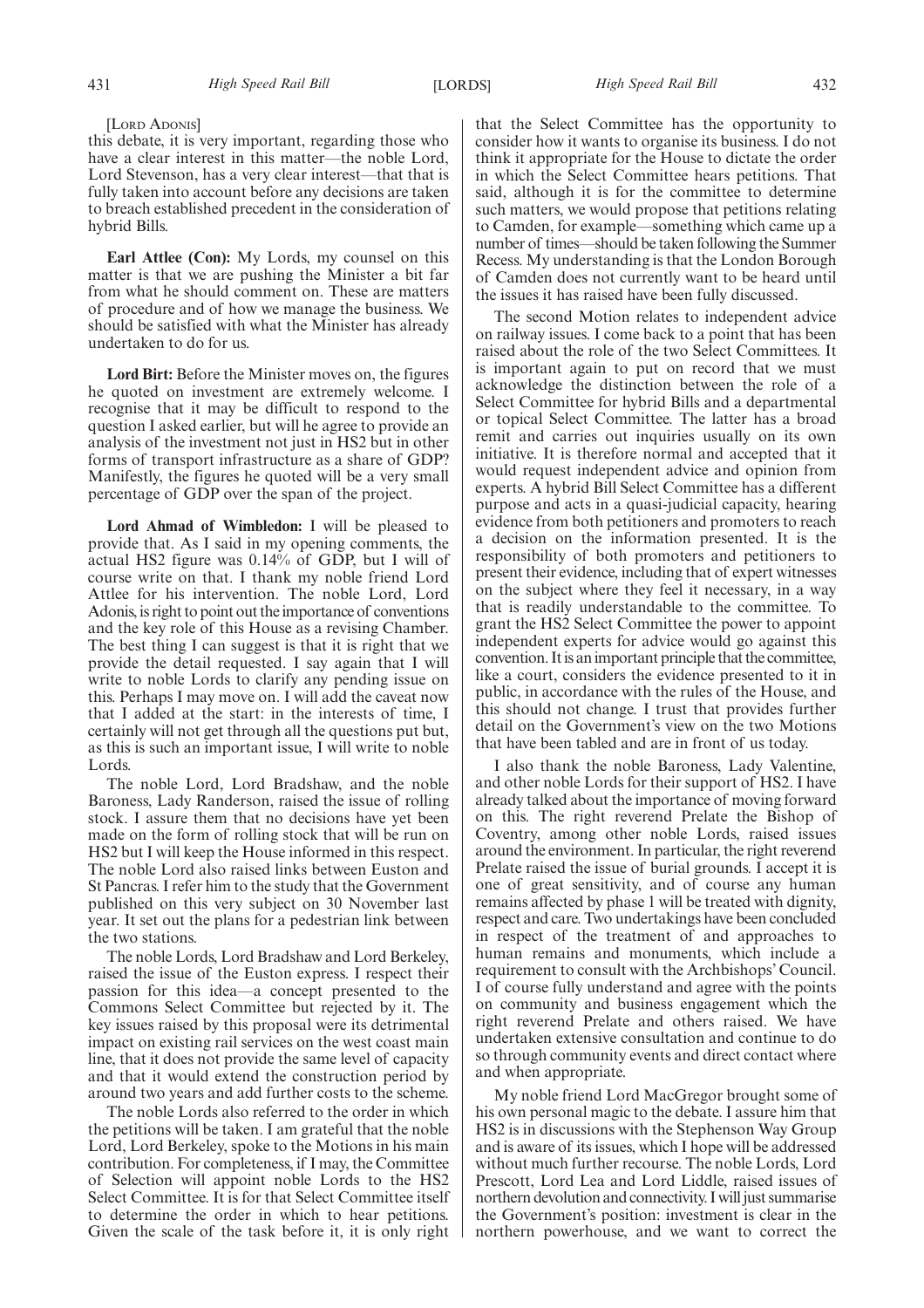[Lord Adonis]

this debate, it is very important, regarding those who have a clear interest in this matter—the noble Lord, Lord Stevenson, has a very clear interest—that that is fully taken into account before any decisions are taken to breach established precedent in the consideration of hybrid Bills.

**Earl Attlee (Con):** My Lords, my counsel on this matter is that we are pushing the Minister a bit far from what he should comment on. These are matters of procedure and of how we manage the business. We should be satisfied with what the Minister has already undertaken to do for us.

**Lord Birt:** Before the Minister moves on, the figures he quoted on investment are extremely welcome. I recognise that it may be difficult to respond to the question I asked earlier, but will he agree to provide an analysis of the investment not just in HS2 but in other forms of transport infrastructure as a share of GDP? Manifestly, the figures he quoted will be a very small percentage of GDP over the span of the project.

**Lord Ahmad of Wimbledon:** I will be pleased to provide that. As I said in my opening comments, the actual HS2 figure was 0.14% of GDP, but I will of course write on that. I thank my noble friend Lord Attlee for his intervention. The noble Lord, Lord Adonis, is right to point out the importance of conventions and the key role of this House as a revising Chamber. The best thing I can suggest is that it is right that we provide the detail requested. I say again that I will write to noble Lords to clarify any pending issue on this. Perhaps I may move on. I will add the caveat now that I added at the start: in the interests of time, I certainly will not get through all the questions put but, as this is such an important issue, I will write to noble Lords.

The noble Lord, Lord Bradshaw, and the noble Baroness, Lady Randerson, raised the issue of rolling stock. I assure them that no decisions have yet been made on the form of rolling stock that will be run on HS2 but I will keep the House informed in this respect. The noble Lord also raised links between Euston and St Pancras. I refer him to the study that the Government published on this very subject on 30 November last year. It set out the plans for a pedestrian link between the two stations.

The noble Lords, Lord Bradshaw and Lord Berkeley, raised the issue of the Euston express. I respect their passion for this idea—a concept presented to the Commons Select Committee but rejected by it. The key issues raised by this proposal were its detrimental impact on existing rail services on the west coast main line, that it does not provide the same level of capacity and that it would extend the construction period by around two years and add further costs to the scheme.

The noble Lords also referred to the order in which the petitions will be taken. I am grateful that the noble Lord, Lord Berkeley, spoke to the Motions in his main contribution. For completeness, if I may, the Committee of Selection will appoint noble Lords to the HS2 Select Committee. It is for that Select Committee itself to determine the order in which to hear petitions. Given the scale of the task before it, it is only right that the Select Committee has the opportunity to consider how it wants to organise its business. I do not think it appropriate for the House to dictate the order in which the Select Committee hears petitions. That said, although it is for the committee to determine such matters, we would propose that petitions relating to Camden, for example—something which came up a number of times—should be taken following the Summer Recess. My understanding is that the London Borough of Camden does not currently want to be heard until the issues it has raised have been fully discussed.

The second Motion relates to independent advice on railway issues. I come back to a point that has been raised about the role of the two Select Committees. It is important again to put on record that we must acknowledge the distinction between the role of a Select Committee for hybrid Bills and a departmental or topical Select Committee. The latter has a broad remit and carries out inquiries usually on its own initiative. It is therefore normal and accepted that it would request independent advice and opinion from experts. A hybrid Bill Select Committee has a different purpose and acts in a quasi-judicial capacity, hearing evidence from both petitioners and promoters to reach a decision on the information presented. It is the responsibility of both promoters and petitioners to present their evidence, including that of expert witnesses on the subject where they feel it necessary, in a way that is readily understandable to the committee. To grant the HS2 Select Committee the power to appoint independent experts for advice would go against this convention. It is an important principle that the committee, like a court, considers the evidence presented to it in public, in accordance with the rules of the House, and this should not change. I trust that provides further detail on the Government's view on the two Motions that have been tabled and are in front of us today.

I also thank the noble Baroness, Lady Valentine, and other noble Lords for their support of HS2. I have already talked about the importance of moving forward on this. The right reverend Prelate the Bishop of Coventry, among other noble Lords, raised issues around the environment. In particular, the right reverend Prelate raised the issue of burial grounds. I accept it is one of great sensitivity, and of course any human remains affected by phase 1 will be treated with dignity, respect and care. Two undertakings have been concluded in respect of the treatment of and approaches to human remains and monuments, which include a requirement to consult with the Archbishops' Council. I of course fully understand and agree with the points on community and business engagement which the right reverend Prelate and others raised. We have undertaken extensive consultation and continue to do so through community events and direct contact where and when appropriate.

My noble friend Lord MacGregor brought some of his own personal magic to the debate. I assure him that HS2 is in discussions with the Stephenson Way Group and is aware of its issues, which I hope will be addressed without much further recourse. The noble Lords, Lord Prescott, Lord Lea and Lord Liddle, raised issues of northern devolution and connectivity. I will just summarise the Government's position: investment is clear in the northern powerhouse, and we want to correct the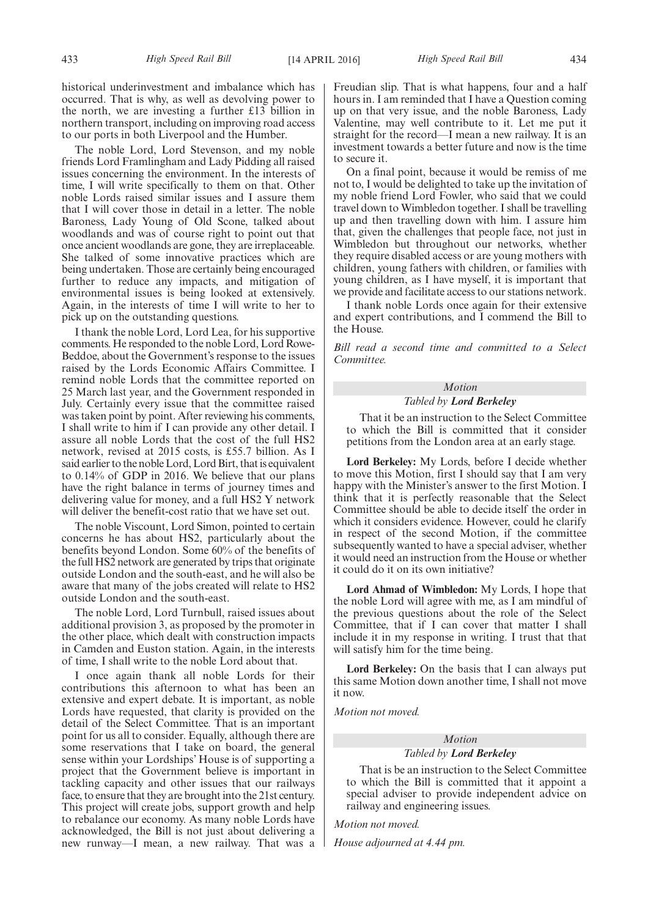historical underinvestment and imbalance which has occurred. That is why, as well as devolving power to the north, we are investing a further £13 billion in northern transport, including on improving road access to our ports in both Liverpool and the Humber.

The noble Lord, Lord Stevenson, and my noble friends Lord Framlingham and Lady Pidding all raised issues concerning the environment. In the interests of time, I will write specifically to them on that. Other noble Lords raised similar issues and I assure them that I will cover those in detail in a letter. The noble Baroness, Lady Young of Old Scone, talked about woodlands and was of course right to point out that once ancient woodlands are gone, they are irreplaceable. She talked of some innovative practices which are being undertaken. Those are certainly being encouraged further to reduce any impacts, and mitigation of environmental issues is being looked at extensively. Again, in the interests of time I will write to her to pick up on the outstanding questions.

I thank the noble Lord, Lord Lea, for his supportive comments. He responded to the noble Lord, Lord Rowe-Beddoe, about the Government's response to the issues raised by the Lords Economic Affairs Committee. I remind noble Lords that the committee reported on 25 March last year, and the Government responded in July. Certainly every issue that the committee raised was taken point by point. After reviewing his comments, I shall write to him if I can provide any other detail. I assure all noble Lords that the cost of the full HS2 network, revised at 2015 costs, is £55.7 billion. As I said earlier to the noble Lord, Lord Birt, that is equivalent to 0.14% of GDP in 2016. We believe that our plans have the right balance in terms of journey times and delivering value for money, and a full HS2 Y network will deliver the benefit-cost ratio that we have set out.

The noble Viscount, Lord Simon, pointed to certain concerns he has about HS2, particularly about the benefits beyond London. Some 60% of the benefits of the full HS2 network are generated by trips that originate outside London and the south-east, and he will also be aware that many of the jobs created will relate to HS2 outside London and the south-east.

The noble Lord, Lord Turnbull, raised issues about additional provision 3, as proposed by the promoter in the other place, which dealt with construction impacts in Camden and Euston station. Again, in the interests of time, I shall write to the noble Lord about that.

I once again thank all noble Lords for their contributions this afternoon to what has been an extensive and expert debate. It is important, as noble Lords have requested, that clarity is provided on the detail of the Select Committee. That is an important point for us all to consider. Equally, although there are some reservations that I take on board, the general sense within your Lordships' House is of supporting a project that the Government believe is important in tackling capacity and other issues that our railways face, to ensure that they are brought into the 21st century. This project will create jobs, support growth and help to rebalance our economy. As many noble Lords have acknowledged, the Bill is not just about delivering a new runway—I mean, a new railway. That was a Freudian slip. That is what happens, four and a half hours in. I am reminded that I have a Question coming up on that very issue, and the noble Baroness, Lady Valentine, may well contribute to it. Let me put it straight for the record—I mean a new railway. It is an investment towards a better future and now is the time to secure it.

On a final point, because it would be remiss of me not to, I would be delighted to take up the invitation of my noble friend Lord Fowler, who said that we could travel down to Wimbledon together. I shall be travelling up and then travelling down with him. I assure him that, given the challenges that people face, not just in Wimbledon but throughout our networks, whether they require disabled access or are young mothers with children, young fathers with children, or families with young children, as I have myself, it is important that we provide and facilitate access to our stations network.

I thank noble Lords once again for their extensive and expert contributions, and I commend the Bill to the House.

*Bill read a second time and committed to a Select Committee.*

## *Motion*

### *Tabled by* ***Lord Berkeley***

That it be an instruction to the Select Committee to which the Bill is committed that it consider petitions from the London area at an early stage.

**Lord Berkeley:** My Lords, before I decide whether to move this Motion, first I should say that I am very happy with the Minister's answer to the first Motion. I think that it is perfectly reasonable that the Select Committee should be able to decide itself the order in which it considers evidence. However, could he clarify in respect of the second Motion, if the committee subsequently wanted to have a special adviser, whether it would need an instruction from the House or whether it could do it on its own initiative?

**Lord Ahmad of Wimbledon:** My Lords, I hope that the noble Lord will agree with me, as I am mindful of the previous questions about the role of the Select Committee, that if I can cover that matter I shall include it in my response in writing. I trust that that will satisfy him for the time being.

**Lord Berkeley:** On the basis that I can always put this same Motion down another time, I shall not move it now.

*Motion not moved.*

## *Motion*

### *Tabled by* ***Lord Berkeley***

That is be an instruction to the Select Committee to which the Bill is committed that it appoint a special adviser to provide independent advice on railway and engineering issues.

*Motion not moved.*

*House adjourned at 4.44 pm.*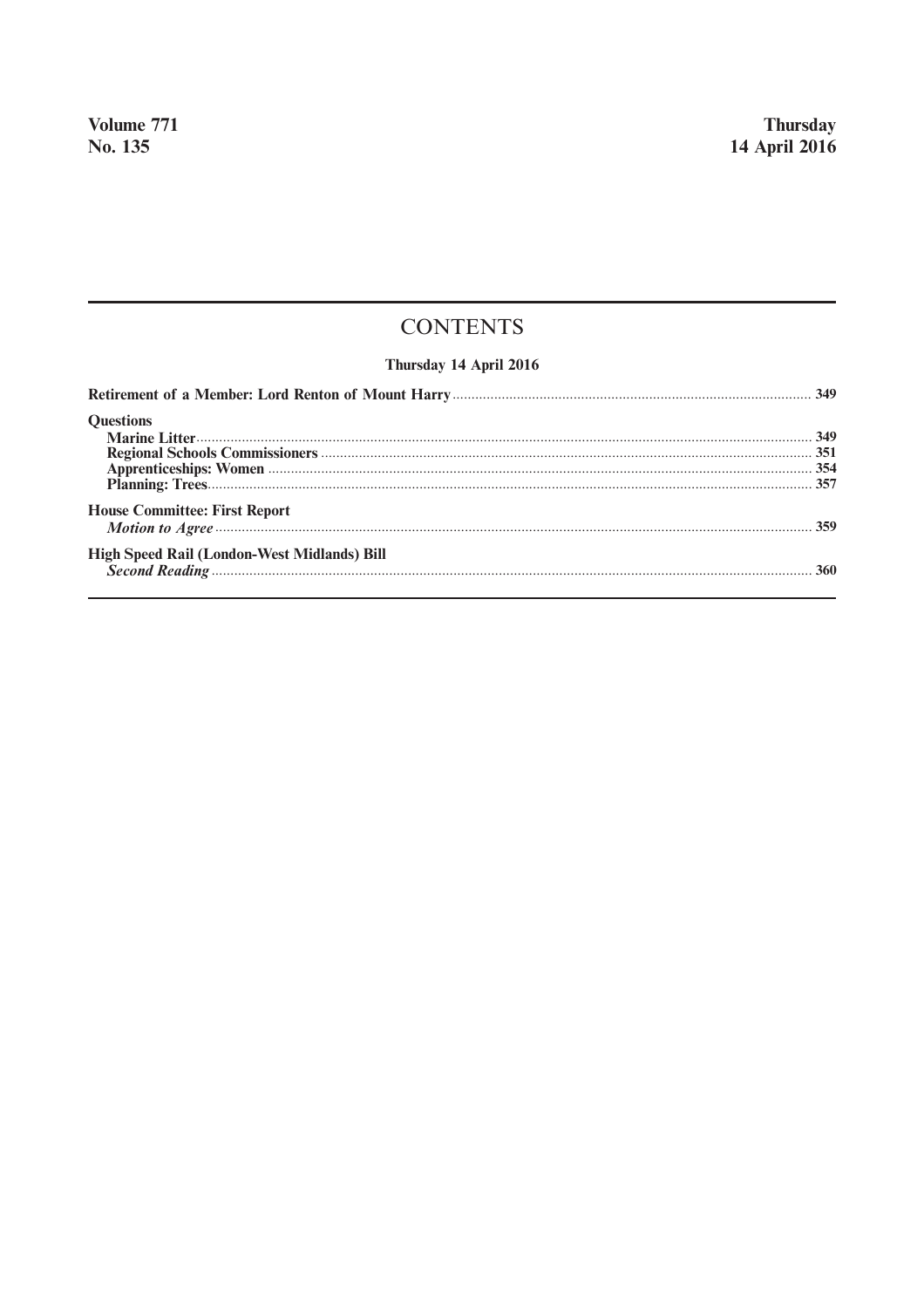Volume 771
No. 135

Thursday
14 April 2016

# CONTENTS

**Thursday 14 April 2016**

**Retirement of a Member: Lord Renton of Mount Harry** .......... 349

**Questions**
**Marine Litter** .......... 349
**Regional Schools Commissioners** .......... 351
**Apprenticeships: Women** .......... 354
**Planning: Trees** .......... 357

**House Committee: First Report**
***Motion to Agree*** .......... 359

**High Speed Rail (London-West Midlands) Bill**
***Second Reading*** .......... 360